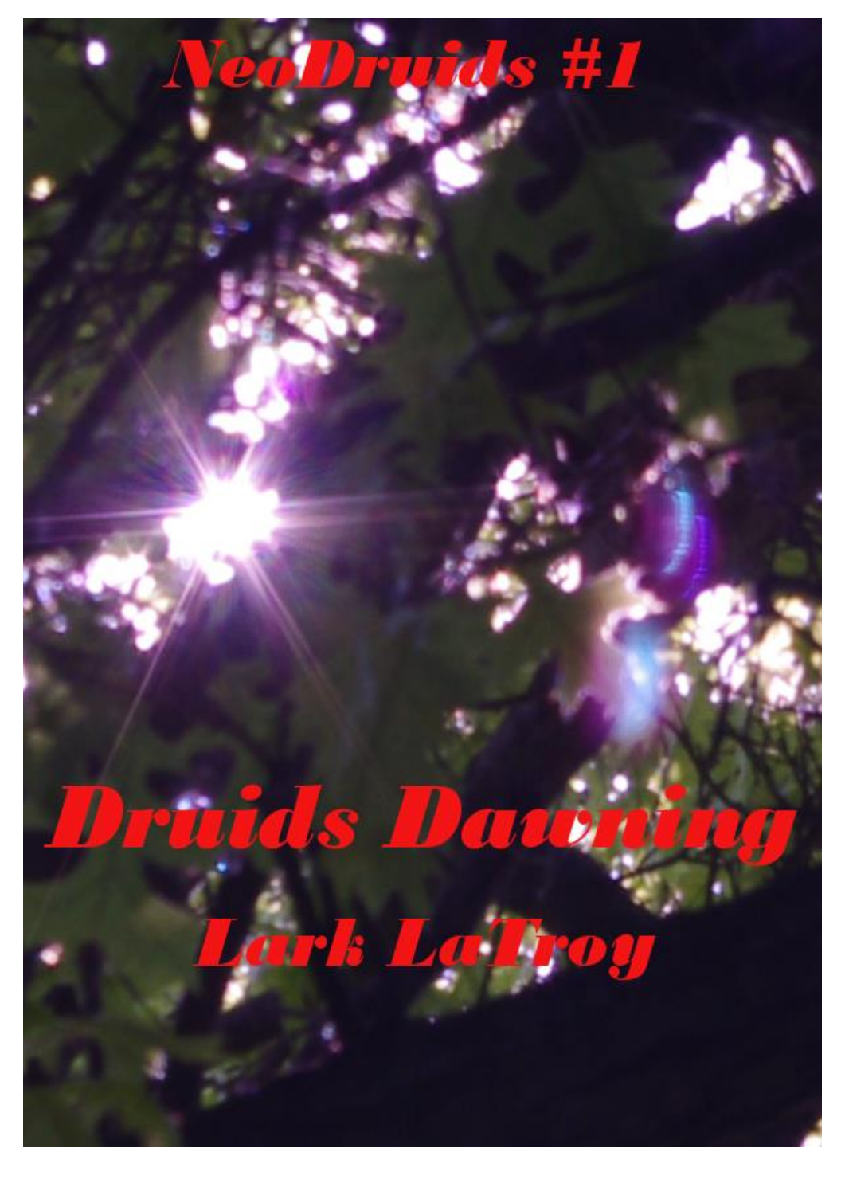# NeoDruids #1

# Druids Dawning

## Lark LaTroy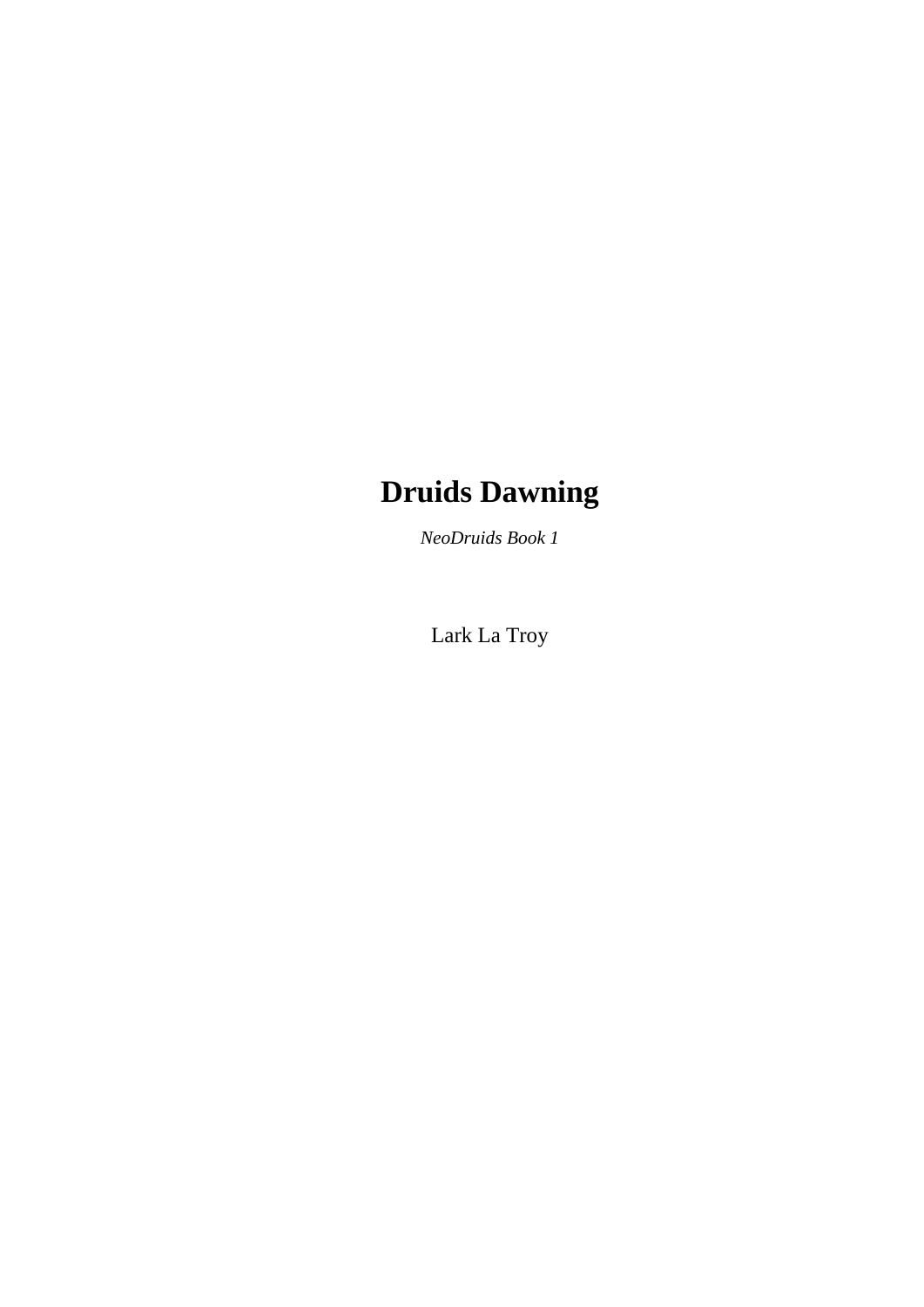# Druids Dawning

*NeoDruids Book 1*

Lark La Troy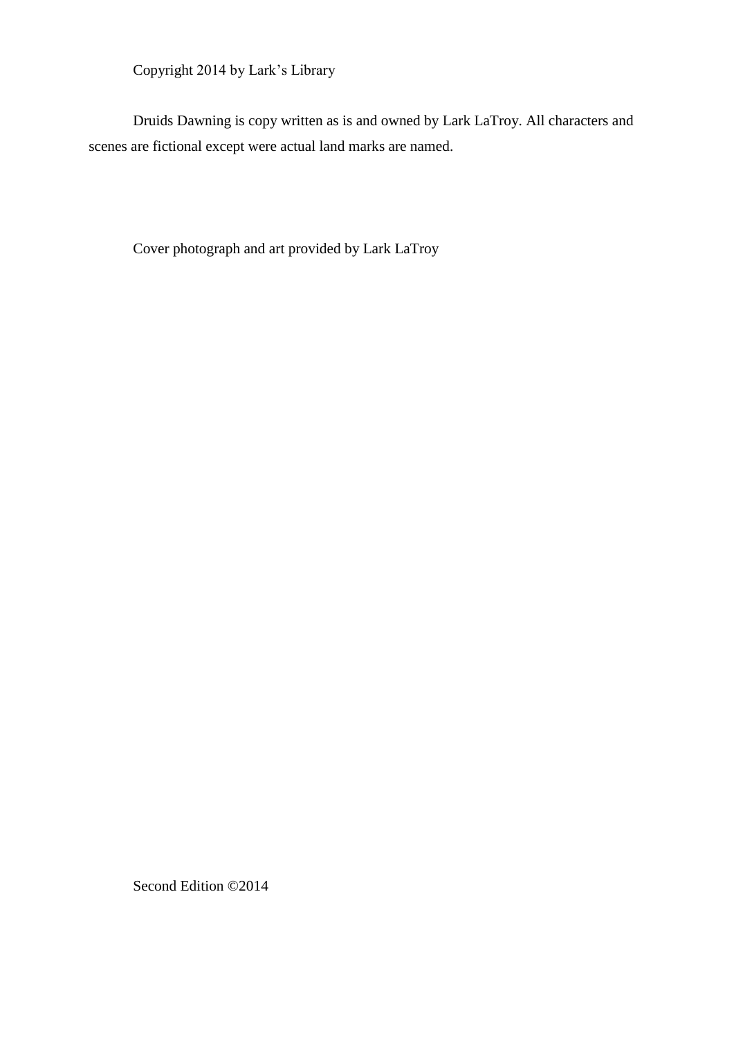Copyright 2014 by Lark's Library

Druids Dawning is copy written as is and owned by Lark LaTroy. All characters and scenes are fictional except were actual land marks are named.

Cover photograph and art provided by Lark LaTroy

Second Edition ©2014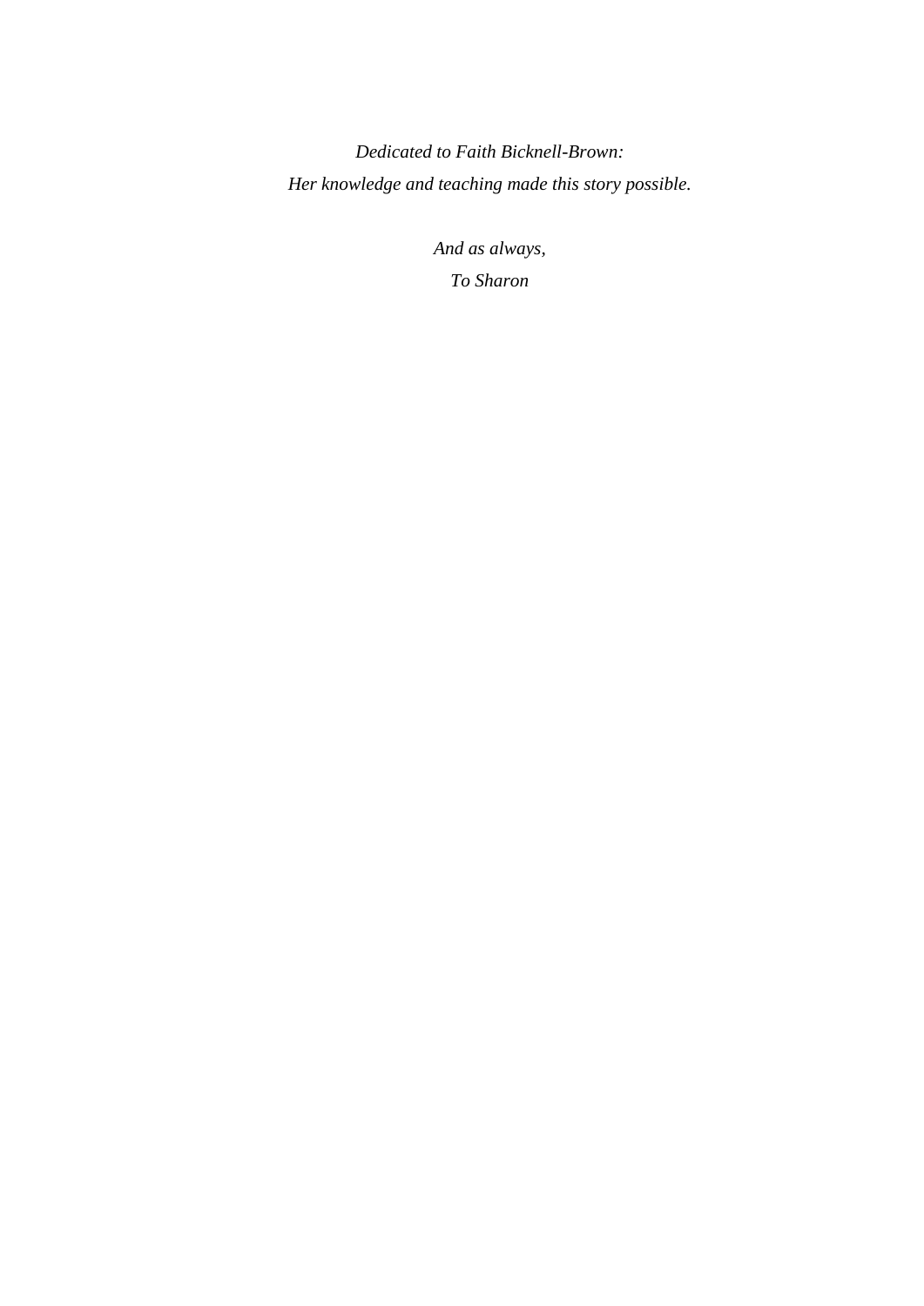*Dedicated to Faith Bicknell-Brown:*

*Her knowledge and teaching made this story possible.*

*And as always,*

*To Sharon*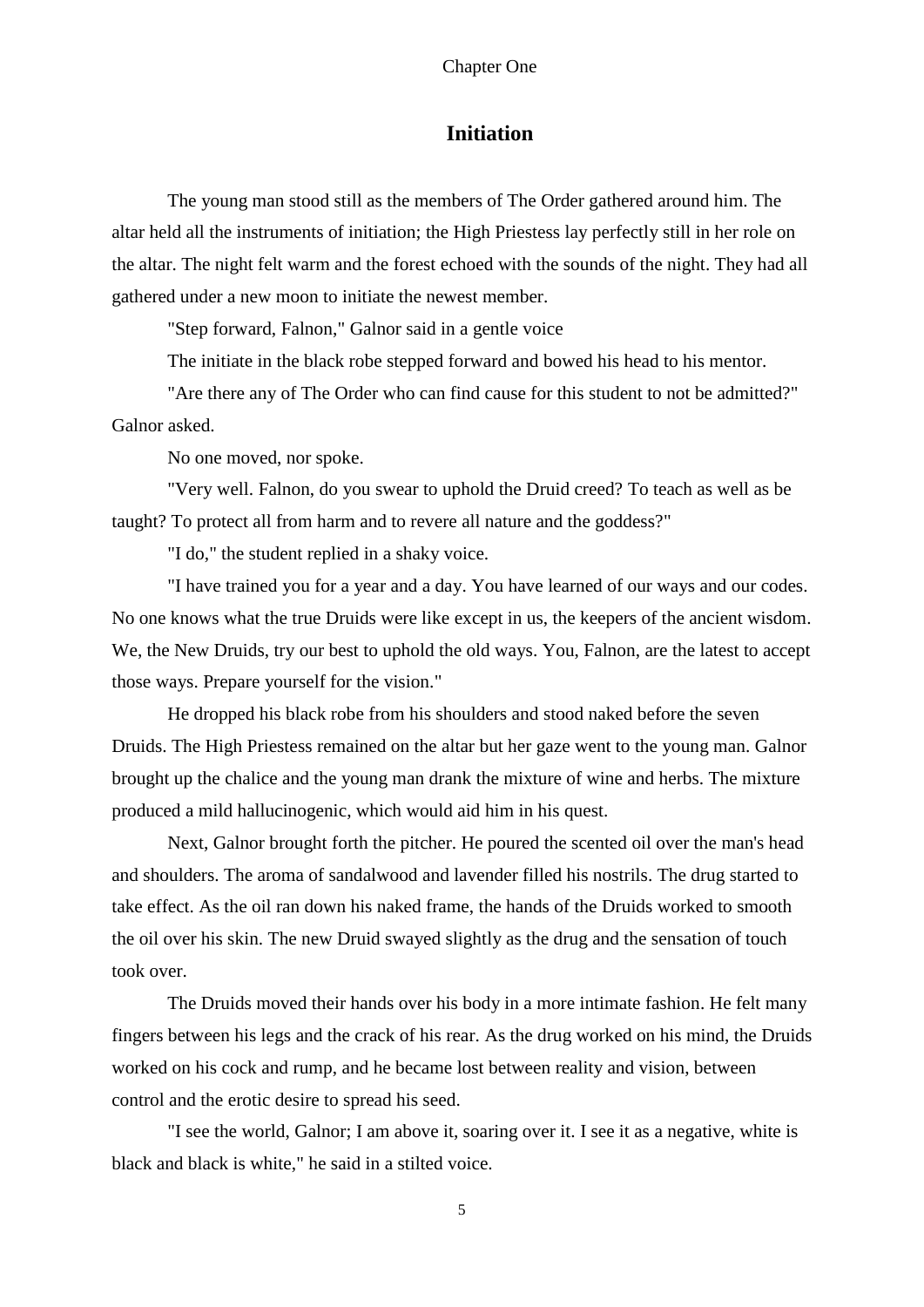Chapter One

# Initiation

The young man stood still as the members of The Order gathered around him. The altar held all the instruments of initiation; the High Priestess lay perfectly still in her role on the altar. The night felt warm and the forest echoed with the sounds of the night. They had all gathered under a new moon to initiate the newest member.

"Step forward, Falnon," Galnor said in a gentle voice

The initiate in the black robe stepped forward and bowed his head to his mentor.

"Are there any of The Order who can find cause for this student to not be admitted?" Galnor asked.

No one moved, nor spoke.

"Very well. Falnon, do you swear to uphold the Druid creed? To teach as well as be taught? To protect all from harm and to revere all nature and the goddess?"

"I do," the student replied in a shaky voice.

"I have trained you for a year and a day. You have learned of our ways and our codes. No one knows what the true Druids were like except in us, the keepers of the ancient wisdom. We, the New Druids, try our best to uphold the old ways. You, Falnon, are the latest to accept those ways. Prepare yourself for the vision."

He dropped his black robe from his shoulders and stood naked before the seven Druids. The High Priestess remained on the altar but her gaze went to the young man. Galnor brought up the chalice and the young man drank the mixture of wine and herbs. The mixture produced a mild hallucinogenic, which would aid him in his quest.

Next, Galnor brought forth the pitcher. He poured the scented oil over the man's head and shoulders. The aroma of sandalwood and lavender filled his nostrils. The drug started to take effect. As the oil ran down his naked frame, the hands of the Druids worked to smooth the oil over his skin. The new Druid swayed slightly as the drug and the sensation of touch took over.

The Druids moved their hands over his body in a more intimate fashion. He felt many fingers between his legs and the crack of his rear. As the drug worked on his mind, the Druids worked on his cock and rump, and he became lost between reality and vision, between control and the erotic desire to spread his seed.

"I see the world, Galnor; I am above it, soaring over it. I see it as a negative, white is black and black is white," he said in a stilted voice.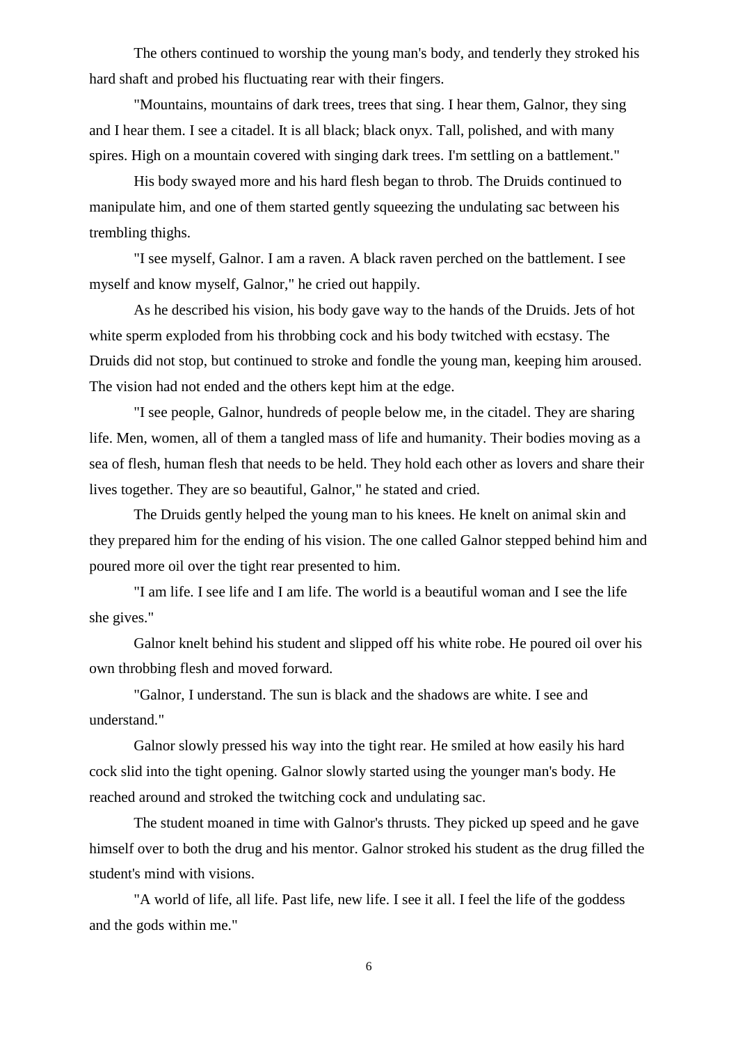The others continued to worship the young man's body, and tenderly they stroked his hard shaft and probed his fluctuating rear with their fingers.

"Mountains, mountains of dark trees, trees that sing. I hear them, Galnor, they sing and I hear them. I see a citadel. It is all black; black onyx. Tall, polished, and with many spires. High on a mountain covered with singing dark trees. I'm settling on a battlement."

His body swayed more and his hard flesh began to throb. The Druids continued to manipulate him, and one of them started gently squeezing the undulating sac between his trembling thighs.

"I see myself, Galnor. I am a raven. A black raven perched on the battlement. I see myself and know myself, Galnor," he cried out happily.

As he described his vision, his body gave way to the hands of the Druids. Jets of hot white sperm exploded from his throbbing cock and his body twitched with ecstasy. The Druids did not stop, but continued to stroke and fondle the young man, keeping him aroused. The vision had not ended and the others kept him at the edge.

"I see people, Galnor, hundreds of people below me, in the citadel. They are sharing life. Men, women, all of them a tangled mass of life and humanity. Their bodies moving as a sea of flesh, human flesh that needs to be held. They hold each other as lovers and share their lives together. They are so beautiful, Galnor," he stated and cried.

The Druids gently helped the young man to his knees. He knelt on animal skin and they prepared him for the ending of his vision. The one called Galnor stepped behind him and poured more oil over the tight rear presented to him.

"I am life. I see life and I am life. The world is a beautiful woman and I see the life she gives."

Galnor knelt behind his student and slipped off his white robe. He poured oil over his own throbbing flesh and moved forward.

"Galnor, I understand. The sun is black and the shadows are white. I see and understand."

Galnor slowly pressed his way into the tight rear. He smiled at how easily his hard cock slid into the tight opening. Galnor slowly started using the younger man's body. He reached around and stroked the twitching cock and undulating sac.

The student moaned in time with Galnor's thrusts. They picked up speed and he gave himself over to both the drug and his mentor. Galnor stroked his student as the drug filled the student's mind with visions.

"A world of life, all life. Past life, new life. I see it all. I feel the life of the goddess and the gods within me."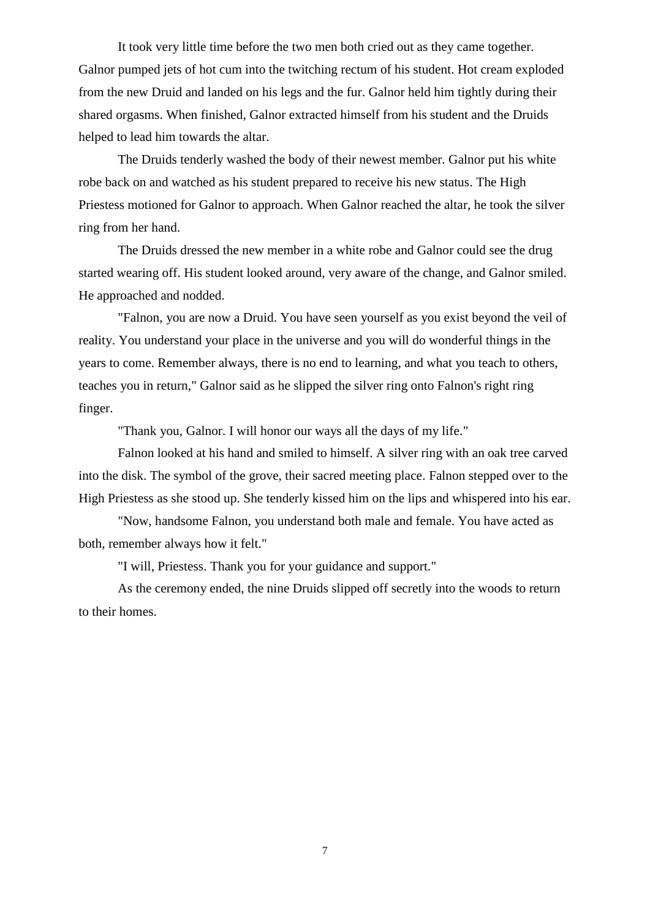It took very little time before the two men both cried out as they came together. Galnor pumped jets of hot cum into the twitching rectum of his student. Hot cream exploded from the new Druid and landed on his legs and the fur. Galnor held him tightly during their shared orgasms. When finished, Galnor extracted himself from his student and the Druids helped to lead him towards the altar.

The Druids tenderly washed the body of their newest member. Galnor put his white robe back on and watched as his student prepared to receive his new status. The High Priestess motioned for Galnor to approach. When Galnor reached the altar, he took the silver ring from her hand.

The Druids dressed the new member in a white robe and Galnor could see the drug started wearing off. His student looked around, very aware of the change, and Galnor smiled. He approached and nodded.

"Falnon, you are now a Druid. You have seen yourself as you exist beyond the veil of reality. You understand your place in the universe and you will do wonderful things in the years to come. Remember always, there is no end to learning, and what you teach to others, teaches you in return," Galnor said as he slipped the silver ring onto Falnon's right ring finger.

"Thank you, Galnor. I will honor our ways all the days of my life."

Falnon looked at his hand and smiled to himself. A silver ring with an oak tree carved into the disk. The symbol of the grove, their sacred meeting place. Falnon stepped over to the High Priestess as she stood up. She tenderly kissed him on the lips and whispered into his ear.

"Now, handsome Falnon, you understand both male and female. You have acted as both, remember always how it felt."

"I will, Priestess. Thank you for your guidance and support."

As the ceremony ended, the nine Druids slipped off secretly into the woods to return to their homes.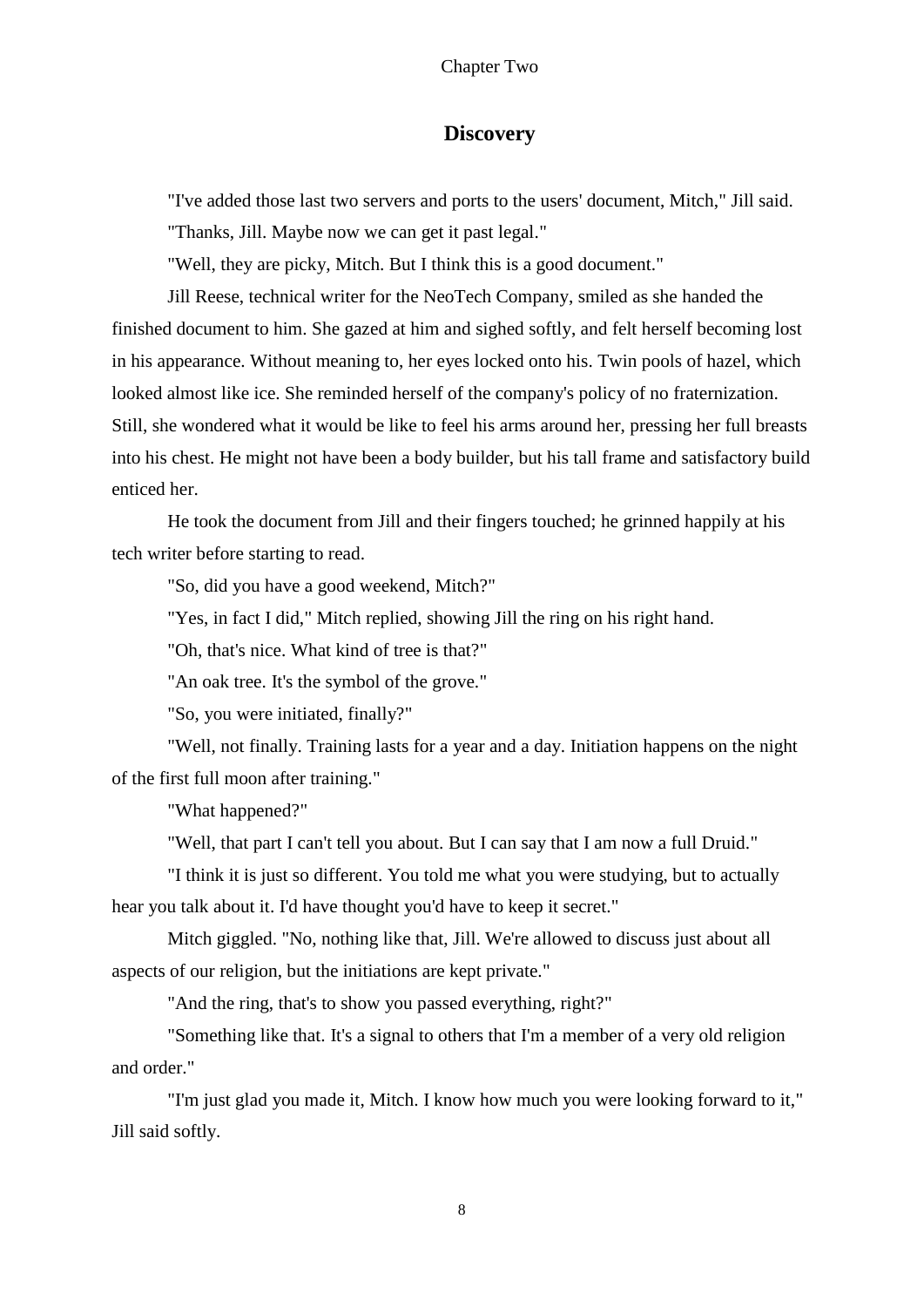Chapter Two

## Discovery

"I've added those last two servers and ports to the users' document, Mitch," Jill said.

"Thanks, Jill. Maybe now we can get it past legal."

"Well, they are picky, Mitch. But I think this is a good document."

Jill Reese, technical writer for the NeoTech Company, smiled as she handed the finished document to him. She gazed at him and sighed softly, and felt herself becoming lost in his appearance. Without meaning to, her eyes locked onto his. Twin pools of hazel, which looked almost like ice. She reminded herself of the company's policy of no fraternization. Still, she wondered what it would be like to feel his arms around her, pressing her full breasts into his chest. He might not have been a body builder, but his tall frame and satisfactory build enticed her.

He took the document from Jill and their fingers touched; he grinned happily at his tech writer before starting to read.

"So, did you have a good weekend, Mitch?"

"Yes, in fact I did," Mitch replied, showing Jill the ring on his right hand.

"Oh, that's nice. What kind of tree is that?"

"An oak tree. It's the symbol of the grove."

"So, you were initiated, finally?"

"Well, not finally. Training lasts for a year and a day. Initiation happens on the night of the first full moon after training."

"What happened?"

"Well, that part I can't tell you about. But I can say that I am now a full Druid."

"I think it is just so different. You told me what you were studying, but to actually hear you talk about it. I'd have thought you'd have to keep it secret."

Mitch giggled. "No, nothing like that, Jill. We're allowed to discuss just about all aspects of our religion, but the initiations are kept private."

"And the ring, that's to show you passed everything, right?"

"Something like that. It's a signal to others that I'm a member of a very old religion and order."

"I'm just glad you made it, Mitch. I know how much you were looking forward to it," Jill said softly.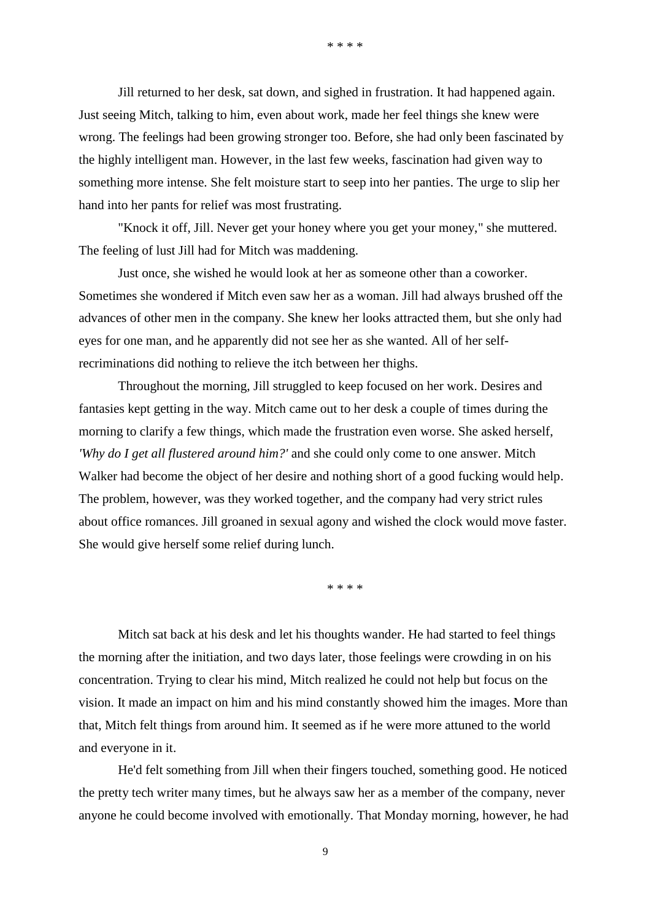\* \* \* \*

Jill returned to her desk, sat down, and sighed in frustration. It had happened again. Just seeing Mitch, talking to him, even about work, made her feel things she knew were wrong. The feelings had been growing stronger too. Before, she had only been fascinated by the highly intelligent man. However, in the last few weeks, fascination had given way to something more intense. She felt moisture start to seep into her panties. The urge to slip her hand into her pants for relief was most frustrating.

"Knock it off, Jill. Never get your honey where you get your money," she muttered. The feeling of lust Jill had for Mitch was maddening.

Just once, she wished he would look at her as someone other than a coworker. Sometimes she wondered if Mitch even saw her as a woman. Jill had always brushed off the advances of other men in the company. She knew her looks attracted them, but she only had eyes for one man, and he apparently did not see her as she wanted. All of her self-recriminations did nothing to relieve the itch between her thighs.

Throughout the morning, Jill struggled to keep focused on her work. Desires and fantasies kept getting in the way. Mitch came out to her desk a couple of times during the morning to clarify a few things, which made the frustration even worse. She asked herself, *'Why do I get all flustered around him?'* and she could only come to one answer. Mitch Walker had become the object of her desire and nothing short of a good fucking would help. The problem, however, was they worked together, and the company had very strict rules about office romances. Jill groaned in sexual agony and wished the clock would move faster. She would give herself some relief during lunch.

\* \* \* \*

Mitch sat back at his desk and let his thoughts wander. He had started to feel things the morning after the initiation, and two days later, those feelings were crowding in on his concentration. Trying to clear his mind, Mitch realized he could not help but focus on the vision. It made an impact on him and his mind constantly showed him the images. More than that, Mitch felt things from around him. It seemed as if he were more attuned to the world and everyone in it.

He'd felt something from Jill when their fingers touched, something good. He noticed the pretty tech writer many times, but he always saw her as a member of the company, never anyone he could become involved with emotionally. That Monday morning, however, he had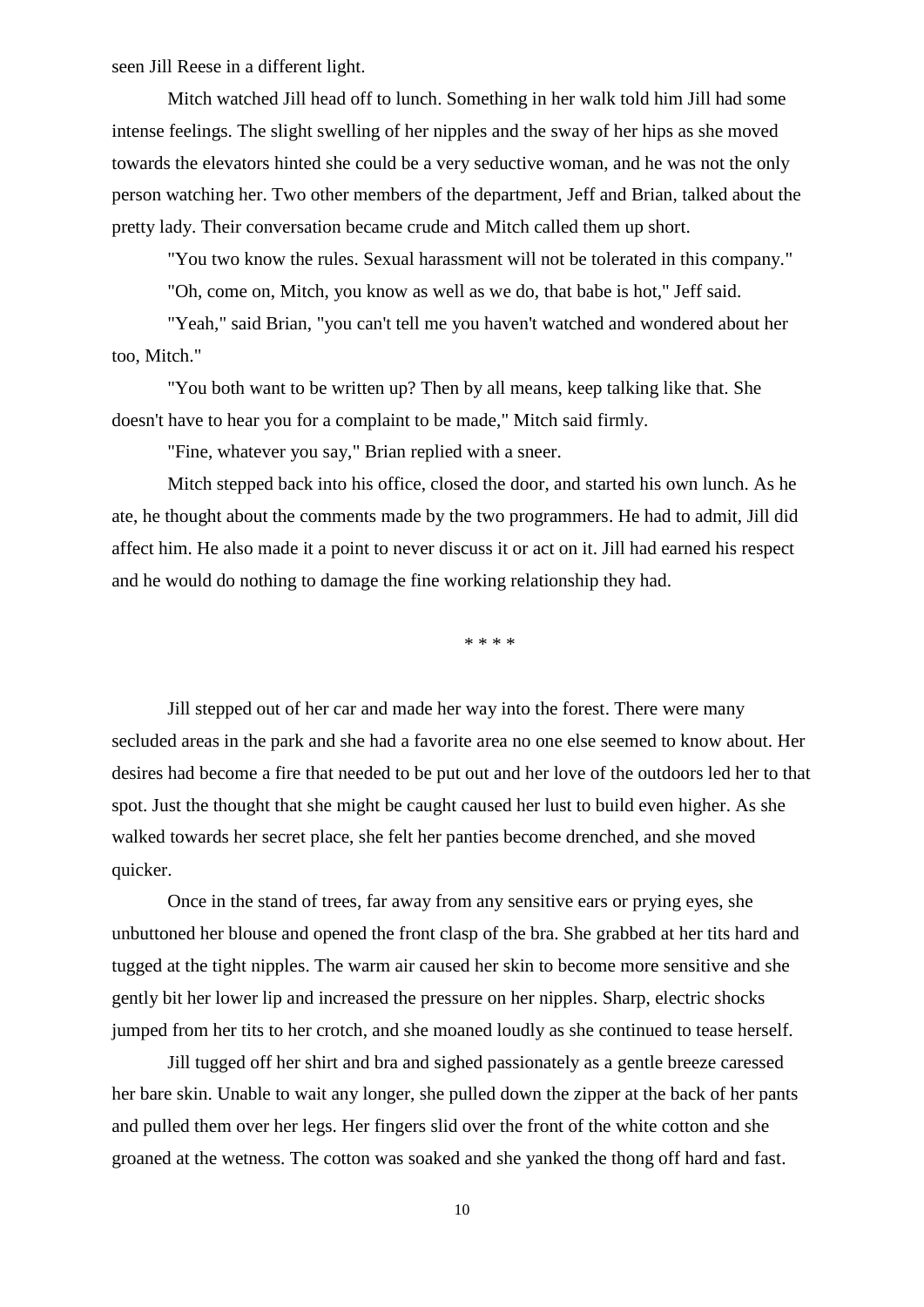seen Jill Reese in a different light.

Mitch watched Jill head off to lunch. Something in her walk told him Jill had some intense feelings. The slight swelling of her nipples and the sway of her hips as she moved towards the elevators hinted she could be a very seductive woman, and he was not the only person watching her. Two other members of the department, Jeff and Brian, talked about the pretty lady. Their conversation became crude and Mitch called them up short.

"You two know the rules. Sexual harassment will not be tolerated in this company."

"Oh, come on, Mitch, you know as well as we do, that babe is hot," Jeff said.

"Yeah," said Brian, "you can't tell me you haven't watched and wondered about her too, Mitch."

"You both want to be written up? Then by all means, keep talking like that. She doesn't have to hear you for a complaint to be made," Mitch said firmly.

"Fine, whatever you say," Brian replied with a sneer.

Mitch stepped back into his office, closed the door, and started his own lunch. As he ate, he thought about the comments made by the two programmers. He had to admit, Jill did affect him. He also made it a point to never discuss it or act on it. Jill had earned his respect and he would do nothing to damage the fine working relationship they had.

* * * *

Jill stepped out of her car and made her way into the forest. There were many secluded areas in the park and she had a favorite area no one else seemed to know about. Her desires had become a fire that needed to be put out and her love of the outdoors led her to that spot. Just the thought that she might be caught caused her lust to build even higher. As she walked towards her secret place, she felt her panties become drenched, and she moved quicker.

Once in the stand of trees, far away from any sensitive ears or prying eyes, she unbuttoned her blouse and opened the front clasp of the bra. She grabbed at her tits hard and tugged at the tight nipples. The warm air caused her skin to become more sensitive and she gently bit her lower lip and increased the pressure on her nipples. Sharp, electric shocks jumped from her tits to her crotch, and she moaned loudly as she continued to tease herself.

Jill tugged off her shirt and bra and sighed passionately as a gentle breeze caressed her bare skin. Unable to wait any longer, she pulled down the zipper at the back of her pants and pulled them over her legs. Her fingers slid over the front of the white cotton and she groaned at the wetness. The cotton was soaked and she yanked the thong off hard and fast.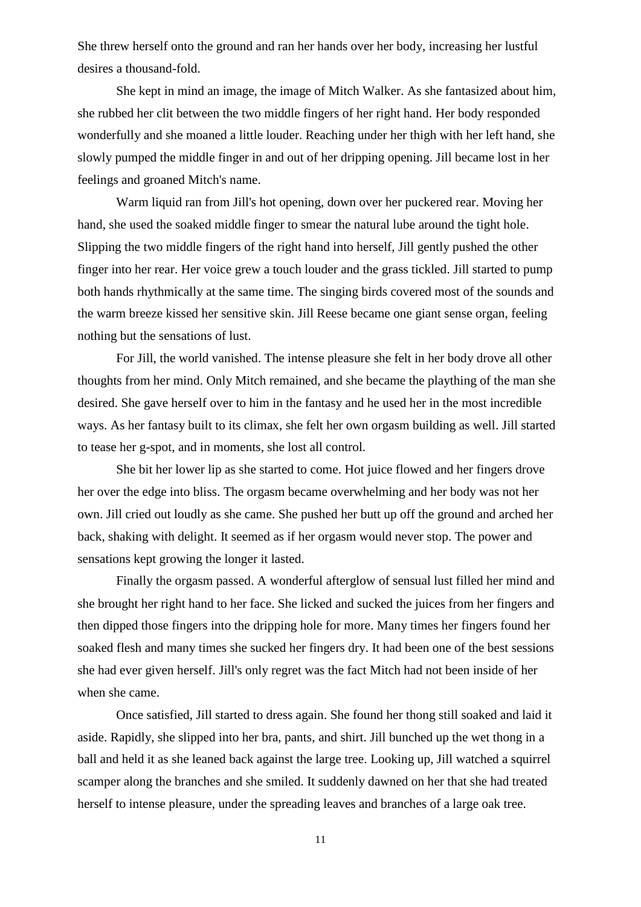She threw herself onto the ground and ran her hands over her body, increasing her lustful desires a thousand-fold.

She kept in mind an image, the image of Mitch Walker. As she fantasized about him, she rubbed her clit between the two middle fingers of her right hand. Her body responded wonderfully and she moaned a little louder. Reaching under her thigh with her left hand, she slowly pumped the middle finger in and out of her dripping opening. Jill became lost in her feelings and groaned Mitch's name.

Warm liquid ran from Jill's hot opening, down over her puckered rear. Moving her hand, she used the soaked middle finger to smear the natural lube around the tight hole. Slipping the two middle fingers of the right hand into herself, Jill gently pushed the other finger into her rear. Her voice grew a touch louder and the grass tickled. Jill started to pump both hands rhythmically at the same time. The singing birds covered most of the sounds and the warm breeze kissed her sensitive skin. Jill Reese became one giant sense organ, feeling nothing but the sensations of lust.

For Jill, the world vanished. The intense pleasure she felt in her body drove all other thoughts from her mind. Only Mitch remained, and she became the plaything of the man she desired. She gave herself over to him in the fantasy and he used her in the most incredible ways. As her fantasy built to its climax, she felt her own orgasm building as well. Jill started to tease her g-spot, and in moments, she lost all control.

She bit her lower lip as she started to come. Hot juice flowed and her fingers drove her over the edge into bliss. The orgasm became overwhelming and her body was not her own. Jill cried out loudly as she came. She pushed her butt up off the ground and arched her back, shaking with delight. It seemed as if her orgasm would never stop. The power and sensations kept growing the longer it lasted.

Finally the orgasm passed. A wonderful afterglow of sensual lust filled her mind and she brought her right hand to her face. She licked and sucked the juices from her fingers and then dipped those fingers into the dripping hole for more. Many times her fingers found her soaked flesh and many times she sucked her fingers dry. It had been one of the best sessions she had ever given herself. Jill's only regret was the fact Mitch had not been inside of her when she came.

Once satisfied, Jill started to dress again. She found her thong still soaked and laid it aside. Rapidly, she slipped into her bra, pants, and shirt. Jill bunched up the wet thong in a ball and held it as she leaned back against the large tree. Looking up, Jill watched a squirrel scamper along the branches and she smiled. It suddenly dawned on her that she had treated herself to intense pleasure, under the spreading leaves and branches of a large oak tree.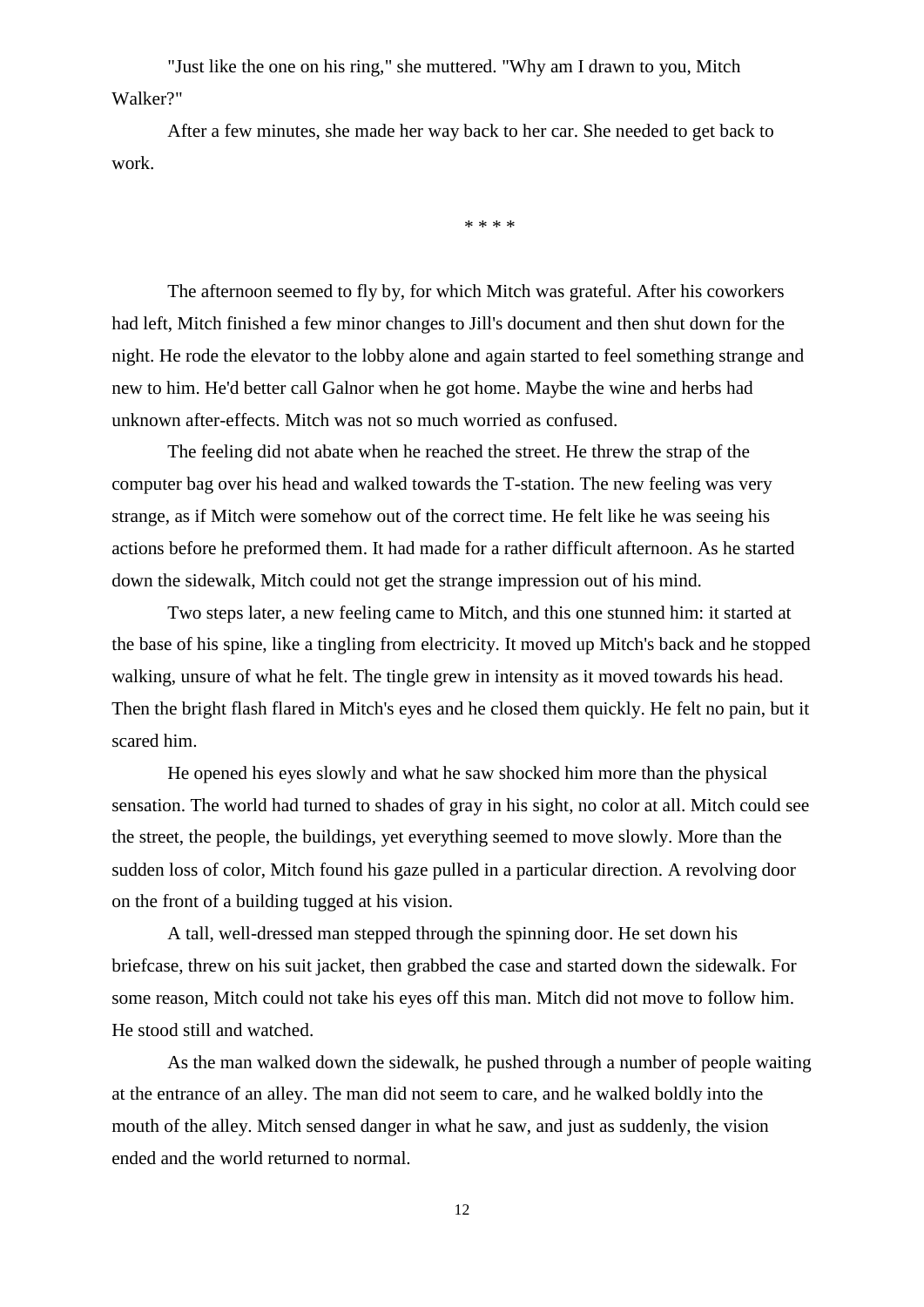"Just like the one on his ring," she muttered. "Why am I drawn to you, Mitch Walker?"

After a few minutes, she made her way back to her car. She needed to get back to work.

* * * *

The afternoon seemed to fly by, for which Mitch was grateful. After his coworkers had left, Mitch finished a few minor changes to Jill's document and then shut down for the night. He rode the elevator to the lobby alone and again started to feel something strange and new to him. He'd better call Galnor when he got home. Maybe the wine and herbs had unknown after-effects. Mitch was not so much worried as confused.

The feeling did not abate when he reached the street. He threw the strap of the computer bag over his head and walked towards the T-station. The new feeling was very strange, as if Mitch were somehow out of the correct time. He felt like he was seeing his actions before he preformed them. It had made for a rather difficult afternoon. As he started down the sidewalk, Mitch could not get the strange impression out of his mind.

Two steps later, a new feeling came to Mitch, and this one stunned him: it started at the base of his spine, like a tingling from electricity. It moved up Mitch's back and he stopped walking, unsure of what he felt. The tingle grew in intensity as it moved towards his head. Then the bright flash flared in Mitch's eyes and he closed them quickly. He felt no pain, but it scared him.

He opened his eyes slowly and what he saw shocked him more than the physical sensation. The world had turned to shades of gray in his sight, no color at all. Mitch could see the street, the people, the buildings, yet everything seemed to move slowly. More than the sudden loss of color, Mitch found his gaze pulled in a particular direction. A revolving door on the front of a building tugged at his vision.

A tall, well-dressed man stepped through the spinning door. He set down his briefcase, threw on his suit jacket, then grabbed the case and started down the sidewalk. For some reason, Mitch could not take his eyes off this man. Mitch did not move to follow him. He stood still and watched.

As the man walked down the sidewalk, he pushed through a number of people waiting at the entrance of an alley. The man did not seem to care, and he walked boldly into the mouth of the alley. Mitch sensed danger in what he saw, and just as suddenly, the vision ended and the world returned to normal.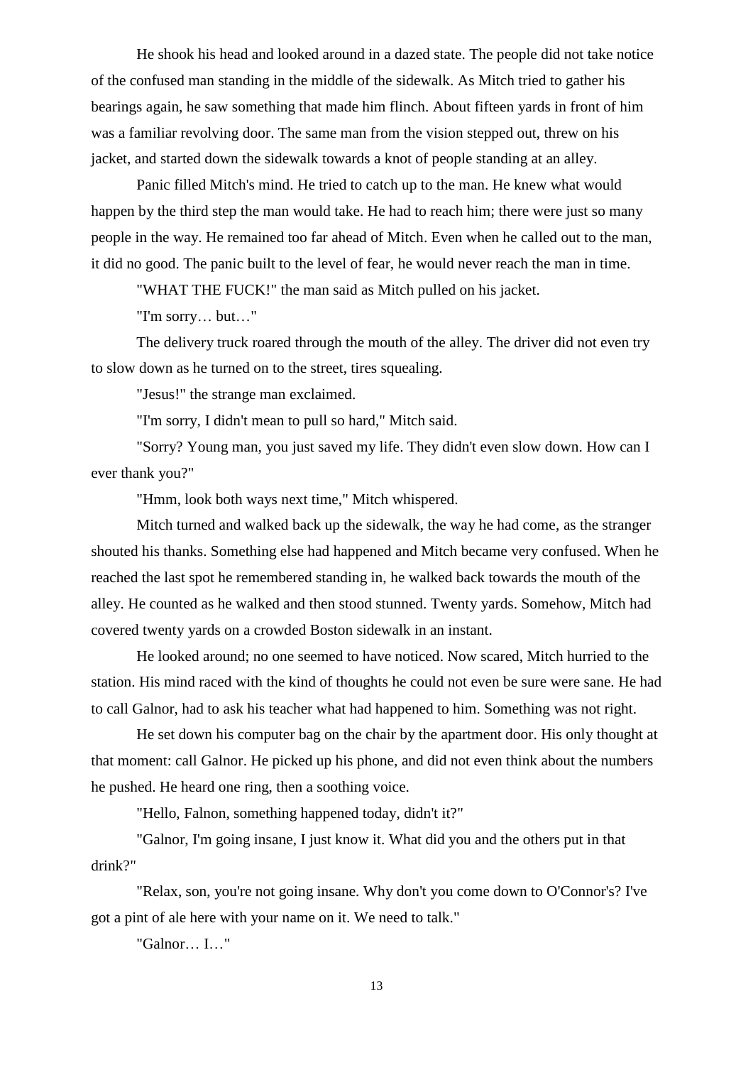He shook his head and looked around in a dazed state. The people did not take notice of the confused man standing in the middle of the sidewalk. As Mitch tried to gather his bearings again, he saw something that made him flinch. About fifteen yards in front of him was a familiar revolving door. The same man from the vision stepped out, threw on his jacket, and started down the sidewalk towards a knot of people standing at an alley.

Panic filled Mitch's mind. He tried to catch up to the man. He knew what would happen by the third step the man would take. He had to reach him; there were just so many people in the way. He remained too far ahead of Mitch. Even when he called out to the man, it did no good. The panic built to the level of fear, he would never reach the man in time.

"WHAT THE FUCK!" the man said as Mitch pulled on his jacket.

"I'm sorry… but…"

The delivery truck roared through the mouth of the alley. The driver did not even try to slow down as he turned on to the street, tires squealing.

"Jesus!" the strange man exclaimed.

"I'm sorry, I didn't mean to pull so hard," Mitch said.

"Sorry? Young man, you just saved my life. They didn't even slow down. How can I ever thank you?"

"Hmm, look both ways next time," Mitch whispered.

Mitch turned and walked back up the sidewalk, the way he had come, as the stranger shouted his thanks. Something else had happened and Mitch became very confused. When he reached the last spot he remembered standing in, he walked back towards the mouth of the alley. He counted as he walked and then stood stunned. Twenty yards. Somehow, Mitch had covered twenty yards on a crowded Boston sidewalk in an instant.

He looked around; no one seemed to have noticed. Now scared, Mitch hurried to the station. His mind raced with the kind of thoughts he could not even be sure were sane. He had to call Galnor, had to ask his teacher what had happened to him. Something was not right.

He set down his computer bag on the chair by the apartment door. His only thought at that moment: call Galnor. He picked up his phone, and did not even think about the numbers he pushed. He heard one ring, then a soothing voice.

"Hello, Falnon, something happened today, didn't it?"

"Galnor, I'm going insane, I just know it. What did you and the others put in that drink?"

"Relax, son, you're not going insane. Why don't you come down to O'Connor's? I've got a pint of ale here with your name on it. We need to talk."

"Galnor… I…"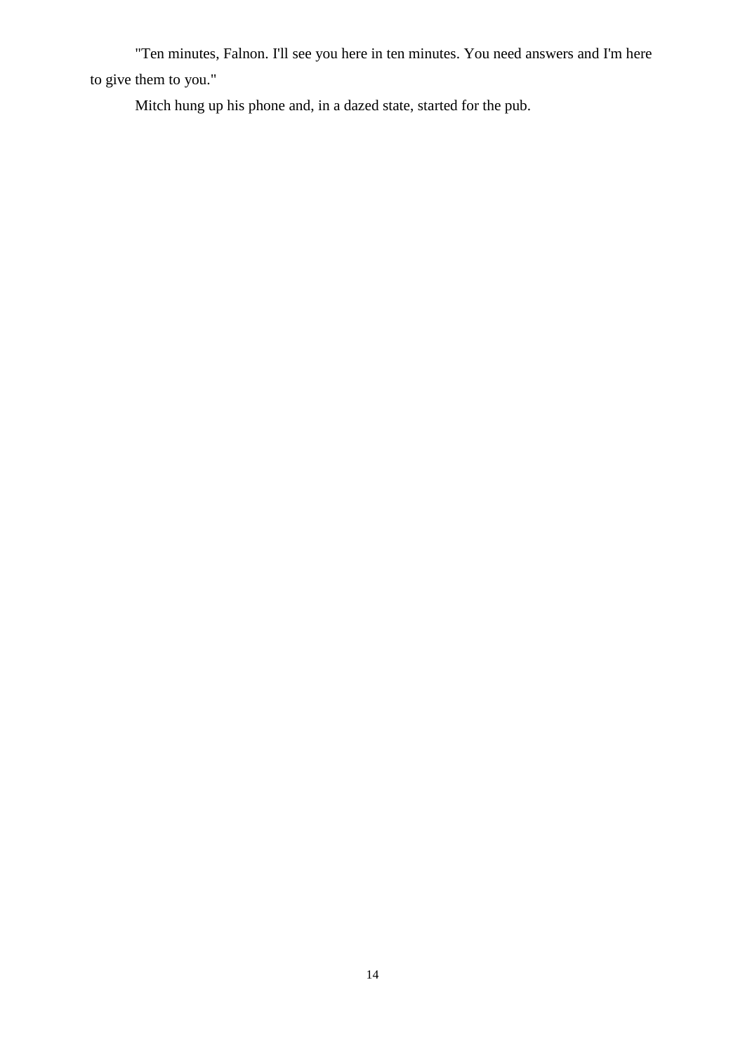"Ten minutes, Falnon. I'll see you here in ten minutes. You need answers and I'm here to give them to you."

Mitch hung up his phone and, in a dazed state, started for the pub.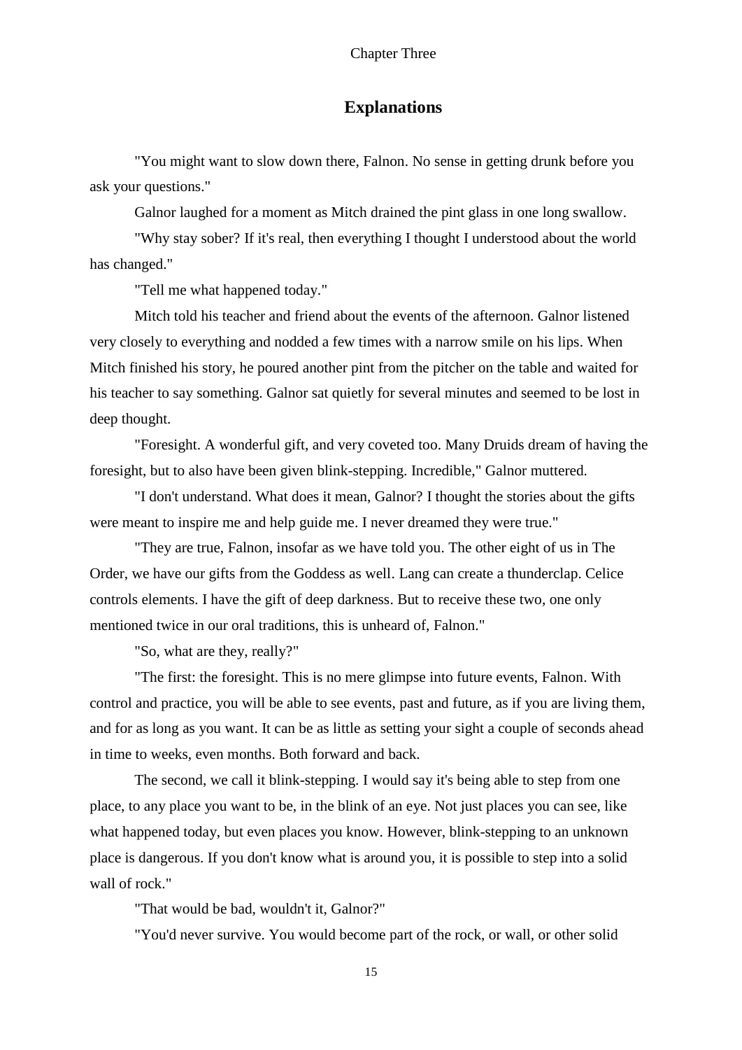Chapter Three

## Explanations

"You might want to slow down there, Falnon. No sense in getting drunk before you ask your questions."

Galnor laughed for a moment as Mitch drained the pint glass in one long swallow.

"Why stay sober? If it's real, then everything I thought I understood about the world has changed."

"Tell me what happened today."

Mitch told his teacher and friend about the events of the afternoon. Galnor listened very closely to everything and nodded a few times with a narrow smile on his lips. When Mitch finished his story, he poured another pint from the pitcher on the table and waited for his teacher to say something. Galnor sat quietly for several minutes and seemed to be lost in deep thought.

"Foresight. A wonderful gift, and very coveted too. Many Druids dream of having the foresight, but to also have been given blink-stepping. Incredible," Galnor muttered.

"I don't understand. What does it mean, Galnor? I thought the stories about the gifts were meant to inspire me and help guide me. I never dreamed they were true."

"They are true, Falnon, insofar as we have told you. The other eight of us in The Order, we have our gifts from the Goddess as well. Lang can create a thunderclap. Celice controls elements. I have the gift of deep darkness. But to receive these two, one only mentioned twice in our oral traditions, this is unheard of, Falnon."

"So, what are they, really?"

"The first: the foresight. This is no mere glimpse into future events, Falnon. With control and practice, you will be able to see events, past and future, as if you are living them, and for as long as you want. It can be as little as setting your sight a couple of seconds ahead in time to weeks, even months. Both forward and back.

The second, we call it blink-stepping. I would say it's being able to step from one place, to any place you want to be, in the blink of an eye. Not just places you can see, like what happened today, but even places you know. However, blink-stepping to an unknown place is dangerous. If you don't know what is around you, it is possible to step into a solid wall of rock."

"That would be bad, wouldn't it, Galnor?"

"You'd never survive. You would become part of the rock, or wall, or other solid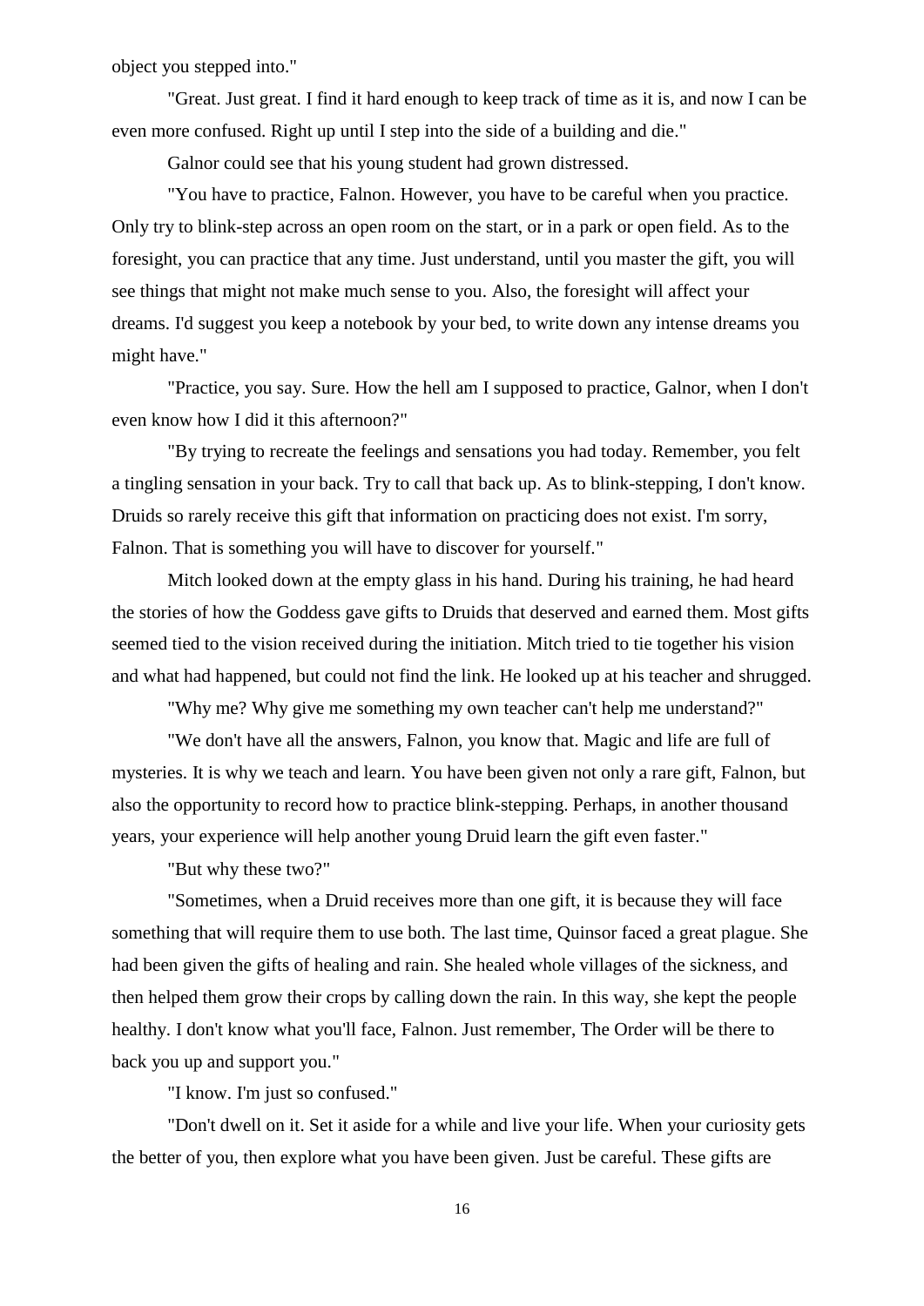object you stepped into."

"Great. Just great. I find it hard enough to keep track of time as it is, and now I can be even more confused. Right up until I step into the side of a building and die."

Galnor could see that his young student had grown distressed.

"You have to practice, Falnon. However, you have to be careful when you practice. Only try to blink-step across an open room on the start, or in a park or open field. As to the foresight, you can practice that any time. Just understand, until you master the gift, you will see things that might not make much sense to you. Also, the foresight will affect your dreams. I'd suggest you keep a notebook by your bed, to write down any intense dreams you might have."

"Practice, you say. Sure. How the hell am I supposed to practice, Galnor, when I don't even know how I did it this afternoon?"

"By trying to recreate the feelings and sensations you had today. Remember, you felt a tingling sensation in your back. Try to call that back up. As to blink-stepping, I don't know. Druids so rarely receive this gift that information on practicing does not exist. I'm sorry, Falnon. That is something you will have to discover for yourself."

Mitch looked down at the empty glass in his hand. During his training, he had heard the stories of how the Goddess gave gifts to Druids that deserved and earned them. Most gifts seemed tied to the vision received during the initiation. Mitch tried to tie together his vision and what had happened, but could not find the link. He looked up at his teacher and shrugged.

"Why me? Why give me something my own teacher can't help me understand?"

"We don't have all the answers, Falnon, you know that. Magic and life are full of mysteries. It is why we teach and learn. You have been given not only a rare gift, Falnon, but also the opportunity to record how to practice blink-stepping. Perhaps, in another thousand years, your experience will help another young Druid learn the gift even faster."

"But why these two?"

"Sometimes, when a Druid receives more than one gift, it is because they will face something that will require them to use both. The last time, Quinsor faced a great plague. She had been given the gifts of healing and rain. She healed whole villages of the sickness, and then helped them grow their crops by calling down the rain. In this way, she kept the people healthy. I don't know what you'll face, Falnon. Just remember, The Order will be there to back you up and support you."

"I know. I'm just so confused."

"Don't dwell on it. Set it aside for a while and live your life. When your curiosity gets the better of you, then explore what you have been given. Just be careful. These gifts are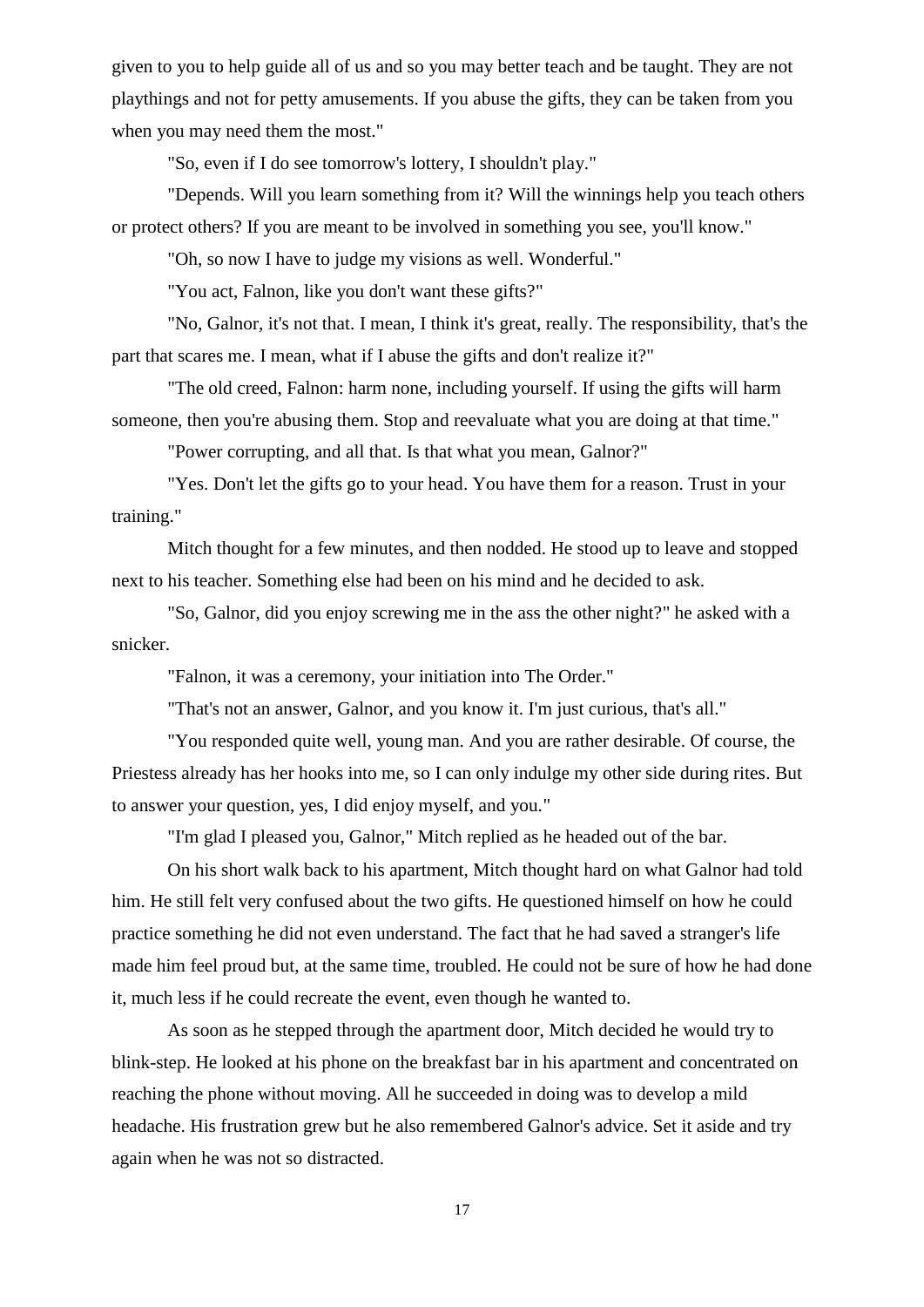given to you to help guide all of us and so you may better teach and be taught. They are not playthings and not for petty amusements. If you abuse the gifts, they can be taken from you when you may need them the most."

"So, even if I do see tomorrow's lottery, I shouldn't play."

"Depends. Will you learn something from it? Will the winnings help you teach others or protect others? If you are meant to be involved in something you see, you'll know."

"Oh, so now I have to judge my visions as well. Wonderful."

"You act, Falnon, like you don't want these gifts?"

"No, Galnor, it's not that. I mean, I think it's great, really. The responsibility, that's the part that scares me. I mean, what if I abuse the gifts and don't realize it?"

"The old creed, Falnon: harm none, including yourself. If using the gifts will harm someone, then you're abusing them. Stop and reevaluate what you are doing at that time."

"Power corrupting, and all that. Is that what you mean, Galnor?"

"Yes. Don't let the gifts go to your head. You have them for a reason. Trust in your training."

Mitch thought for a few minutes, and then nodded. He stood up to leave and stopped next to his teacher. Something else had been on his mind and he decided to ask.

"So, Galnor, did you enjoy screwing me in the ass the other night?" he asked with a snicker.

"Falnon, it was a ceremony, your initiation into The Order."

"That's not an answer, Galnor, and you know it. I'm just curious, that's all."

"You responded quite well, young man. And you are rather desirable. Of course, the Priestess already has her hooks into me, so I can only indulge my other side during rites. But to answer your question, yes, I did enjoy myself, and you."

"I'm glad I pleased you, Galnor," Mitch replied as he headed out of the bar.

On his short walk back to his apartment, Mitch thought hard on what Galnor had told him. He still felt very confused about the two gifts. He questioned himself on how he could practice something he did not even understand. The fact that he had saved a stranger's life made him feel proud but, at the same time, troubled. He could not be sure of how he had done it, much less if he could recreate the event, even though he wanted to.

As soon as he stepped through the apartment door, Mitch decided he would try to blink-step. He looked at his phone on the breakfast bar in his apartment and concentrated on reaching the phone without moving. All he succeeded in doing was to develop a mild headache. His frustration grew but he also remembered Galnor's advice. Set it aside and try again when he was not so distracted.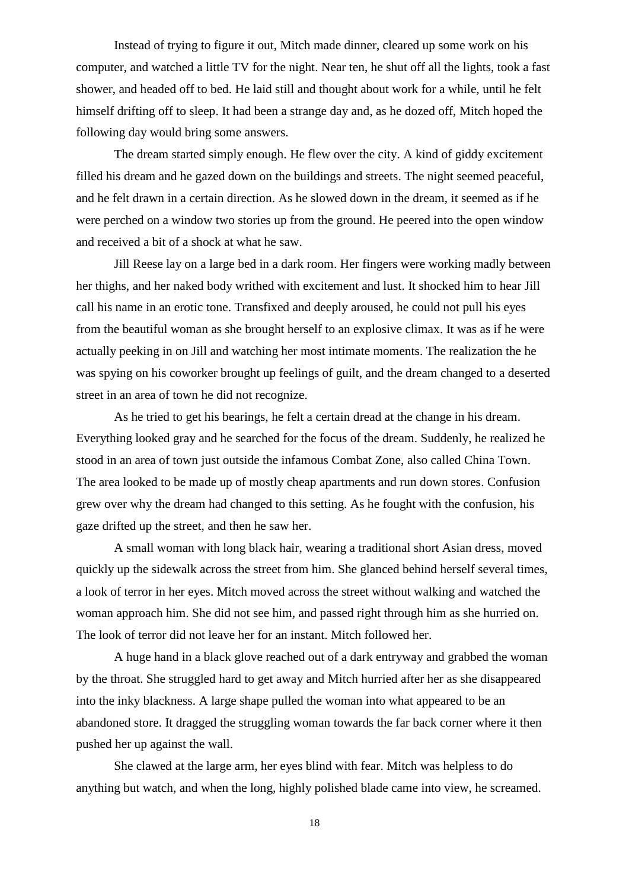Instead of trying to figure it out, Mitch made dinner, cleared up some work on his computer, and watched a little TV for the night. Near ten, he shut off all the lights, took a fast shower, and headed off to bed. He laid still and thought about work for a while, until he felt himself drifting off to sleep. It had been a strange day and, as he dozed off, Mitch hoped the following day would bring some answers.

The dream started simply enough. He flew over the city. A kind of giddy excitement filled his dream and he gazed down on the buildings and streets. The night seemed peaceful, and he felt drawn in a certain direction. As he slowed down in the dream, it seemed as if he were perched on a window two stories up from the ground. He peered into the open window and received a bit of a shock at what he saw.

Jill Reese lay on a large bed in a dark room. Her fingers were working madly between her thighs, and her naked body writhed with excitement and lust. It shocked him to hear Jill call his name in an erotic tone. Transfixed and deeply aroused, he could not pull his eyes from the beautiful woman as she brought herself to an explosive climax. It was as if he were actually peeking in on Jill and watching her most intimate moments. The realization the he was spying on his coworker brought up feelings of guilt, and the dream changed to a deserted street in an area of town he did not recognize.

As he tried to get his bearings, he felt a certain dread at the change in his dream. Everything looked gray and he searched for the focus of the dream. Suddenly, he realized he stood in an area of town just outside the infamous Combat Zone, also called China Town. The area looked to be made up of mostly cheap apartments and run down stores. Confusion grew over why the dream had changed to this setting. As he fought with the confusion, his gaze drifted up the street, and then he saw her.

A small woman with long black hair, wearing a traditional short Asian dress, moved quickly up the sidewalk across the street from him. She glanced behind herself several times, a look of terror in her eyes. Mitch moved across the street without walking and watched the woman approach him. She did not see him, and passed right through him as she hurried on. The look of terror did not leave her for an instant. Mitch followed her.

A huge hand in a black glove reached out of a dark entryway and grabbed the woman by the throat. She struggled hard to get away and Mitch hurried after her as she disappeared into the inky blackness. A large shape pulled the woman into what appeared to be an abandoned store. It dragged the struggling woman towards the far back corner where it then pushed her up against the wall.

She clawed at the large arm, her eyes blind with fear. Mitch was helpless to do anything but watch, and when the long, highly polished blade came into view, he screamed.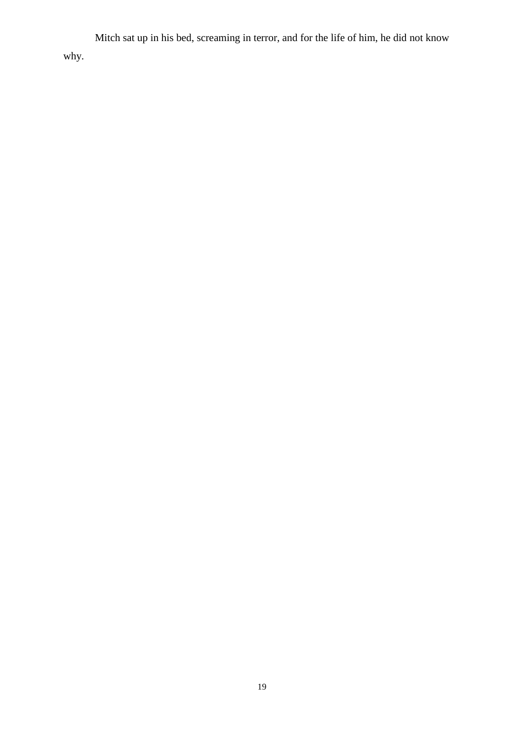Mitch sat up in his bed, screaming in terror, and for the life of him, he did not know why.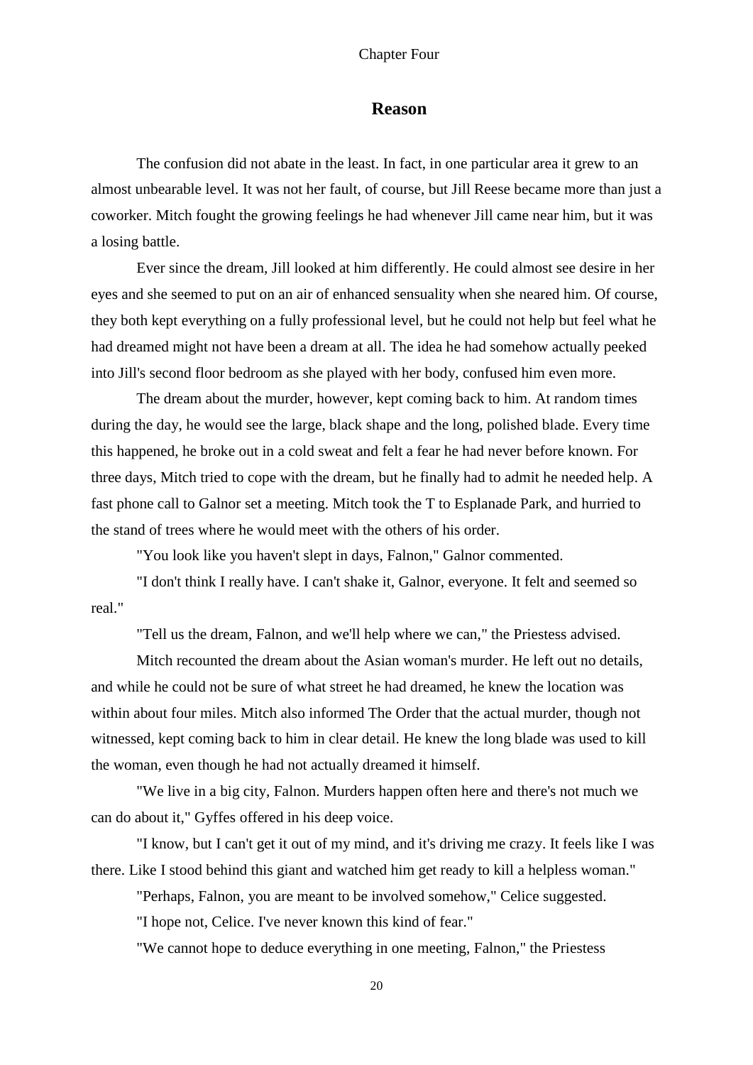Chapter Four

## Reason

The confusion did not abate in the least. In fact, in one particular area it grew to an almost unbearable level. It was not her fault, of course, but Jill Reese became more than just a coworker. Mitch fought the growing feelings he had whenever Jill came near him, but it was a losing battle.

Ever since the dream, Jill looked at him differently. He could almost see desire in her eyes and she seemed to put on an air of enhanced sensuality when she neared him. Of course, they both kept everything on a fully professional level, but he could not help but feel what he had dreamed might not have been a dream at all. The idea he had somehow actually peeked into Jill's second floor bedroom as she played with her body, confused him even more.

The dream about the murder, however, kept coming back to him. At random times during the day, he would see the large, black shape and the long, polished blade. Every time this happened, he broke out in a cold sweat and felt a fear he had never before known. For three days, Mitch tried to cope with the dream, but he finally had to admit he needed help. A fast phone call to Galnor set a meeting. Mitch took the T to Esplanade Park, and hurried to the stand of trees where he would meet with the others of his order.

"You look like you haven't slept in days, Falnon," Galnor commented.

"I don't think I really have. I can't shake it, Galnor, everyone. It felt and seemed so real."

"Tell us the dream, Falnon, and we'll help where we can," the Priestess advised.

Mitch recounted the dream about the Asian woman's murder. He left out no details, and while he could not be sure of what street he had dreamed, he knew the location was within about four miles. Mitch also informed The Order that the actual murder, though not witnessed, kept coming back to him in clear detail. He knew the long blade was used to kill the woman, even though he had not actually dreamed it himself.

"We live in a big city, Falnon. Murders happen often here and there's not much we can do about it," Gyffes offered in his deep voice.

"I know, but I can't get it out of my mind, and it's driving me crazy. It feels like I was there. Like I stood behind this giant and watched him get ready to kill a helpless woman."

"Perhaps, Falnon, you are meant to be involved somehow," Celice suggested.

"I hope not, Celice. I've never known this kind of fear."

"We cannot hope to deduce everything in one meeting, Falnon," the Priestess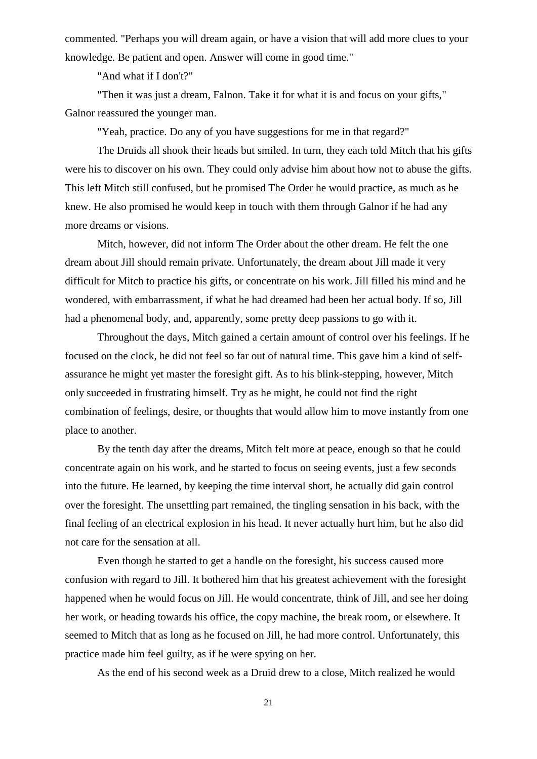commented. "Perhaps you will dream again, or have a vision that will add more clues to your knowledge. Be patient and open. Answer will come in good time."

"And what if I don't?"

"Then it was just a dream, Falnon. Take it for what it is and focus on your gifts," Galnor reassured the younger man.

"Yeah, practice. Do any of you have suggestions for me in that regard?"

The Druids all shook their heads but smiled. In turn, they each told Mitch that his gifts were his to discover on his own. They could only advise him about how not to abuse the gifts. This left Mitch still confused, but he promised The Order he would practice, as much as he knew. He also promised he would keep in touch with them through Galnor if he had any more dreams or visions.

Mitch, however, did not inform The Order about the other dream. He felt the one dream about Jill should remain private. Unfortunately, the dream about Jill made it very difficult for Mitch to practice his gifts, or concentrate on his work. Jill filled his mind and he wondered, with embarrassment, if what he had dreamed had been her actual body. If so, Jill had a phenomenal body, and, apparently, some pretty deep passions to go with it.

Throughout the days, Mitch gained a certain amount of control over his feelings. If he focused on the clock, he did not feel so far out of natural time. This gave him a kind of self-assurance he might yet master the foresight gift. As to his blink-stepping, however, Mitch only succeeded in frustrating himself. Try as he might, he could not find the right combination of feelings, desire, or thoughts that would allow him to move instantly from one place to another.

By the tenth day after the dreams, Mitch felt more at peace, enough so that he could concentrate again on his work, and he started to focus on seeing events, just a few seconds into the future. He learned, by keeping the time interval short, he actually did gain control over the foresight. The unsettling part remained, the tingling sensation in his back, with the final feeling of an electrical explosion in his head. It never actually hurt him, but he also did not care for the sensation at all.

Even though he started to get a handle on the foresight, his success caused more confusion with regard to Jill. It bothered him that his greatest achievement with the foresight happened when he would focus on Jill. He would concentrate, think of Jill, and see her doing her work, or heading towards his office, the copy machine, the break room, or elsewhere. It seemed to Mitch that as long as he focused on Jill, he had more control. Unfortunately, this practice made him feel guilty, as if he were spying on her.

As the end of his second week as a Druid drew to a close, Mitch realized he would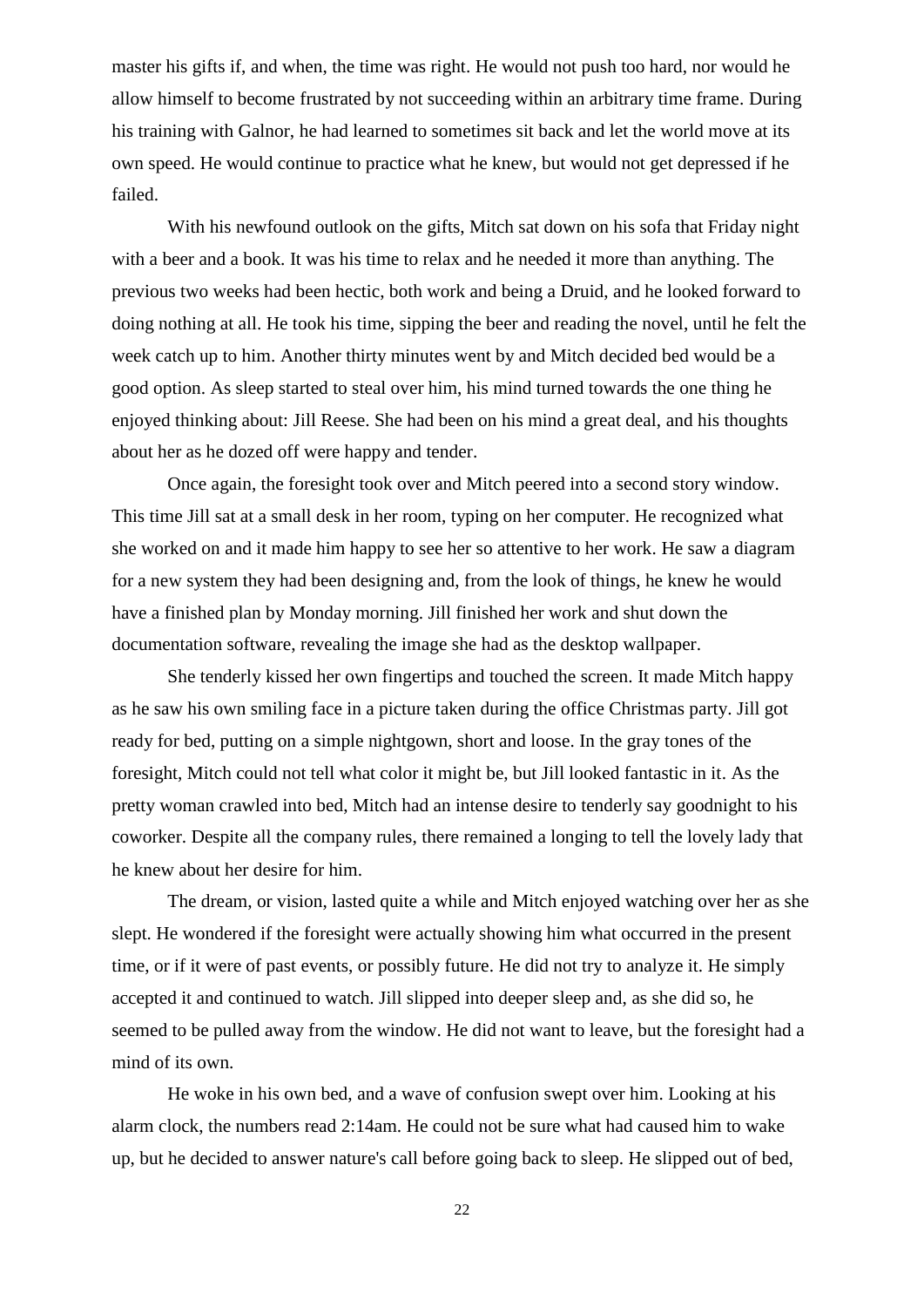master his gifts if, and when, the time was right. He would not push too hard, nor would he allow himself to become frustrated by not succeeding within an arbitrary time frame. During his training with Galnor, he had learned to sometimes sit back and let the world move at its own speed. He would continue to practice what he knew, but would not get depressed if he failed.

With his newfound outlook on the gifts, Mitch sat down on his sofa that Friday night with a beer and a book. It was his time to relax and he needed it more than anything. The previous two weeks had been hectic, both work and being a Druid, and he looked forward to doing nothing at all. He took his time, sipping the beer and reading the novel, until he felt the week catch up to him. Another thirty minutes went by and Mitch decided bed would be a good option. As sleep started to steal over him, his mind turned towards the one thing he enjoyed thinking about: Jill Reese. She had been on his mind a great deal, and his thoughts about her as he dozed off were happy and tender.

Once again, the foresight took over and Mitch peered into a second story window. This time Jill sat at a small desk in her room, typing on her computer. He recognized what she worked on and it made him happy to see her so attentive to her work. He saw a diagram for a new system they had been designing and, from the look of things, he knew he would have a finished plan by Monday morning. Jill finished her work and shut down the documentation software, revealing the image she had as the desktop wallpaper.

She tenderly kissed her own fingertips and touched the screen. It made Mitch happy as he saw his own smiling face in a picture taken during the office Christmas party. Jill got ready for bed, putting on a simple nightgown, short and loose. In the gray tones of the foresight, Mitch could not tell what color it might be, but Jill looked fantastic in it. As the pretty woman crawled into bed, Mitch had an intense desire to tenderly say goodnight to his coworker. Despite all the company rules, there remained a longing to tell the lovely lady that he knew about her desire for him.

The dream, or vision, lasted quite a while and Mitch enjoyed watching over her as she slept. He wondered if the foresight were actually showing him what occurred in the present time, or if it were of past events, or possibly future. He did not try to analyze it. He simply accepted it and continued to watch. Jill slipped into deeper sleep and, as she did so, he seemed to be pulled away from the window. He did not want to leave, but the foresight had a mind of its own.

He woke in his own bed, and a wave of confusion swept over him. Looking at his alarm clock, the numbers read 2:14am. He could not be sure what had caused him to wake up, but he decided to answer nature's call before going back to sleep. He slipped out of bed,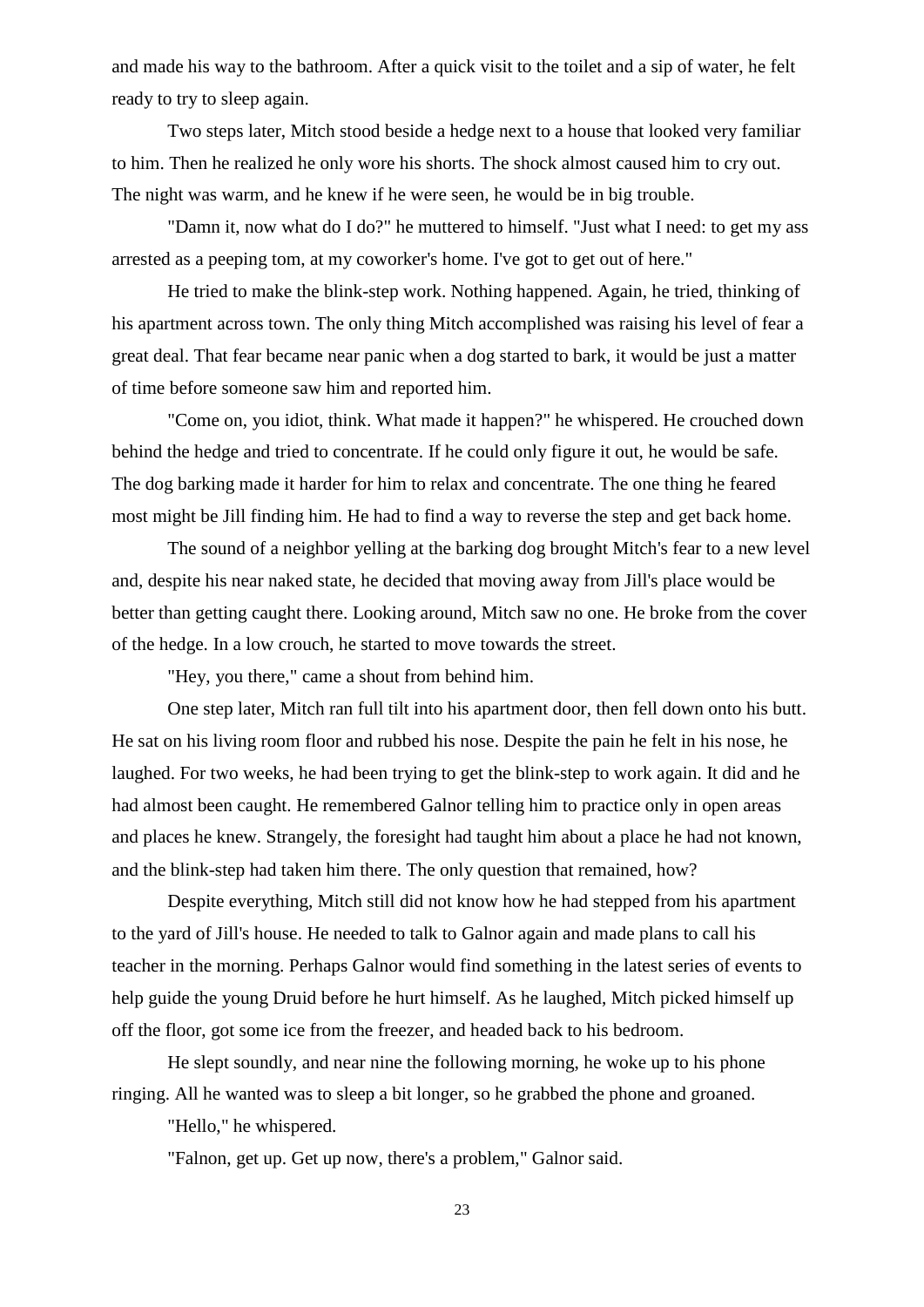and made his way to the bathroom. After a quick visit to the toilet and a sip of water, he felt ready to try to sleep again.

Two steps later, Mitch stood beside a hedge next to a house that looked very familiar to him. Then he realized he only wore his shorts. The shock almost caused him to cry out. The night was warm, and he knew if he were seen, he would be in big trouble.

"Damn it, now what do I do?" he muttered to himself. "Just what I need: to get my ass arrested as a peeping tom, at my coworker's home. I've got to get out of here."

He tried to make the blink-step work. Nothing happened. Again, he tried, thinking of his apartment across town. The only thing Mitch accomplished was raising his level of fear a great deal. That fear became near panic when a dog started to bark, it would be just a matter of time before someone saw him and reported him.

"Come on, you idiot, think. What made it happen?" he whispered. He crouched down behind the hedge and tried to concentrate. If he could only figure it out, he would be safe. The dog barking made it harder for him to relax and concentrate. The one thing he feared most might be Jill finding him. He had to find a way to reverse the step and get back home.

The sound of a neighbor yelling at the barking dog brought Mitch's fear to a new level and, despite his near naked state, he decided that moving away from Jill's place would be better than getting caught there. Looking around, Mitch saw no one. He broke from the cover of the hedge. In a low crouch, he started to move towards the street.

"Hey, you there," came a shout from behind him.

One step later, Mitch ran full tilt into his apartment door, then fell down onto his butt. He sat on his living room floor and rubbed his nose. Despite the pain he felt in his nose, he laughed. For two weeks, he had been trying to get the blink-step to work again. It did and he had almost been caught. He remembered Galnor telling him to practice only in open areas and places he knew. Strangely, the foresight had taught him about a place he had not known, and the blink-step had taken him there. The only question that remained, how?

Despite everything, Mitch still did not know how he had stepped from his apartment to the yard of Jill's house. He needed to talk to Galnor again and made plans to call his teacher in the morning. Perhaps Galnor would find something in the latest series of events to help guide the young Druid before he hurt himself. As he laughed, Mitch picked himself up off the floor, got some ice from the freezer, and headed back to his bedroom.

He slept soundly, and near nine the following morning, he woke up to his phone ringing. All he wanted was to sleep a bit longer, so he grabbed the phone and groaned.

"Hello," he whispered.

"Falnon, get up. Get up now, there's a problem," Galnor said.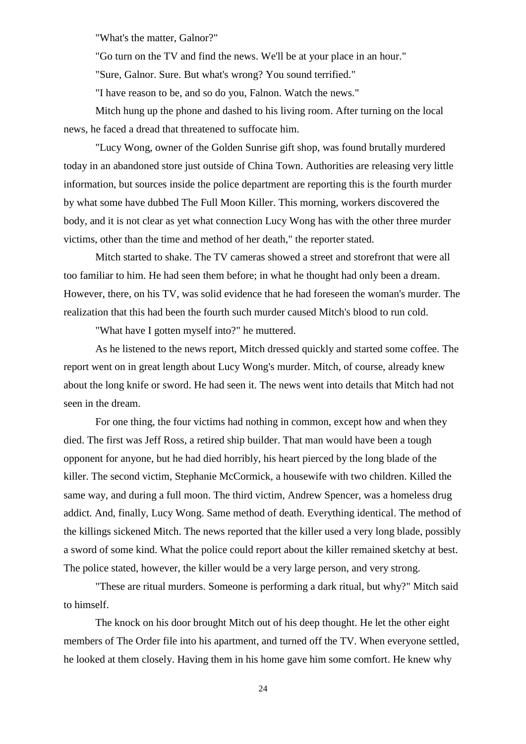"What's the matter, Galnor?"

"Go turn on the TV and find the news. We'll be at your place in an hour."

"Sure, Galnor. Sure. But what's wrong? You sound terrified."

"I have reason to be, and so do you, Falnon. Watch the news."

Mitch hung up the phone and dashed to his living room. After turning on the local news, he faced a dread that threatened to suffocate him.

"Lucy Wong, owner of the Golden Sunrise gift shop, was found brutally murdered today in an abandoned store just outside of China Town. Authorities are releasing very little information, but sources inside the police department are reporting this is the fourth murder by what some have dubbed The Full Moon Killer. This morning, workers discovered the body, and it is not clear as yet what connection Lucy Wong has with the other three murder victims, other than the time and method of her death," the reporter stated.

Mitch started to shake. The TV cameras showed a street and storefront that were all too familiar to him. He had seen them before; in what he thought had only been a dream. However, there, on his TV, was solid evidence that he had foreseen the woman's murder. The realization that this had been the fourth such murder caused Mitch's blood to run cold.

"What have I gotten myself into?" he muttered.

As he listened to the news report, Mitch dressed quickly and started some coffee. The report went on in great length about Lucy Wong's murder. Mitch, of course, already knew about the long knife or sword. He had seen it. The news went into details that Mitch had not seen in the dream.

For one thing, the four victims had nothing in common, except how and when they died. The first was Jeff Ross, a retired ship builder. That man would have been a tough opponent for anyone, but he had died horribly, his heart pierced by the long blade of the killer. The second victim, Stephanie McCormick, a housewife with two children. Killed the same way, and during a full moon. The third victim, Andrew Spencer, was a homeless drug addict. And, finally, Lucy Wong. Same method of death. Everything identical. The method of the killings sickened Mitch. The news reported that the killer used a very long blade, possibly a sword of some kind. What the police could report about the killer remained sketchy at best. The police stated, however, the killer would be a very large person, and very strong.

"These are ritual murders. Someone is performing a dark ritual, but why?" Mitch said to himself.

The knock on his door brought Mitch out of his deep thought. He let the other eight members of The Order file into his apartment, and turned off the TV. When everyone settled, he looked at them closely. Having them in his home gave him some comfort. He knew why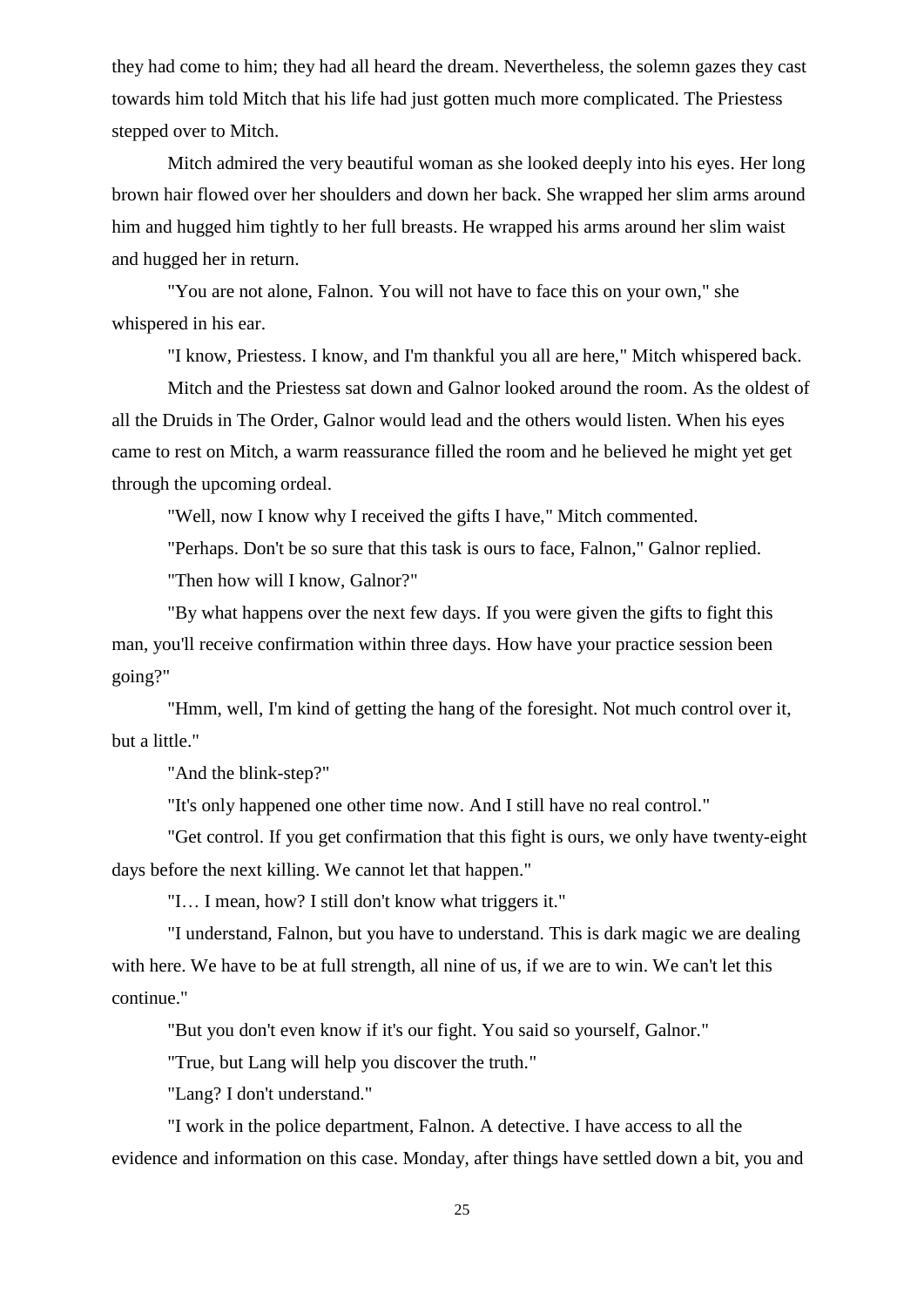they had come to him; they had all heard the dream. Nevertheless, the solemn gazes they cast towards him told Mitch that his life had just gotten much more complicated. The Priestess stepped over to Mitch.

Mitch admired the very beautiful woman as she looked deeply into his eyes. Her long brown hair flowed over her shoulders and down her back. She wrapped her slim arms around him and hugged him tightly to her full breasts. He wrapped his arms around her slim waist and hugged her in return.

"You are not alone, Falnon. You will not have to face this on your own," she whispered in his ear.

"I know, Priestess. I know, and I'm thankful you all are here," Mitch whispered back.

Mitch and the Priestess sat down and Galnor looked around the room. As the oldest of all the Druids in The Order, Galnor would lead and the others would listen. When his eyes came to rest on Mitch, a warm reassurance filled the room and he believed he might yet get through the upcoming ordeal.

"Well, now I know why I received the gifts I have," Mitch commented.

"Perhaps. Don't be so sure that this task is ours to face, Falnon," Galnor replied.

"Then how will I know, Galnor?"

"By what happens over the next few days. If you were given the gifts to fight this man, you'll receive confirmation within three days. How have your practice session been going?"

"Hmm, well, I'm kind of getting the hang of the foresight. Not much control over it, but a little."

"And the blink-step?"

"It's only happened one other time now. And I still have no real control."

"Get control. If you get confirmation that this fight is ours, we only have twenty-eight days before the next killing. We cannot let that happen."

"I… I mean, how? I still don't know what triggers it."

"I understand, Falnon, but you have to understand. This is dark magic we are dealing with here. We have to be at full strength, all nine of us, if we are to win. We can't let this continue."

"But you don't even know if it's our fight. You said so yourself, Galnor."

"True, but Lang will help you discover the truth."

"Lang? I don't understand."

"I work in the police department, Falnon. A detective. I have access to all the evidence and information on this case. Monday, after things have settled down a bit, you and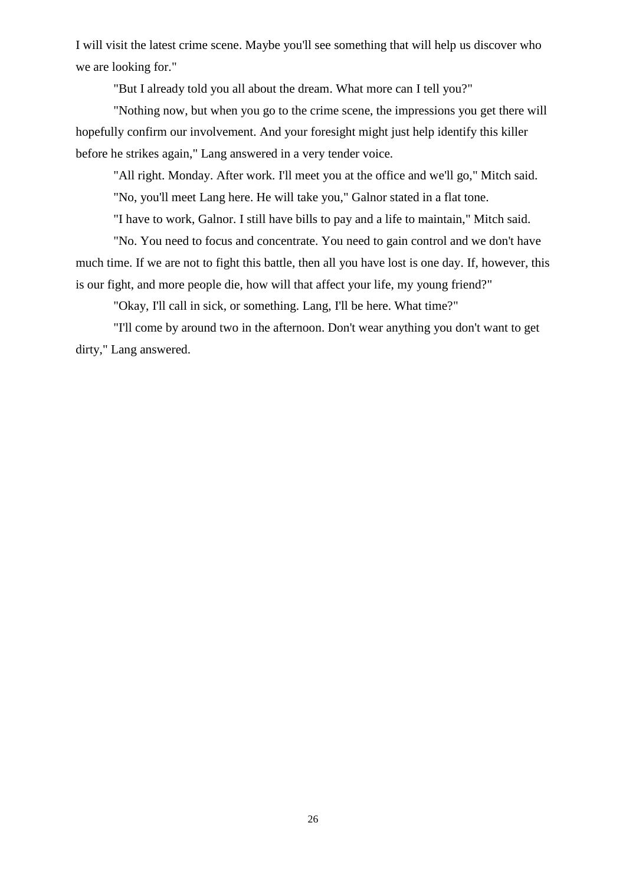I will visit the latest crime scene. Maybe you'll see something that will help us discover who we are looking for."

"But I already told you all about the dream. What more can I tell you?"

"Nothing now, but when you go to the crime scene, the impressions you get there will hopefully confirm our involvement. And your foresight might just help identify this killer before he strikes again," Lang answered in a very tender voice.

"All right. Monday. After work. I'll meet you at the office and we'll go," Mitch said.

"No, you'll meet Lang here. He will take you," Galnor stated in a flat tone.

"I have to work, Galnor. I still have bills to pay and a life to maintain," Mitch said.

"No. You need to focus and concentrate. You need to gain control and we don't have much time. If we are not to fight this battle, then all you have lost is one day. If, however, this is our fight, and more people die, how will that affect your life, my young friend?"

"Okay, I'll call in sick, or something. Lang, I'll be here. What time?"

"I'll come by around two in the afternoon. Don't wear anything you don't want to get dirty," Lang answered.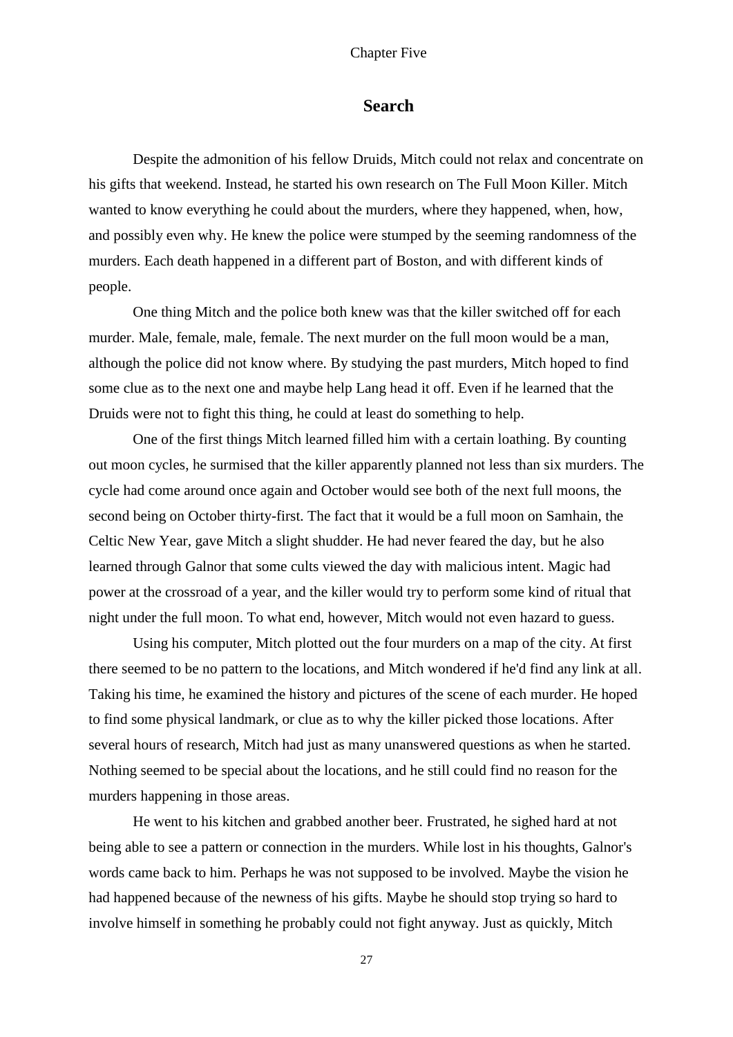Chapter Five

## Search

Despite the admonition of his fellow Druids, Mitch could not relax and concentrate on his gifts that weekend. Instead, he started his own research on The Full Moon Killer. Mitch wanted to know everything he could about the murders, where they happened, when, how, and possibly even why. He knew the police were stumped by the seeming randomness of the murders. Each death happened in a different part of Boston, and with different kinds of people.

One thing Mitch and the police both knew was that the killer switched off for each murder. Male, female, male, female. The next murder on the full moon would be a man, although the police did not know where. By studying the past murders, Mitch hoped to find some clue as to the next one and maybe help Lang head it off. Even if he learned that the Druids were not to fight this thing, he could at least do something to help.

One of the first things Mitch learned filled him with a certain loathing. By counting out moon cycles, he surmised that the killer apparently planned not less than six murders. The cycle had come around once again and October would see both of the next full moons, the second being on October thirty-first. The fact that it would be a full moon on Samhain, the Celtic New Year, gave Mitch a slight shudder. He had never feared the day, but he also learned through Galnor that some cults viewed the day with malicious intent. Magic had power at the crossroad of a year, and the killer would try to perform some kind of ritual that night under the full moon. To what end, however, Mitch would not even hazard to guess.

Using his computer, Mitch plotted out the four murders on a map of the city. At first there seemed to be no pattern to the locations, and Mitch wondered if he'd find any link at all. Taking his time, he examined the history and pictures of the scene of each murder. He hoped to find some physical landmark, or clue as to why the killer picked those locations. After several hours of research, Mitch had just as many unanswered questions as when he started. Nothing seemed to be special about the locations, and he still could find no reason for the murders happening in those areas.

He went to his kitchen and grabbed another beer. Frustrated, he sighed hard at not being able to see a pattern or connection in the murders. While lost in his thoughts, Galnor's words came back to him. Perhaps he was not supposed to be involved. Maybe the vision he had happened because of the newness of his gifts. Maybe he should stop trying so hard to involve himself in something he probably could not fight anyway. Just as quickly, Mitch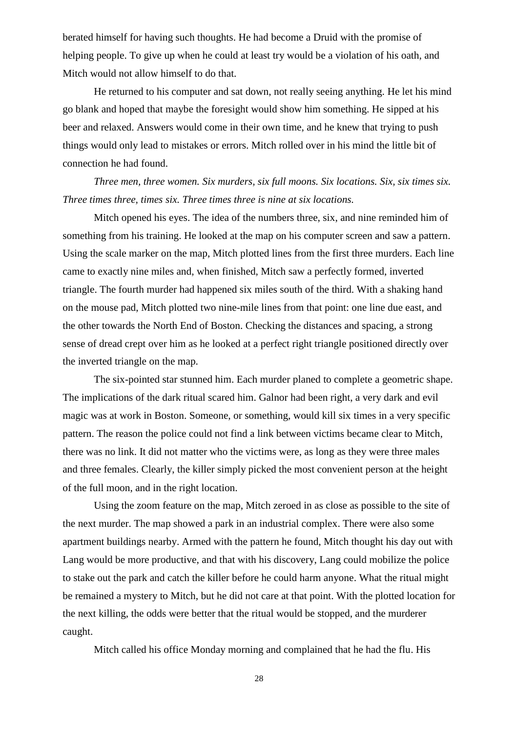berated himself for having such thoughts. He had become a Druid with the promise of helping people. To give up when he could at least try would be a violation of his oath, and Mitch would not allow himself to do that.

He returned to his computer and sat down, not really seeing anything. He let his mind go blank and hoped that maybe the foresight would show him something. He sipped at his beer and relaxed. Answers would come in their own time, and he knew that trying to push things would only lead to mistakes or errors. Mitch rolled over in his mind the little bit of connection he had found.

*Three men, three women. Six murders, six full moons. Six locations. Six, six times six. Three times three, times six. Three times three is nine at six locations.*

Mitch opened his eyes. The idea of the numbers three, six, and nine reminded him of something from his training. He looked at the map on his computer screen and saw a pattern. Using the scale marker on the map, Mitch plotted lines from the first three murders. Each line came to exactly nine miles and, when finished, Mitch saw a perfectly formed, inverted triangle. The fourth murder had happened six miles south of the third. With a shaking hand on the mouse pad, Mitch plotted two nine-mile lines from that point: one line due east, and the other towards the North End of Boston. Checking the distances and spacing, a strong sense of dread crept over him as he looked at a perfect right triangle positioned directly over the inverted triangle on the map.

The six-pointed star stunned him. Each murder planed to complete a geometric shape. The implications of the dark ritual scared him. Galnor had been right, a very dark and evil magic was at work in Boston. Someone, or something, would kill six times in a very specific pattern. The reason the police could not find a link between victims became clear to Mitch, there was no link. It did not matter who the victims were, as long as they were three males and three females. Clearly, the killer simply picked the most convenient person at the height of the full moon, and in the right location.

Using the zoom feature on the map, Mitch zeroed in as close as possible to the site of the next murder. The map showed a park in an industrial complex. There were also some apartment buildings nearby. Armed with the pattern he found, Mitch thought his day out with Lang would be more productive, and that with his discovery, Lang could mobilize the police to stake out the park and catch the killer before he could harm anyone. What the ritual might be remained a mystery to Mitch, but he did not care at that point. With the plotted location for the next killing, the odds were better that the ritual would be stopped, and the murderer caught.

Mitch called his office Monday morning and complained that he had the flu. His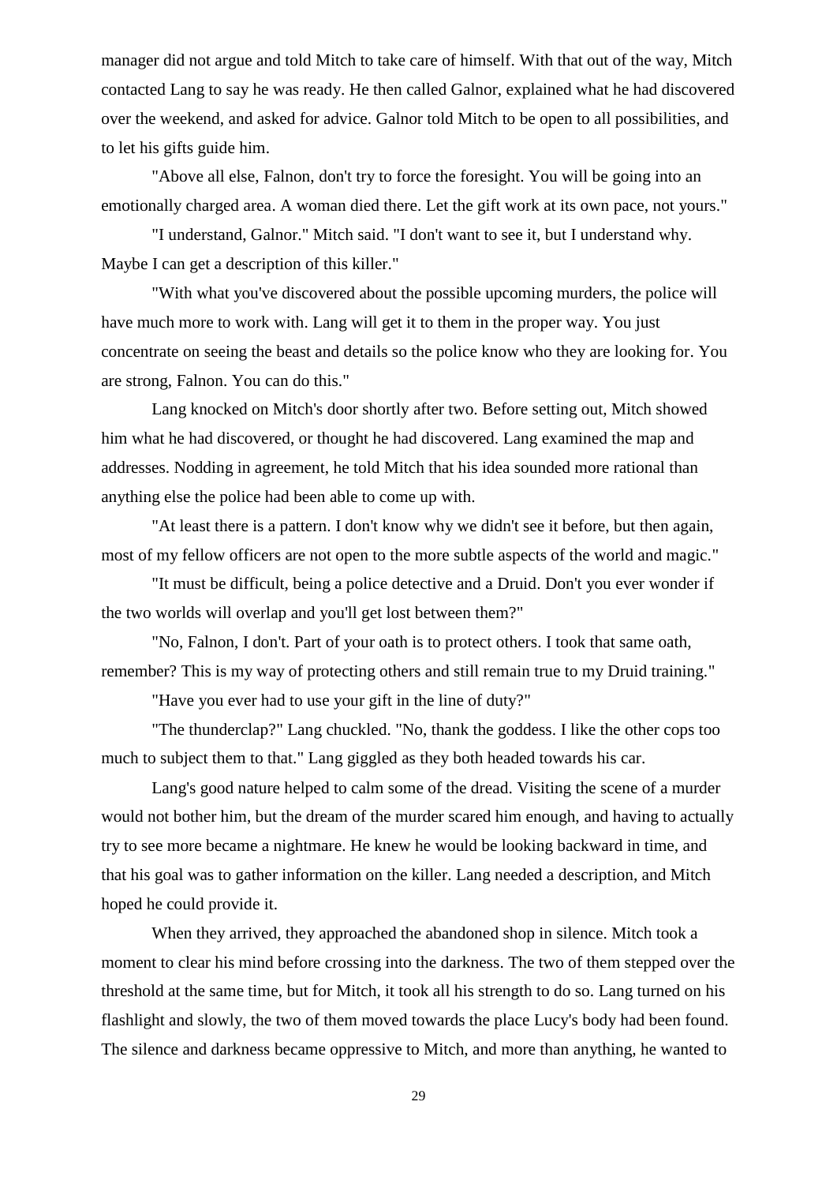manager did not argue and told Mitch to take care of himself. With that out of the way, Mitch contacted Lang to say he was ready. He then called Galnor, explained what he had discovered over the weekend, and asked for advice. Galnor told Mitch to be open to all possibilities, and to let his gifts guide him.

"Above all else, Falnon, don't try to force the foresight. You will be going into an emotionally charged area. A woman died there. Let the gift work at its own pace, not yours."

"I understand, Galnor." Mitch said. "I don't want to see it, but I understand why. Maybe I can get a description of this killer."

"With what you've discovered about the possible upcoming murders, the police will have much more to work with. Lang will get it to them in the proper way. You just concentrate on seeing the beast and details so the police know who they are looking for. You are strong, Falnon. You can do this."

Lang knocked on Mitch's door shortly after two. Before setting out, Mitch showed him what he had discovered, or thought he had discovered. Lang examined the map and addresses. Nodding in agreement, he told Mitch that his idea sounded more rational than anything else the police had been able to come up with.

"At least there is a pattern. I don't know why we didn't see it before, but then again, most of my fellow officers are not open to the more subtle aspects of the world and magic."

"It must be difficult, being a police detective and a Druid. Don't you ever wonder if the two worlds will overlap and you'll get lost between them?"

"No, Falnon, I don't. Part of your oath is to protect others. I took that same oath, remember? This is my way of protecting others and still remain true to my Druid training."

"Have you ever had to use your gift in the line of duty?"

"The thunderclap?" Lang chuckled. "No, thank the goddess. I like the other cops too much to subject them to that." Lang giggled as they both headed towards his car.

Lang's good nature helped to calm some of the dread. Visiting the scene of a murder would not bother him, but the dream of the murder scared him enough, and having to actually try to see more became a nightmare. He knew he would be looking backward in time, and that his goal was to gather information on the killer. Lang needed a description, and Mitch hoped he could provide it.

When they arrived, they approached the abandoned shop in silence. Mitch took a moment to clear his mind before crossing into the darkness. The two of them stepped over the threshold at the same time, but for Mitch, it took all his strength to do so. Lang turned on his flashlight and slowly, the two of them moved towards the place Lucy's body had been found. The silence and darkness became oppressive to Mitch, and more than anything, he wanted to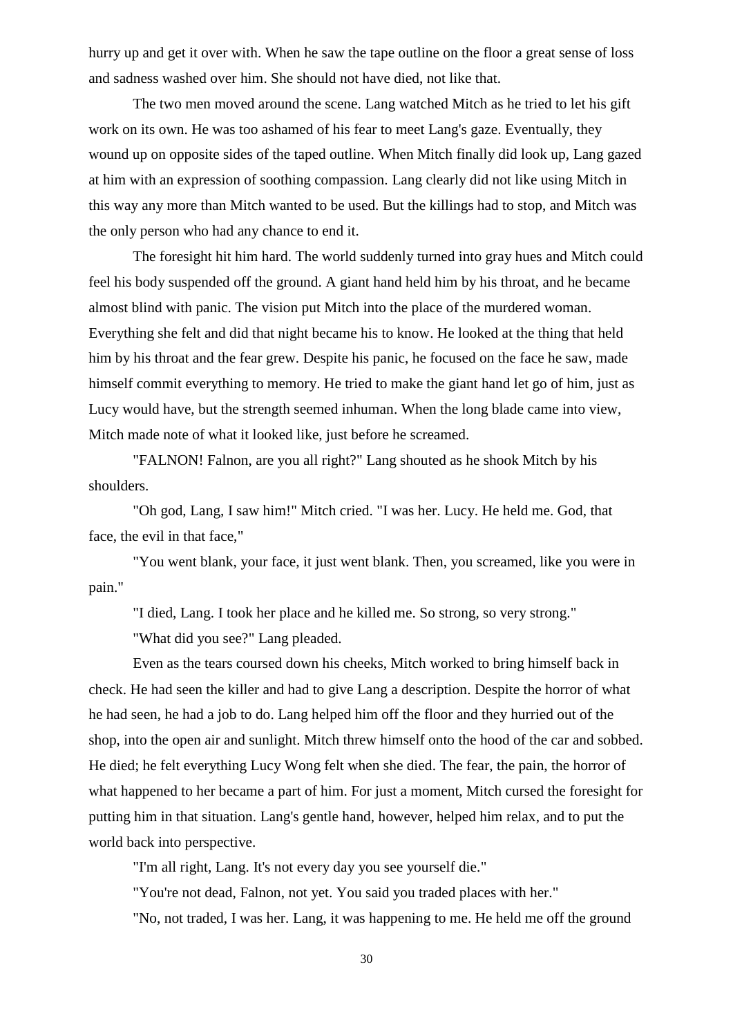hurry up and get it over with. When he saw the tape outline on the floor a great sense of loss and sadness washed over him. She should not have died, not like that.

The two men moved around the scene. Lang watched Mitch as he tried to let his gift work on its own. He was too ashamed of his fear to meet Lang's gaze. Eventually, they wound up on opposite sides of the taped outline. When Mitch finally did look up, Lang gazed at him with an expression of soothing compassion. Lang clearly did not like using Mitch in this way any more than Mitch wanted to be used. But the killings had to stop, and Mitch was the only person who had any chance to end it.

The foresight hit him hard. The world suddenly turned into gray hues and Mitch could feel his body suspended off the ground. A giant hand held him by his throat, and he became almost blind with panic. The vision put Mitch into the place of the murdered woman. Everything she felt and did that night became his to know. He looked at the thing that held him by his throat and the fear grew. Despite his panic, he focused on the face he saw, made himself commit everything to memory. He tried to make the giant hand let go of him, just as Lucy would have, but the strength seemed inhuman. When the long blade came into view, Mitch made note of what it looked like, just before he screamed.

"FALNON! Falnon, are you all right?" Lang shouted as he shook Mitch by his shoulders.

"Oh god, Lang, I saw him!" Mitch cried. "I was her. Lucy. He held me. God, that face, the evil in that face,"

"You went blank, your face, it just went blank. Then, you screamed, like you were in pain."

"I died, Lang. I took her place and he killed me. So strong, so very strong."

"What did you see?" Lang pleaded.

Even as the tears coursed down his cheeks, Mitch worked to bring himself back in check. He had seen the killer and had to give Lang a description. Despite the horror of what he had seen, he had a job to do. Lang helped him off the floor and they hurried out of the shop, into the open air and sunlight. Mitch threw himself onto the hood of the car and sobbed. He died; he felt everything Lucy Wong felt when she died. The fear, the pain, the horror of what happened to her became a part of him. For just a moment, Mitch cursed the foresight for putting him in that situation. Lang's gentle hand, however, helped him relax, and to put the world back into perspective.

"I'm all right, Lang. It's not every day you see yourself die."

"You're not dead, Falnon, not yet. You said you traded places with her."

"No, not traded, I was her. Lang, it was happening to me. He held me off the ground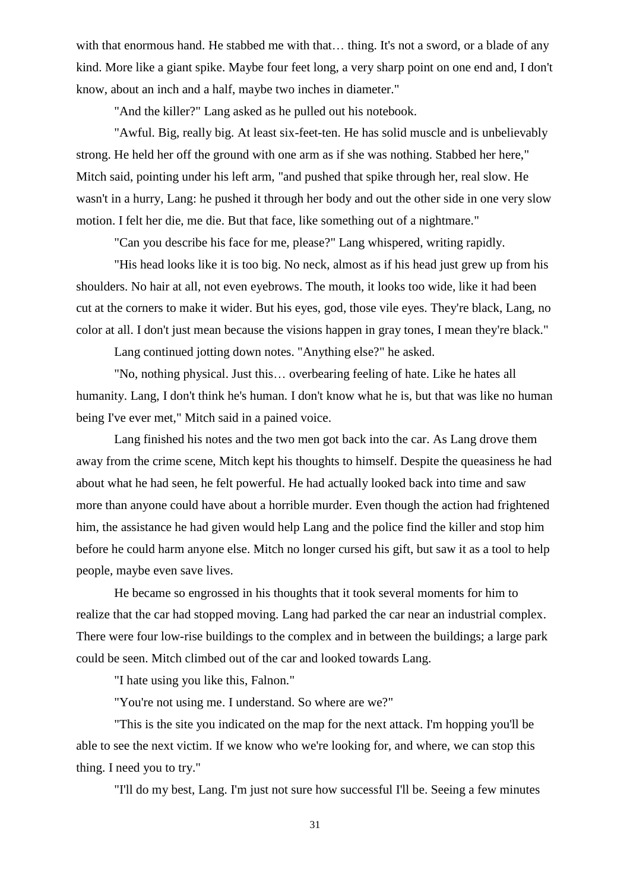with that enormous hand. He stabbed me with that… thing. It's not a sword, or a blade of any kind. More like a giant spike. Maybe four feet long, a very sharp point on one end and, I don't know, about an inch and a half, maybe two inches in diameter."

"And the killer?" Lang asked as he pulled out his notebook.

"Awful. Big, really big. At least six-feet-ten. He has solid muscle and is unbelievably strong. He held her off the ground with one arm as if she was nothing. Stabbed her here," Mitch said, pointing under his left arm, "and pushed that spike through her, real slow. He wasn't in a hurry, Lang: he pushed it through her body and out the other side in one very slow motion. I felt her die, me die. But that face, like something out of a nightmare."

"Can you describe his face for me, please?" Lang whispered, writing rapidly.

"His head looks like it is too big. No neck, almost as if his head just grew up from his shoulders. No hair at all, not even eyebrows. The mouth, it looks too wide, like it had been cut at the corners to make it wider. But his eyes, god, those vile eyes. They're black, Lang, no color at all. I don't just mean because the visions happen in gray tones, I mean they're black."

Lang continued jotting down notes. "Anything else?" he asked.

"No, nothing physical. Just this… overbearing feeling of hate. Like he hates all humanity. Lang, I don't think he's human. I don't know what he is, but that was like no human being I've ever met," Mitch said in a pained voice.

Lang finished his notes and the two men got back into the car. As Lang drove them away from the crime scene, Mitch kept his thoughts to himself. Despite the queasiness he had about what he had seen, he felt powerful. He had actually looked back into time and saw more than anyone could have about a horrible murder. Even though the action had frightened him, the assistance he had given would help Lang and the police find the killer and stop him before he could harm anyone else. Mitch no longer cursed his gift, but saw it as a tool to help people, maybe even save lives.

He became so engrossed in his thoughts that it took several moments for him to realize that the car had stopped moving. Lang had parked the car near an industrial complex. There were four low-rise buildings to the complex and in between the buildings; a large park could be seen. Mitch climbed out of the car and looked towards Lang.

"I hate using you like this, Falnon."

"You're not using me. I understand. So where are we?"

"This is the site you indicated on the map for the next attack. I'm hopping you'll be able to see the next victim. If we know who we're looking for, and where, we can stop this thing. I need you to try."

"I'll do my best, Lang. I'm just not sure how successful I'll be. Seeing a few minutes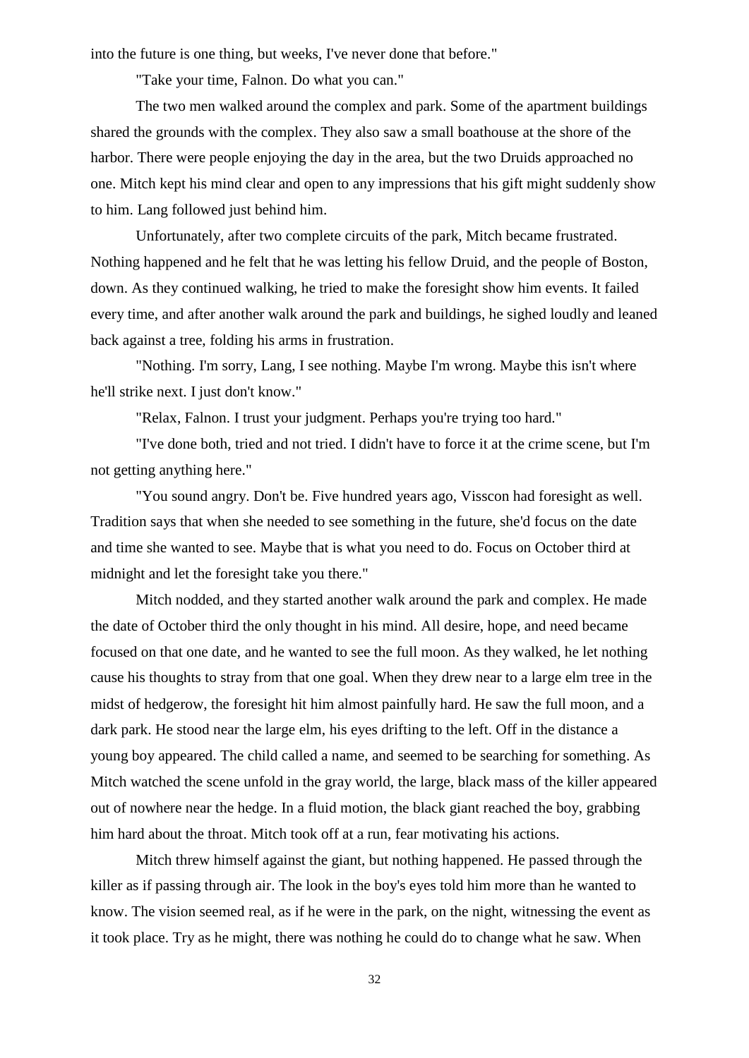into the future is one thing, but weeks, I've never done that before."

"Take your time, Falnon. Do what you can."

The two men walked around the complex and park. Some of the apartment buildings shared the grounds with the complex. They also saw a small boathouse at the shore of the harbor. There were people enjoying the day in the area, but the two Druids approached no one. Mitch kept his mind clear and open to any impressions that his gift might suddenly show to him. Lang followed just behind him.

Unfortunately, after two complete circuits of the park, Mitch became frustrated. Nothing happened and he felt that he was letting his fellow Druid, and the people of Boston, down. As they continued walking, he tried to make the foresight show him events. It failed every time, and after another walk around the park and buildings, he sighed loudly and leaned back against a tree, folding his arms in frustration.

"Nothing. I'm sorry, Lang, I see nothing. Maybe I'm wrong. Maybe this isn't where he'll strike next. I just don't know."

"Relax, Falnon. I trust your judgment. Perhaps you're trying too hard."

"I've done both, tried and not tried. I didn't have to force it at the crime scene, but I'm not getting anything here."

"You sound angry. Don't be. Five hundred years ago, Visscon had foresight as well. Tradition says that when she needed to see something in the future, she'd focus on the date and time she wanted to see. Maybe that is what you need to do. Focus on October third at midnight and let the foresight take you there."

Mitch nodded, and they started another walk around the park and complex. He made the date of October third the only thought in his mind. All desire, hope, and need became focused on that one date, and he wanted to see the full moon. As they walked, he let nothing cause his thoughts to stray from that one goal. When they drew near to a large elm tree in the midst of hedgerow, the foresight hit him almost painfully hard. He saw the full moon, and a dark park. He stood near the large elm, his eyes drifting to the left. Off in the distance a young boy appeared. The child called a name, and seemed to be searching for something. As Mitch watched the scene unfold in the gray world, the large, black mass of the killer appeared out of nowhere near the hedge. In a fluid motion, the black giant reached the boy, grabbing him hard about the throat. Mitch took off at a run, fear motivating his actions.

Mitch threw himself against the giant, but nothing happened. He passed through the killer as if passing through air. The look in the boy's eyes told him more than he wanted to know. The vision seemed real, as if he were in the park, on the night, witnessing the event as it took place. Try as he might, there was nothing he could do to change what he saw. When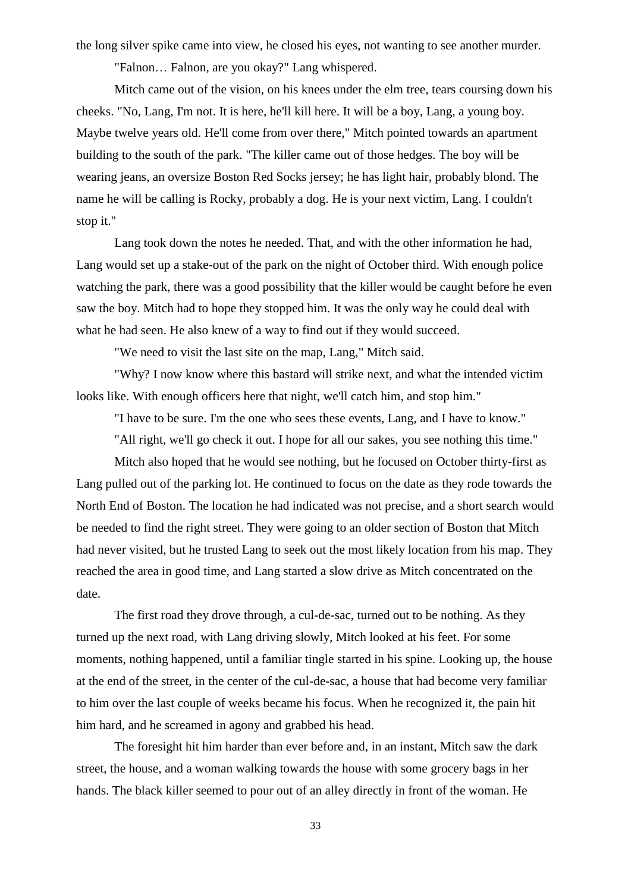the long silver spike came into view, he closed his eyes, not wanting to see another murder.

"Falnon… Falnon, are you okay?" Lang whispered.

Mitch came out of the vision, on his knees under the elm tree, tears coursing down his cheeks. "No, Lang, I'm not. It is here, he'll kill here. It will be a boy, Lang, a young boy. Maybe twelve years old. He'll come from over there," Mitch pointed towards an apartment building to the south of the park. "The killer came out of those hedges. The boy will be wearing jeans, an oversize Boston Red Socks jersey; he has light hair, probably blond. The name he will be calling is Rocky, probably a dog. He is your next victim, Lang. I couldn't stop it."

Lang took down the notes he needed. That, and with the other information he had, Lang would set up a stake-out of the park on the night of October third. With enough police watching the park, there was a good possibility that the killer would be caught before he even saw the boy. Mitch had to hope they stopped him. It was the only way he could deal with what he had seen. He also knew of a way to find out if they would succeed.

"We need to visit the last site on the map, Lang," Mitch said.

"Why? I now know where this bastard will strike next, and what the intended victim looks like. With enough officers here that night, we'll catch him, and stop him."

"I have to be sure. I'm the one who sees these events, Lang, and I have to know."

"All right, we'll go check it out. I hope for all our sakes, you see nothing this time."

Mitch also hoped that he would see nothing, but he focused on October thirty-first as Lang pulled out of the parking lot. He continued to focus on the date as they rode towards the North End of Boston. The location he had indicated was not precise, and a short search would be needed to find the right street. They were going to an older section of Boston that Mitch had never visited, but he trusted Lang to seek out the most likely location from his map. They reached the area in good time, and Lang started a slow drive as Mitch concentrated on the date.

The first road they drove through, a cul-de-sac, turned out to be nothing. As they turned up the next road, with Lang driving slowly, Mitch looked at his feet. For some moments, nothing happened, until a familiar tingle started in his spine. Looking up, the house at the end of the street, in the center of the cul-de-sac, a house that had become very familiar to him over the last couple of weeks became his focus. When he recognized it, the pain hit him hard, and he screamed in agony and grabbed his head.

The foresight hit him harder than ever before and, in an instant, Mitch saw the dark street, the house, and a woman walking towards the house with some grocery bags in her hands. The black killer seemed to pour out of an alley directly in front of the woman. He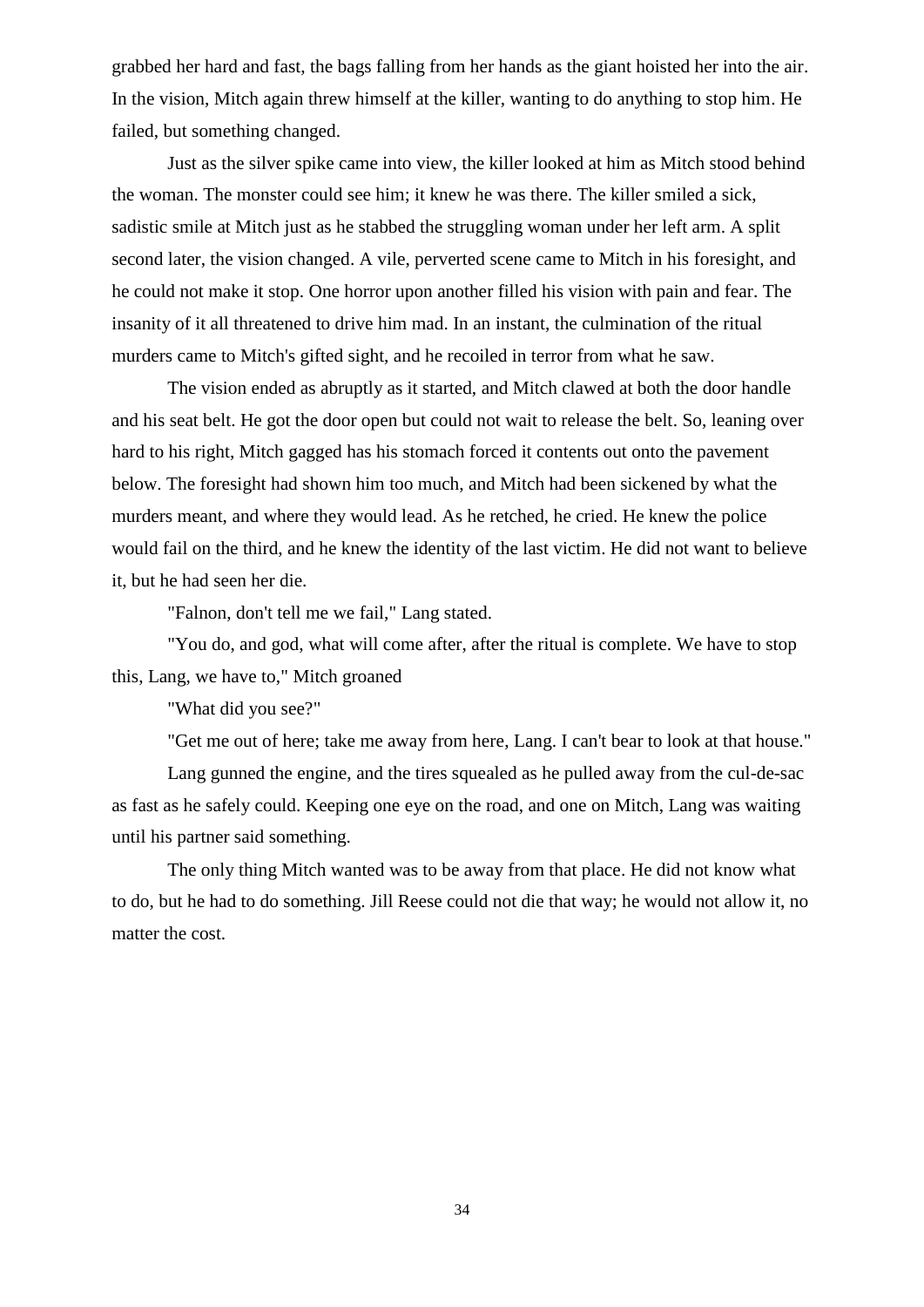grabbed her hard and fast, the bags falling from her hands as the giant hoisted her into the air. In the vision, Mitch again threw himself at the killer, wanting to do anything to stop him. He failed, but something changed.

Just as the silver spike came into view, the killer looked at him as Mitch stood behind the woman. The monster could see him; it knew he was there. The killer smiled a sick, sadistic smile at Mitch just as he stabbed the struggling woman under her left arm. A split second later, the vision changed. A vile, perverted scene came to Mitch in his foresight, and he could not make it stop. One horror upon another filled his vision with pain and fear. The insanity of it all threatened to drive him mad. In an instant, the culmination of the ritual murders came to Mitch's gifted sight, and he recoiled in terror from what he saw.

The vision ended as abruptly as it started, and Mitch clawed at both the door handle and his seat belt. He got the door open but could not wait to release the belt. So, leaning over hard to his right, Mitch gagged has his stomach forced it contents out onto the pavement below. The foresight had shown him too much, and Mitch had been sickened by what the murders meant, and where they would lead. As he retched, he cried. He knew the police would fail on the third, and he knew the identity of the last victim. He did not want to believe it, but he had seen her die.

"Falnon, don't tell me we fail," Lang stated.

"You do, and god, what will come after, after the ritual is complete. We have to stop this, Lang, we have to," Mitch groaned

"What did you see?"

"Get me out of here; take me away from here, Lang. I can't bear to look at that house."

Lang gunned the engine, and the tires squealed as he pulled away from the cul-de-sac as fast as he safely could. Keeping one eye on the road, and one on Mitch, Lang was waiting until his partner said something.

The only thing Mitch wanted was to be away from that place. He did not know what to do, but he had to do something. Jill Reese could not die that way; he would not allow it, no matter the cost.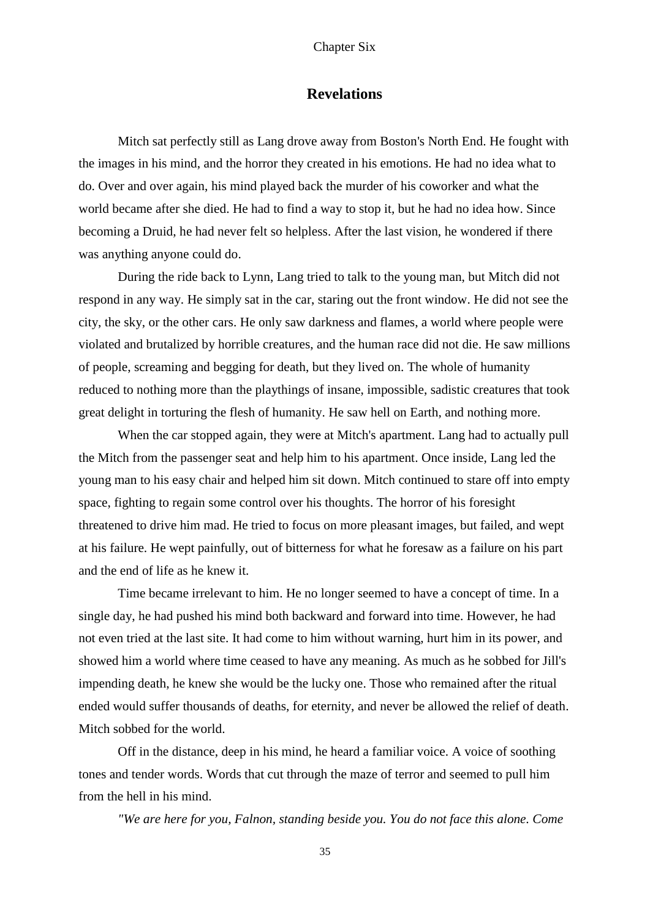Chapter Six

## Revelations

Mitch sat perfectly still as Lang drove away from Boston's North End. He fought with the images in his mind, and the horror they created in his emotions. He had no idea what to do. Over and over again, his mind played back the murder of his coworker and what the world became after she died. He had to find a way to stop it, but he had no idea how. Since becoming a Druid, he had never felt so helpless. After the last vision, he wondered if there was anything anyone could do.

During the ride back to Lynn, Lang tried to talk to the young man, but Mitch did not respond in any way. He simply sat in the car, staring out the front window. He did not see the city, the sky, or the other cars. He only saw darkness and flames, a world where people were violated and brutalized by horrible creatures, and the human race did not die. He saw millions of people, screaming and begging for death, but they lived on. The whole of humanity reduced to nothing more than the playthings of insane, impossible, sadistic creatures that took great delight in torturing the flesh of humanity. He saw hell on Earth, and nothing more.

When the car stopped again, they were at Mitch's apartment. Lang had to actually pull the Mitch from the passenger seat and help him to his apartment. Once inside, Lang led the young man to his easy chair and helped him sit down. Mitch continued to stare off into empty space, fighting to regain some control over his thoughts. The horror of his foresight threatened to drive him mad. He tried to focus on more pleasant images, but failed, and wept at his failure. He wept painfully, out of bitterness for what he foresaw as a failure on his part and the end of life as he knew it.

Time became irrelevant to him. He no longer seemed to have a concept of time. In a single day, he had pushed his mind both backward and forward into time. However, he had not even tried at the last site. It had come to him without warning, hurt him in its power, and showed him a world where time ceased to have any meaning. As much as he sobbed for Jill's impending death, he knew she would be the lucky one. Those who remained after the ritual ended would suffer thousands of deaths, for eternity, and never be allowed the relief of death. Mitch sobbed for the world.

Off in the distance, deep in his mind, he heard a familiar voice. A voice of soothing tones and tender words. Words that cut through the maze of terror and seemed to pull him from the hell in his mind.

*"We are here for you, Falnon, standing beside you. You do not face this alone. Come*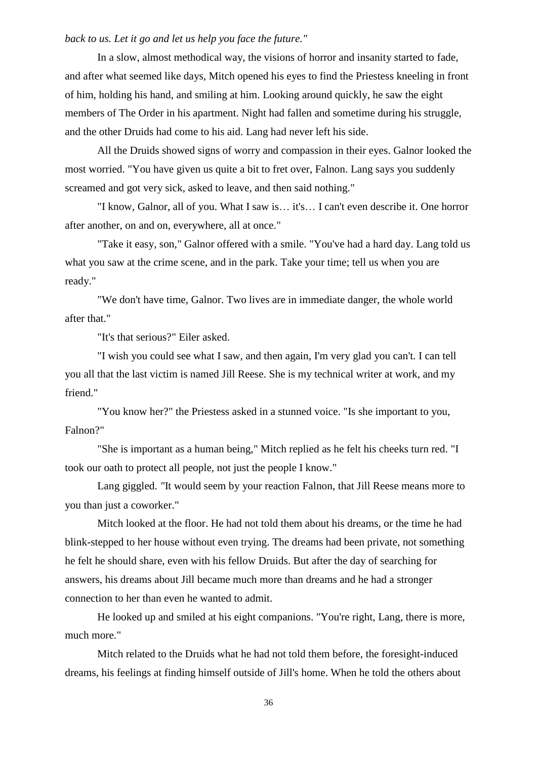*back to us. Let it go and let us help you face the future."*

In a slow, almost methodical way, the visions of horror and insanity started to fade, and after what seemed like days, Mitch opened his eyes to find the Priestess kneeling in front of him, holding his hand, and smiling at him. Looking around quickly, he saw the eight members of The Order in his apartment. Night had fallen and sometime during his struggle, and the other Druids had come to his aid. Lang had never left his side.

All the Druids showed signs of worry and compassion in their eyes. Galnor looked the most worried. "You have given us quite a bit to fret over, Falnon. Lang says you suddenly screamed and got very sick, asked to leave, and then said nothing."

"I know, Galnor, all of you. What I saw is… it's… I can't even describe it. One horror after another, on and on, everywhere, all at once."

"Take it easy, son," Galnor offered with a smile. "You've had a hard day. Lang told us what you saw at the crime scene, and in the park. Take your time; tell us when you are ready."

"We don't have time, Galnor. Two lives are in immediate danger, the whole world after that."

"It's that serious?" Eiler asked.

"I wish you could see what I saw, and then again, I'm very glad you can't. I can tell you all that the last victim is named Jill Reese. She is my technical writer at work, and my friend."

"You know her?" the Priestess asked in a stunned voice. "Is she important to you, Falnon?"

"She is important as a human being," Mitch replied as he felt his cheeks turn red. "I took our oath to protect all people, not just the people I know."

Lang giggled. "It would seem by your reaction Falnon, that Jill Reese means more to you than just a coworker."

Mitch looked at the floor. He had not told them about his dreams, or the time he had blink-stepped to her house without even trying. The dreams had been private, not something he felt he should share, even with his fellow Druids. But after the day of searching for answers, his dreams about Jill became much more than dreams and he had a stronger connection to her than even he wanted to admit.

He looked up and smiled at his eight companions. "You're right, Lang, there is more, much more."

Mitch related to the Druids what he had not told them before, the foresight-induced dreams, his feelings at finding himself outside of Jill's home. When he told the others about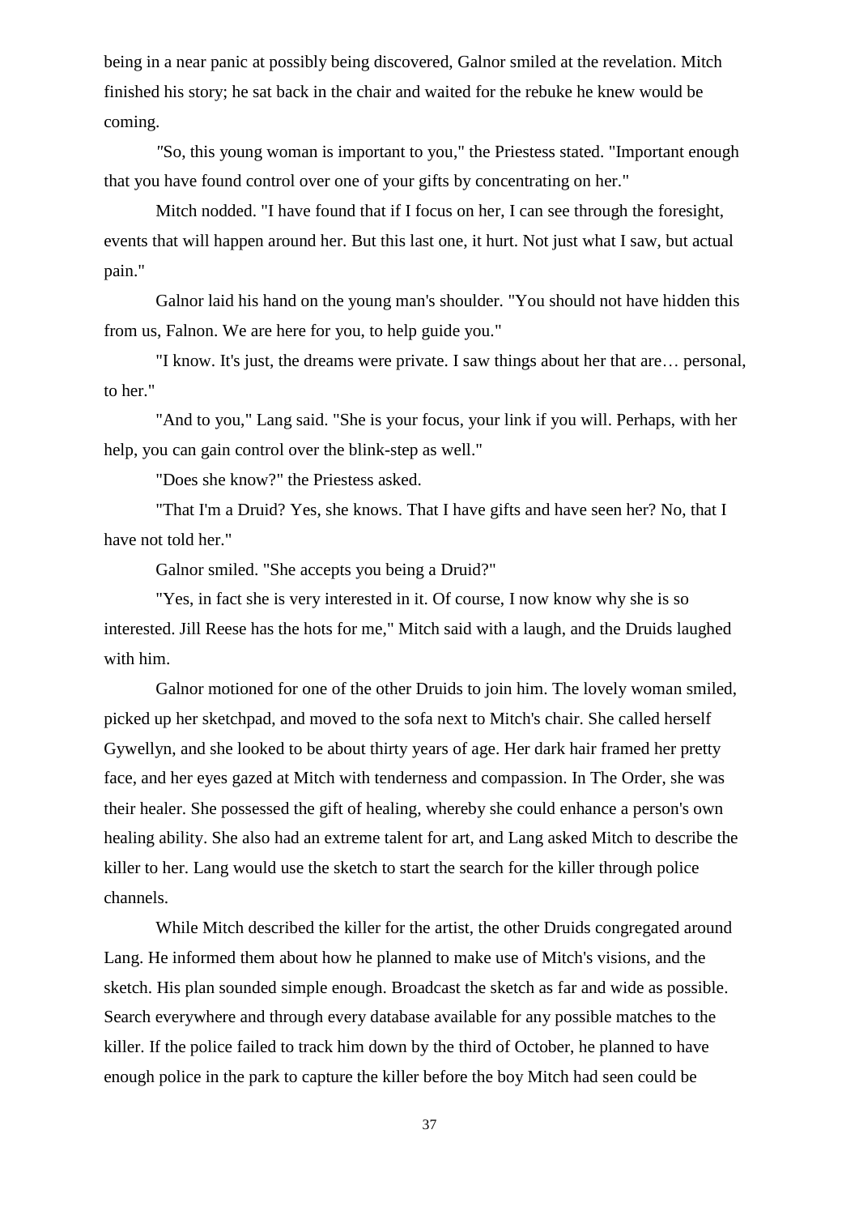being in a near panic at possibly being discovered, Galnor smiled at the revelation. Mitch finished his story; he sat back in the chair and waited for the rebuke he knew would be coming.

"So, this young woman is important to you," the Priestess stated. "Important enough that you have found control over one of your gifts by concentrating on her."

Mitch nodded. "I have found that if I focus on her, I can see through the foresight, events that will happen around her. But this last one, it hurt. Not just what I saw, but actual pain."

Galnor laid his hand on the young man's shoulder. "You should not have hidden this from us, Falnon. We are here for you, to help guide you."

"I know. It's just, the dreams were private. I saw things about her that are… personal, to her."

"And to you," Lang said. "She is your focus, your link if you will. Perhaps, with her help, you can gain control over the blink-step as well."

"Does she know?" the Priestess asked.

"That I'm a Druid? Yes, she knows. That I have gifts and have seen her? No, that I have not told her."

Galnor smiled. "She accepts you being a Druid?"

"Yes, in fact she is very interested in it. Of course, I now know why she is so interested. Jill Reese has the hots for me," Mitch said with a laugh, and the Druids laughed with him.

Galnor motioned for one of the other Druids to join him. The lovely woman smiled, picked up her sketchpad, and moved to the sofa next to Mitch's chair. She called herself Gywellyn, and she looked to be about thirty years of age. Her dark hair framed her pretty face, and her eyes gazed at Mitch with tenderness and compassion. In The Order, she was their healer. She possessed the gift of healing, whereby she could enhance a person's own healing ability. She also had an extreme talent for art, and Lang asked Mitch to describe the killer to her. Lang would use the sketch to start the search for the killer through police channels.

While Mitch described the killer for the artist, the other Druids congregated around Lang. He informed them about how he planned to make use of Mitch's visions, and the sketch. His plan sounded simple enough. Broadcast the sketch as far and wide as possible. Search everywhere and through every database available for any possible matches to the killer. If the police failed to track him down by the third of October, he planned to have enough police in the park to capture the killer before the boy Mitch had seen could be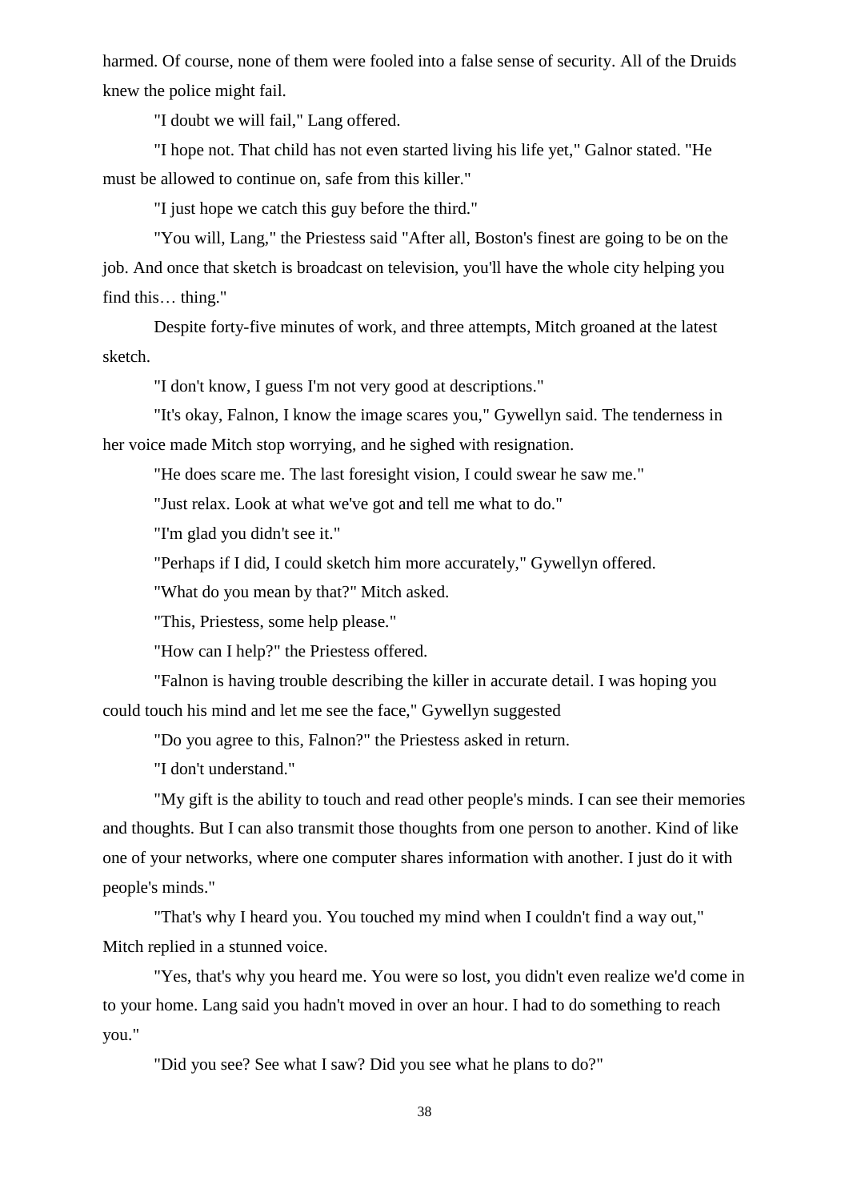harmed. Of course, none of them were fooled into a false sense of security. All of the Druids knew the police might fail.

"I doubt we will fail," Lang offered.

"I hope not. That child has not even started living his life yet," Galnor stated. "He must be allowed to continue on, safe from this killer."

"I just hope we catch this guy before the third."

"You will, Lang," the Priestess said "After all, Boston's finest are going to be on the job. And once that sketch is broadcast on television, you'll have the whole city helping you find this… thing."

Despite forty-five minutes of work, and three attempts, Mitch groaned at the latest sketch.

"I don't know, I guess I'm not very good at descriptions."

"It's okay, Falnon, I know the image scares you," Gywellyn said. The tenderness in her voice made Mitch stop worrying, and he sighed with resignation.

"He does scare me. The last foresight vision, I could swear he saw me."

"Just relax. Look at what we've got and tell me what to do."

"I'm glad you didn't see it."

"Perhaps if I did, I could sketch him more accurately," Gywellyn offered.

"What do you mean by that?" Mitch asked.

"This, Priestess, some help please."

"How can I help?" the Priestess offered.

"Falnon is having trouble describing the killer in accurate detail. I was hoping you could touch his mind and let me see the face," Gywellyn suggested

"Do you agree to this, Falnon?" the Priestess asked in return.

"I don't understand."

"My gift is the ability to touch and read other people's minds. I can see their memories and thoughts. But I can also transmit those thoughts from one person to another. Kind of like one of your networks, where one computer shares information with another. I just do it with people's minds."

"That's why I heard you. You touched my mind when I couldn't find a way out," Mitch replied in a stunned voice.

"Yes, that's why you heard me. You were so lost, you didn't even realize we'd come in to your home. Lang said you hadn't moved in over an hour. I had to do something to reach you."

"Did you see? See what I saw? Did you see what he plans to do?"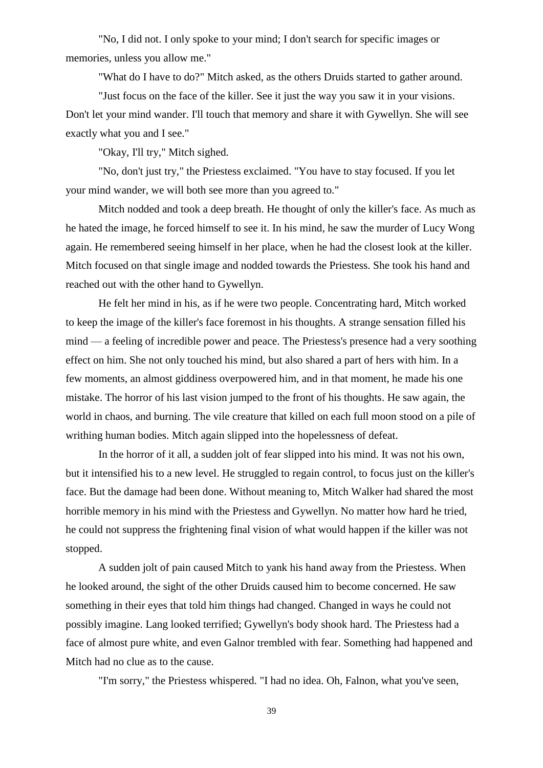"No, I did not. I only spoke to your mind; I don't search for specific images or memories, unless you allow me."

"What do I have to do?" Mitch asked, as the others Druids started to gather around.

"Just focus on the face of the killer. See it just the way you saw it in your visions. Don't let your mind wander. I'll touch that memory and share it with Gywellyn. She will see exactly what you and I see."

"Okay, I'll try," Mitch sighed.

"No, don't just try," the Priestess exclaimed. "You have to stay focused. If you let your mind wander, we will both see more than you agreed to."

Mitch nodded and took a deep breath. He thought of only the killer's face. As much as he hated the image, he forced himself to see it. In his mind, he saw the murder of Lucy Wong again. He remembered seeing himself in her place, when he had the closest look at the killer. Mitch focused on that single image and nodded towards the Priestess. She took his hand and reached out with the other hand to Gywellyn.

He felt her mind in his, as if he were two people. Concentrating hard, Mitch worked to keep the image of the killer's face foremost in his thoughts. A strange sensation filled his mind — a feeling of incredible power and peace. The Priestess's presence had a very soothing effect on him. She not only touched his mind, but also shared a part of hers with him. In a few moments, an almost giddiness overpowered him, and in that moment, he made his one mistake. The horror of his last vision jumped to the front of his thoughts. He saw again, the world in chaos, and burning. The vile creature that killed on each full moon stood on a pile of writhing human bodies. Mitch again slipped into the hopelessness of defeat.

In the horror of it all, a sudden jolt of fear slipped into his mind. It was not his own, but it intensified his to a new level. He struggled to regain control, to focus just on the killer's face. But the damage had been done. Without meaning to, Mitch Walker had shared the most horrible memory in his mind with the Priestess and Gywellyn. No matter how hard he tried, he could not suppress the frightening final vision of what would happen if the killer was not stopped.

A sudden jolt of pain caused Mitch to yank his hand away from the Priestess. When he looked around, the sight of the other Druids caused him to become concerned. He saw something in their eyes that told him things had changed. Changed in ways he could not possibly imagine. Lang looked terrified; Gywellyn's body shook hard. The Priestess had a face of almost pure white, and even Galnor trembled with fear. Something had happened and Mitch had no clue as to the cause.

"I'm sorry," the Priestess whispered. "I had no idea. Oh, Falnon, what you've seen,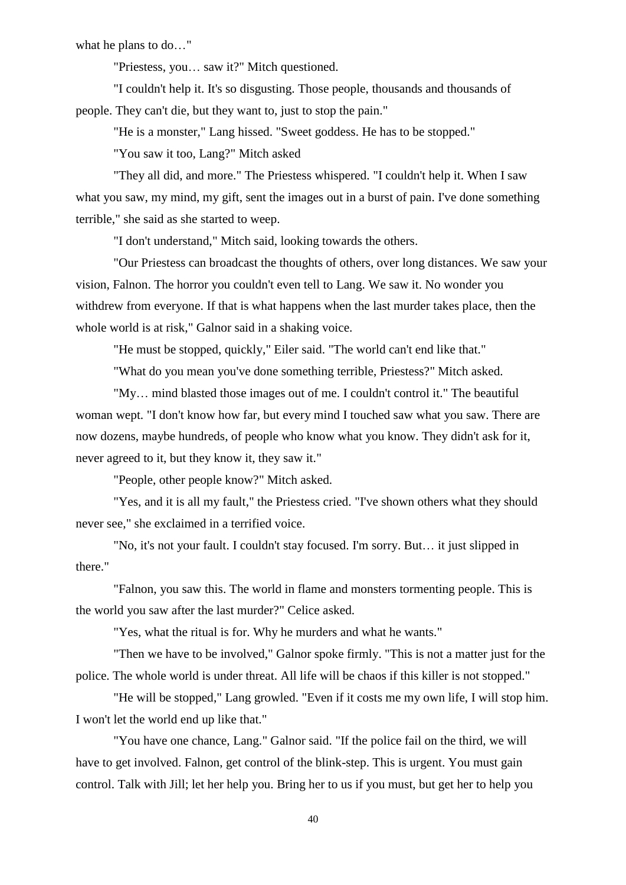what he plans to do…"

"Priestess, you… saw it?" Mitch questioned.

"I couldn't help it. It's so disgusting. Those people, thousands and thousands of people. They can't die, but they want to, just to stop the pain."

"He is a monster," Lang hissed. "Sweet goddess. He has to be stopped."

"You saw it too, Lang?" Mitch asked

"They all did, and more." The Priestess whispered. "I couldn't help it. When I saw what you saw, my mind, my gift, sent the images out in a burst of pain. I've done something terrible," she said as she started to weep.

"I don't understand," Mitch said, looking towards the others.

"Our Priestess can broadcast the thoughts of others, over long distances. We saw your vision, Falnon. The horror you couldn't even tell to Lang. We saw it. No wonder you withdrew from everyone. If that is what happens when the last murder takes place, then the whole world is at risk," Galnor said in a shaking voice.

"He must be stopped, quickly," Eiler said. "The world can't end like that."

"What do you mean you've done something terrible, Priestess?" Mitch asked.

"My… mind blasted those images out of me. I couldn't control it." The beautiful woman wept. "I don't know how far, but every mind I touched saw what you saw. There are now dozens, maybe hundreds, of people who know what you know. They didn't ask for it, never agreed to it, but they know it, they saw it."

"People, other people know?" Mitch asked.

"Yes, and it is all my fault," the Priestess cried. "I've shown others what they should never see," she exclaimed in a terrified voice.

"No, it's not your fault. I couldn't stay focused. I'm sorry. But… it just slipped in there."

"Falnon, you saw this. The world in flame and monsters tormenting people. This is the world you saw after the last murder?" Celice asked.

"Yes, what the ritual is for. Why he murders and what he wants."

"Then we have to be involved," Galnor spoke firmly. "This is not a matter just for the police. The whole world is under threat. All life will be chaos if this killer is not stopped."

"He will be stopped," Lang growled. "Even if it costs me my own life, I will stop him. I won't let the world end up like that."

"You have one chance, Lang." Galnor said. "If the police fail on the third, we will have to get involved. Falnon, get control of the blink-step. This is urgent. You must gain control. Talk with Jill; let her help you. Bring her to us if you must, but get her to help you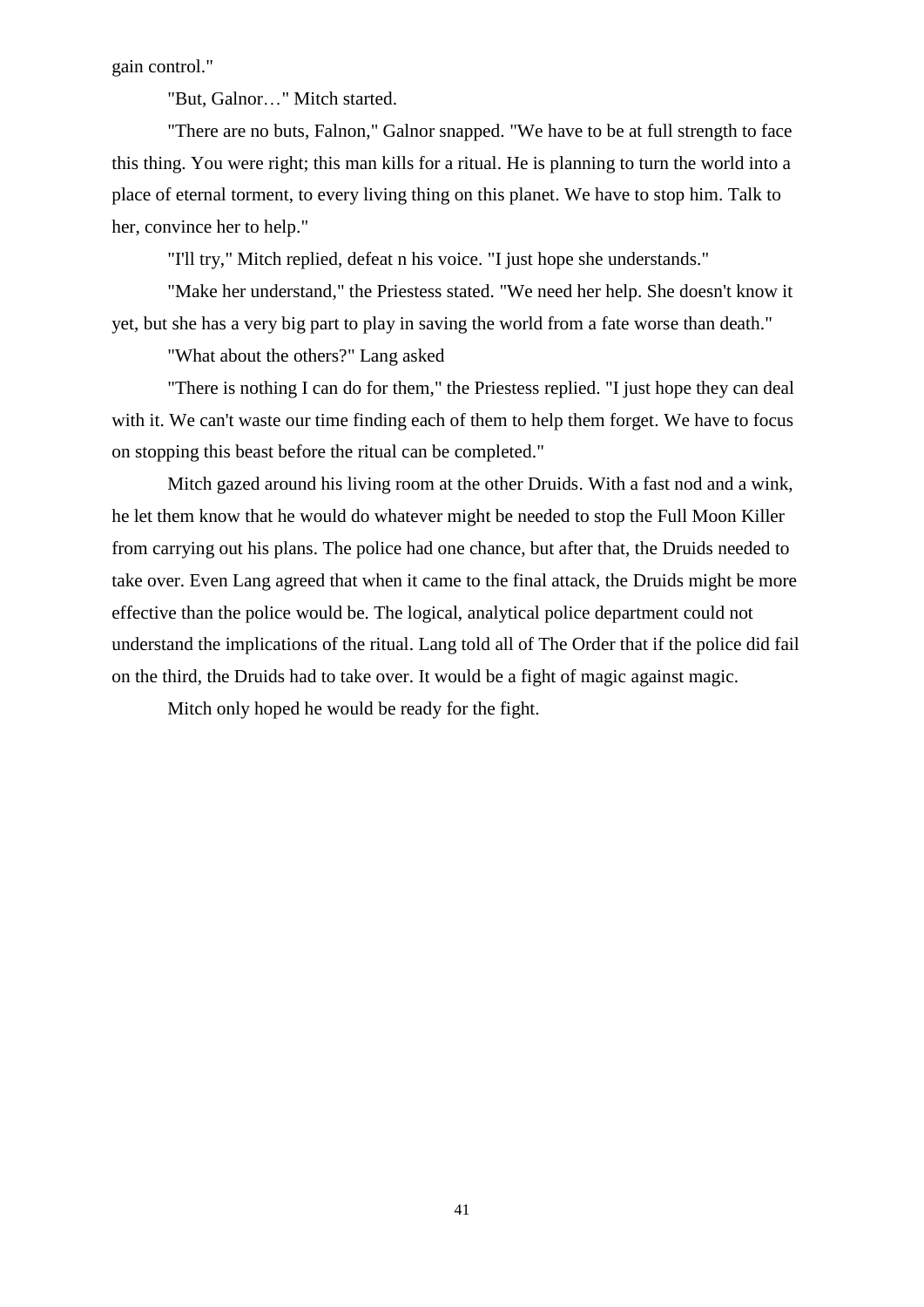gain control."

"But, Galnor…" Mitch started.

"There are no buts, Falnon," Galnor snapped. "We have to be at full strength to face this thing. You were right; this man kills for a ritual. He is planning to turn the world into a place of eternal torment, to every living thing on this planet. We have to stop him. Talk to her, convince her to help."

"I'll try," Mitch replied, defeat n his voice. "I just hope she understands."

"Make her understand," the Priestess stated. "We need her help. She doesn't know it yet, but she has a very big part to play in saving the world from a fate worse than death."

"What about the others?" Lang asked

"There is nothing I can do for them," the Priestess replied. "I just hope they can deal with it. We can't waste our time finding each of them to help them forget. We have to focus on stopping this beast before the ritual can be completed."

Mitch gazed around his living room at the other Druids. With a fast nod and a wink, he let them know that he would do whatever might be needed to stop the Full Moon Killer from carrying out his plans. The police had one chance, but after that, the Druids needed to take over. Even Lang agreed that when it came to the final attack, the Druids might be more effective than the police would be. The logical, analytical police department could not understand the implications of the ritual. Lang told all of The Order that if the police did fail on the third, the Druids had to take over. It would be a fight of magic against magic.

Mitch only hoped he would be ready for the fight.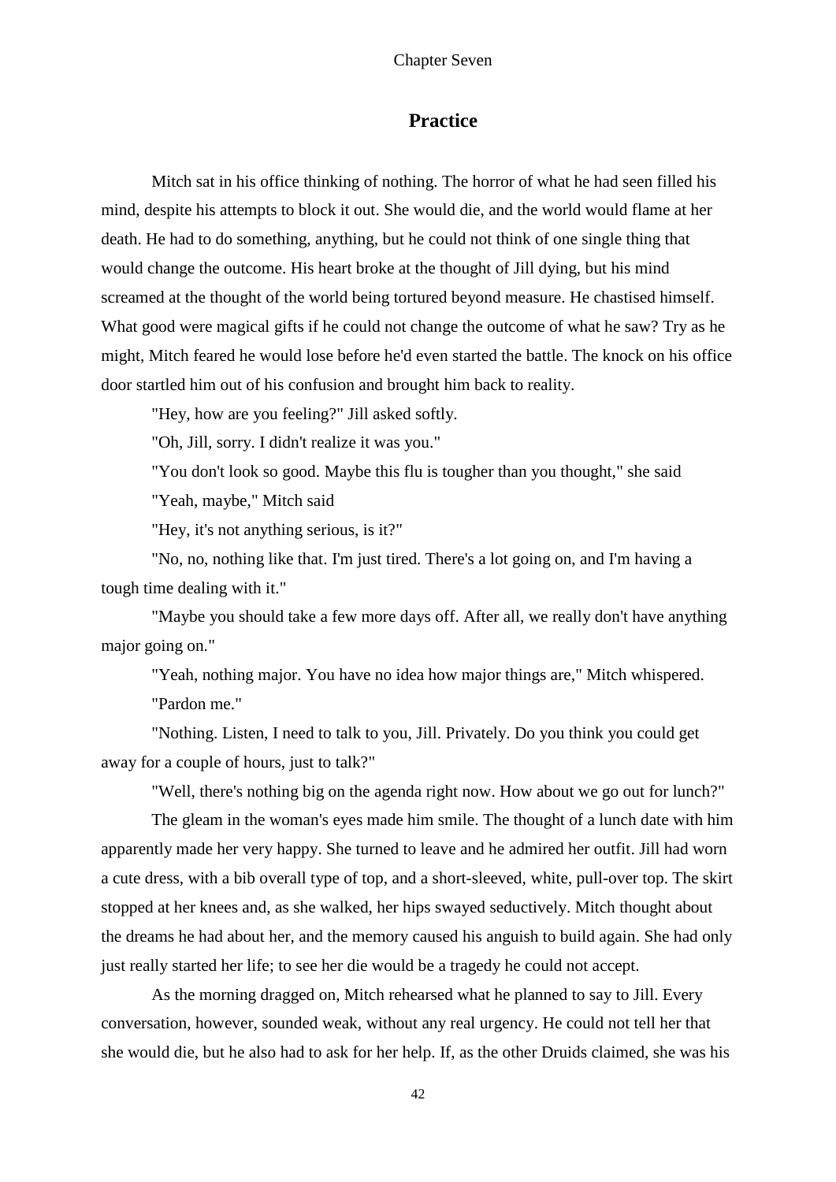Chapter Seven

## Practice

Mitch sat in his office thinking of nothing. The horror of what he had seen filled his mind, despite his attempts to block it out. She would die, and the world would flame at her death. He had to do something, anything, but he could not think of one single thing that would change the outcome. His heart broke at the thought of Jill dying, but his mind screamed at the thought of the world being tortured beyond measure. He chastised himself. What good were magical gifts if he could not change the outcome of what he saw? Try as he might, Mitch feared he would lose before he'd even started the battle. The knock on his office door startled him out of his confusion and brought him back to reality.

"Hey, how are you feeling?" Jill asked softly.

"Oh, Jill, sorry. I didn't realize it was you."

"You don't look so good. Maybe this flu is tougher than you thought," she said

"Yeah, maybe," Mitch said

"Hey, it's not anything serious, is it?"

"No, no, nothing like that. I'm just tired. There's a lot going on, and I'm having a tough time dealing with it."

"Maybe you should take a few more days off. After all, we really don't have anything major going on."

"Yeah, nothing major. You have no idea how major things are," Mitch whispered.

"Pardon me."

"Nothing. Listen, I need to talk to you, Jill. Privately. Do you think you could get away for a couple of hours, just to talk?"

"Well, there's nothing big on the agenda right now. How about we go out for lunch?"

The gleam in the woman's eyes made him smile. The thought of a lunch date with him apparently made her very happy. She turned to leave and he admired her outfit. Jill had worn a cute dress, with a bib overall type of top, and a short-sleeved, white, pull-over top. The skirt stopped at her knees and, as she walked, her hips swayed seductively. Mitch thought about the dreams he had about her, and the memory caused his anguish to build again. She had only just really started her life; to see her die would be a tragedy he could not accept.

As the morning dragged on, Mitch rehearsed what he planned to say to Jill. Every conversation, however, sounded weak, without any real urgency. He could not tell her that she would die, but he also had to ask for her help. If, as the other Druids claimed, she was his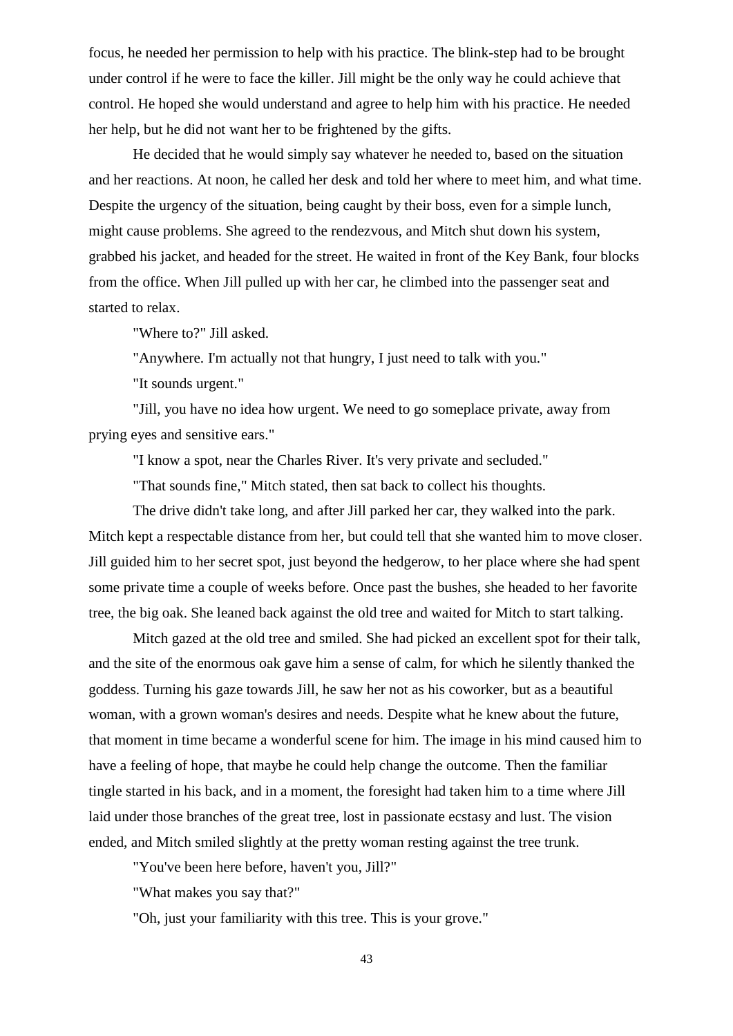focus, he needed her permission to help with his practice. The blink-step had to be brought under control if he were to face the killer. Jill might be the only way he could achieve that control. He hoped she would understand and agree to help him with his practice. He needed her help, but he did not want her to be frightened by the gifts.

He decided that he would simply say whatever he needed to, based on the situation and her reactions. At noon, he called her desk and told her where to meet him, and what time. Despite the urgency of the situation, being caught by their boss, even for a simple lunch, might cause problems. She agreed to the rendezvous, and Mitch shut down his system, grabbed his jacket, and headed for the street. He waited in front of the Key Bank, four blocks from the office. When Jill pulled up with her car, he climbed into the passenger seat and started to relax.

"Where to?" Jill asked.

"Anywhere. I'm actually not that hungry, I just need to talk with you."

"It sounds urgent."

"Jill, you have no idea how urgent. We need to go someplace private, away from prying eyes and sensitive ears."

"I know a spot, near the Charles River. It's very private and secluded."

"That sounds fine," Mitch stated, then sat back to collect his thoughts.

The drive didn't take long, and after Jill parked her car, they walked into the park. Mitch kept a respectable distance from her, but could tell that she wanted him to move closer. Jill guided him to her secret spot, just beyond the hedgerow, to her place where she had spent some private time a couple of weeks before. Once past the bushes, she headed to her favorite tree, the big oak. She leaned back against the old tree and waited for Mitch to start talking.

Mitch gazed at the old tree and smiled. She had picked an excellent spot for their talk, and the site of the enormous oak gave him a sense of calm, for which he silently thanked the goddess. Turning his gaze towards Jill, he saw her not as his coworker, but as a beautiful woman, with a grown woman's desires and needs. Despite what he knew about the future, that moment in time became a wonderful scene for him. The image in his mind caused him to have a feeling of hope, that maybe he could help change the outcome. Then the familiar tingle started in his back, and in a moment, the foresight had taken him to a time where Jill laid under those branches of the great tree, lost in passionate ecstasy and lust. The vision ended, and Mitch smiled slightly at the pretty woman resting against the tree trunk.

"You've been here before, haven't you, Jill?"

"What makes you say that?"

"Oh, just your familiarity with this tree. This is your grove."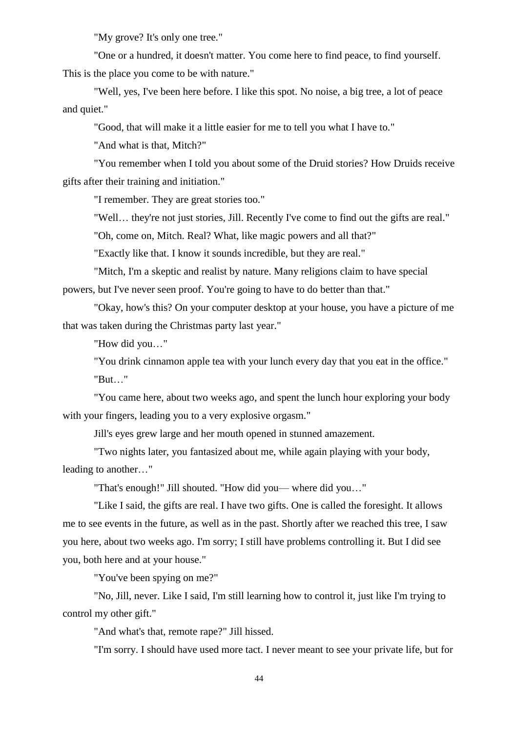"My grove? It's only one tree."

"One or a hundred, it doesn't matter. You come here to find peace, to find yourself. This is the place you come to be with nature."

"Well, yes, I've been here before. I like this spot. No noise, a big tree, a lot of peace and quiet."

"Good, that will make it a little easier for me to tell you what I have to."

"And what is that, Mitch?"

"You remember when I told you about some of the Druid stories? How Druids receive gifts after their training and initiation."

"I remember. They are great stories too."

"Well… they're not just stories, Jill. Recently I've come to find out the gifts are real."

"Oh, come on, Mitch. Real? What, like magic powers and all that?"

"Exactly like that. I know it sounds incredible, but they are real."

"Mitch, I'm a skeptic and realist by nature. Many religions claim to have special powers, but I've never seen proof. You're going to have to do better than that."

"Okay, how's this? On your computer desktop at your house, you have a picture of me that was taken during the Christmas party last year."

"How did you…"

"You drink cinnamon apple tea with your lunch every day that you eat in the office."

"But…"

"You came here, about two weeks ago, and spent the lunch hour exploring your body with your fingers, leading you to a very explosive orgasm."

Jill's eyes grew large and her mouth opened in stunned amazement.

"Two nights later, you fantasized about me, while again playing with your body, leading to another…"

"That's enough!" Jill shouted. "How did you— where did you…"

"Like I said, the gifts are real. I have two gifts. One is called the foresight. It allows me to see events in the future, as well as in the past. Shortly after we reached this tree, I saw you here, about two weeks ago. I'm sorry; I still have problems controlling it. But I did see you, both here and at your house."

"You've been spying on me?"

"No, Jill, never. Like I said, I'm still learning how to control it, just like I'm trying to control my other gift."

"And what's that, remote rape?" Jill hissed.

"I'm sorry. I should have used more tact. I never meant to see your private life, but for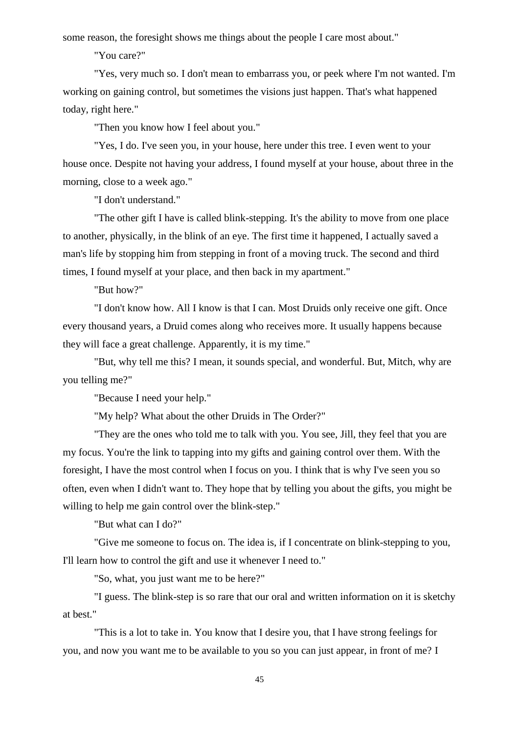some reason, the foresight shows me things about the people I care most about."

"You care?"

"Yes, very much so. I don't mean to embarrass you, or peek where I'm not wanted. I'm working on gaining control, but sometimes the visions just happen. That's what happened today, right here."

"Then you know how I feel about you."

"Yes, I do. I've seen you, in your house, here under this tree. I even went to your house once. Despite not having your address, I found myself at your house, about three in the morning, close to a week ago."

"I don't understand."

"The other gift I have is called blink-stepping. It's the ability to move from one place to another, physically, in the blink of an eye. The first time it happened, I actually saved a man's life by stopping him from stepping in front of a moving truck. The second and third times, I found myself at your place, and then back in my apartment."

"But how?"

"I don't know how. All I know is that I can. Most Druids only receive one gift. Once every thousand years, a Druid comes along who receives more. It usually happens because they will face a great challenge. Apparently, it is my time."

"But, why tell me this? I mean, it sounds special, and wonderful. But, Mitch, why are you telling me?"

"Because I need your help."

"My help? What about the other Druids in The Order?"

"They are the ones who told me to talk with you. You see, Jill, they feel that you are my focus. You're the link to tapping into my gifts and gaining control over them. With the foresight, I have the most control when I focus on you. I think that is why I've seen you so often, even when I didn't want to. They hope that by telling you about the gifts, you might be willing to help me gain control over the blink-step."

"But what can I do?"

"Give me someone to focus on. The idea is, if I concentrate on blink-stepping to you, I'll learn how to control the gift and use it whenever I need to."

"So, what, you just want me to be here?"

"I guess. The blink-step is so rare that our oral and written information on it is sketchy at best."

"This is a lot to take in. You know that I desire you, that I have strong feelings for you, and now you want me to be available to you so you can just appear, in front of me? I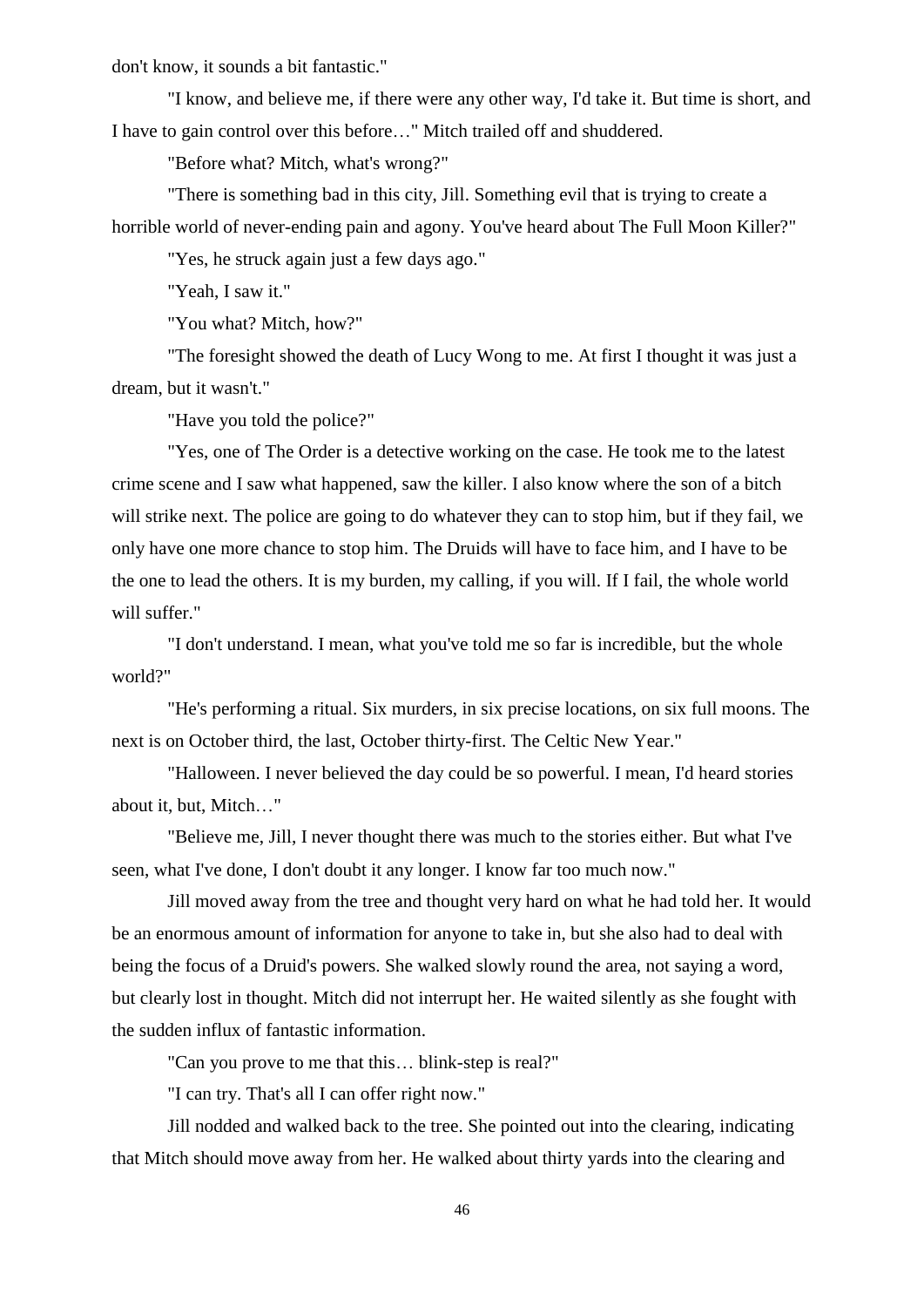don't know, it sounds a bit fantastic."

"I know, and believe me, if there were any other way, I'd take it. But time is short, and I have to gain control over this before…" Mitch trailed off and shuddered.

"Before what? Mitch, what's wrong?"

"There is something bad in this city, Jill. Something evil that is trying to create a horrible world of never-ending pain and agony. You've heard about The Full Moon Killer?"

"Yes, he struck again just a few days ago."

"Yeah, I saw it."

"You what? Mitch, how?"

"The foresight showed the death of Lucy Wong to me. At first I thought it was just a dream, but it wasn't."

"Have you told the police?"

"Yes, one of The Order is a detective working on the case. He took me to the latest crime scene and I saw what happened, saw the killer. I also know where the son of a bitch will strike next. The police are going to do whatever they can to stop him, but if they fail, we only have one more chance to stop him. The Druids will have to face him, and I have to be the one to lead the others. It is my burden, my calling, if you will. If I fail, the whole world will suffer."

"I don't understand. I mean, what you've told me so far is incredible, but the whole world?"

"He's performing a ritual. Six murders, in six precise locations, on six full moons. The next is on October third, the last, October thirty-first. The Celtic New Year."

"Halloween. I never believed the day could be so powerful. I mean, I'd heard stories about it, but, Mitch…"

"Believe me, Jill, I never thought there was much to the stories either. But what I've seen, what I've done, I don't doubt it any longer. I know far too much now."

Jill moved away from the tree and thought very hard on what he had told her. It would be an enormous amount of information for anyone to take in, but she also had to deal with being the focus of a Druid's powers. She walked slowly round the area, not saying a word, but clearly lost in thought. Mitch did not interrupt her. He waited silently as she fought with the sudden influx of fantastic information.

"Can you prove to me that this… blink-step is real?"

"I can try. That's all I can offer right now."

Jill nodded and walked back to the tree. She pointed out into the clearing, indicating that Mitch should move away from her. He walked about thirty yards into the clearing and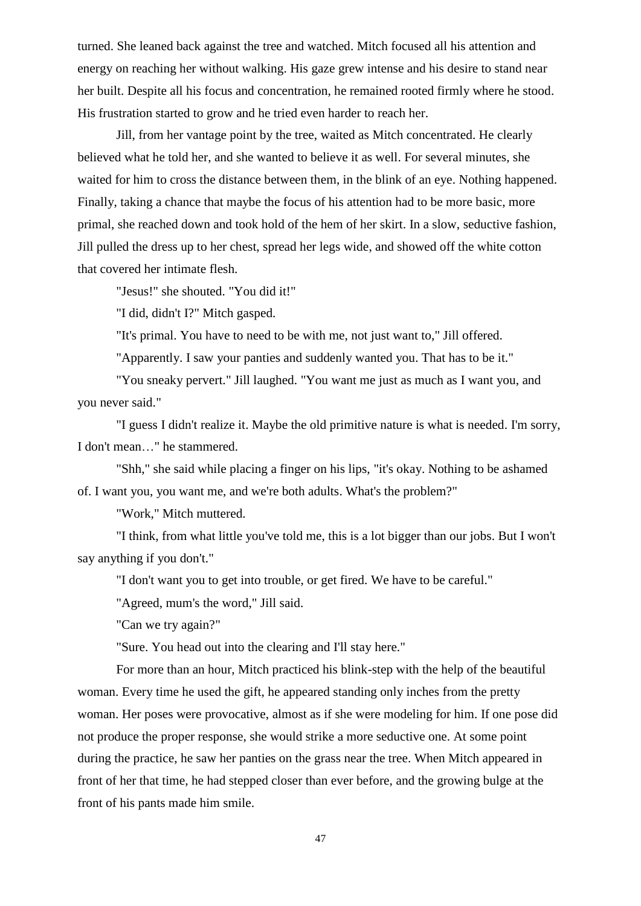turned. She leaned back against the tree and watched. Mitch focused all his attention and energy on reaching her without walking. His gaze grew intense and his desire to stand near her built. Despite all his focus and concentration, he remained rooted firmly where he stood. His frustration started to grow and he tried even harder to reach her.

Jill, from her vantage point by the tree, waited as Mitch concentrated. He clearly believed what he told her, and she wanted to believe it as well. For several minutes, she waited for him to cross the distance between them, in the blink of an eye. Nothing happened. Finally, taking a chance that maybe the focus of his attention had to be more basic, more primal, she reached down and took hold of the hem of her skirt. In a slow, seductive fashion, Jill pulled the dress up to her chest, spread her legs wide, and showed off the white cotton that covered her intimate flesh.

"Jesus!" she shouted. "You did it!"

"I did, didn't I?" Mitch gasped.

"It's primal. You have to need to be with me, not just want to," Jill offered.

"Apparently. I saw your panties and suddenly wanted you. That has to be it."

"You sneaky pervert." Jill laughed. "You want me just as much as I want you, and you never said."

"I guess I didn't realize it. Maybe the old primitive nature is what is needed. I'm sorry, I don't mean…" he stammered.

"Shh," she said while placing a finger on his lips, "it's okay. Nothing to be ashamed of. I want you, you want me, and we're both adults. What's the problem?"

"Work," Mitch muttered.

"I think, from what little you've told me, this is a lot bigger than our jobs. But I won't say anything if you don't."

"I don't want you to get into trouble, or get fired. We have to be careful."

"Agreed, mum's the word," Jill said.

"Can we try again?"

"Sure. You head out into the clearing and I'll stay here."

For more than an hour, Mitch practiced his blink-step with the help of the beautiful woman. Every time he used the gift, he appeared standing only inches from the pretty woman. Her poses were provocative, almost as if she were modeling for him. If one pose did not produce the proper response, she would strike a more seductive one. At some point during the practice, he saw her panties on the grass near the tree. When Mitch appeared in front of her that time, he had stepped closer than ever before, and the growing bulge at the front of his pants made him smile.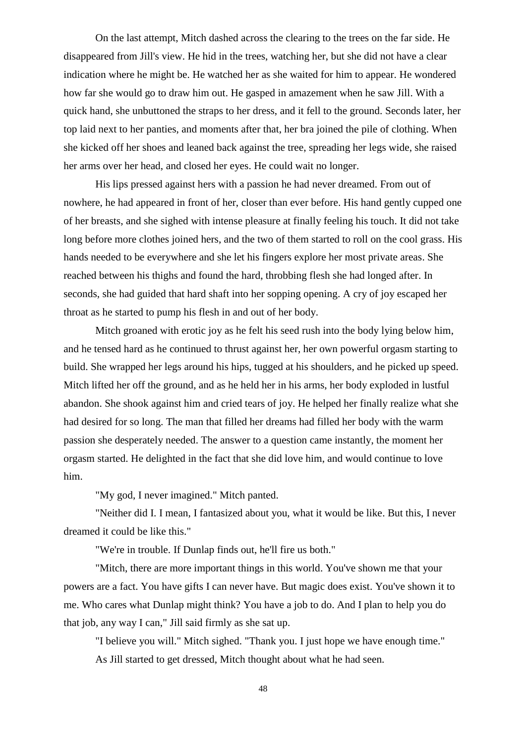On the last attempt, Mitch dashed across the clearing to the trees on the far side. He disappeared from Jill's view. He hid in the trees, watching her, but she did not have a clear indication where he might be. He watched her as she waited for him to appear. He wondered how far she would go to draw him out. He gasped in amazement when he saw Jill. With a quick hand, she unbuttoned the straps to her dress, and it fell to the ground. Seconds later, her top laid next to her panties, and moments after that, her bra joined the pile of clothing. When she kicked off her shoes and leaned back against the tree, spreading her legs wide, she raised her arms over her head, and closed her eyes. He could wait no longer.

His lips pressed against hers with a passion he had never dreamed. From out of nowhere, he had appeared in front of her, closer than ever before. His hand gently cupped one of her breasts, and she sighed with intense pleasure at finally feeling his touch. It did not take long before more clothes joined hers, and the two of them started to roll on the cool grass. His hands needed to be everywhere and she let his fingers explore her most private areas. She reached between his thighs and found the hard, throbbing flesh she had longed after. In seconds, she had guided that hard shaft into her sopping opening. A cry of joy escaped her throat as he started to pump his flesh in and out of her body.

Mitch groaned with erotic joy as he felt his seed rush into the body lying below him, and he tensed hard as he continued to thrust against her, her own powerful orgasm starting to build. She wrapped her legs around his hips, tugged at his shoulders, and he picked up speed. Mitch lifted her off the ground, and as he held her in his arms, her body exploded in lustful abandon. She shook against him and cried tears of joy. He helped her finally realize what she had desired for so long. The man that filled her dreams had filled her body with the warm passion she desperately needed. The answer to a question came instantly, the moment her orgasm started. He delighted in the fact that she did love him, and would continue to love him.

"My god, I never imagined." Mitch panted.

"Neither did I. I mean, I fantasized about you, what it would be like. But this, I never dreamed it could be like this."

"We're in trouble. If Dunlap finds out, he'll fire us both."

"Mitch, there are more important things in this world. You've shown me that your powers are a fact. You have gifts I can never have. But magic does exist. You've shown it to me. Who cares what Dunlap might think? You have a job to do. And I plan to help you do that job, any way I can," Jill said firmly as she sat up.

"I believe you will." Mitch sighed. "Thank you. I just hope we have enough time."

As Jill started to get dressed, Mitch thought about what he had seen.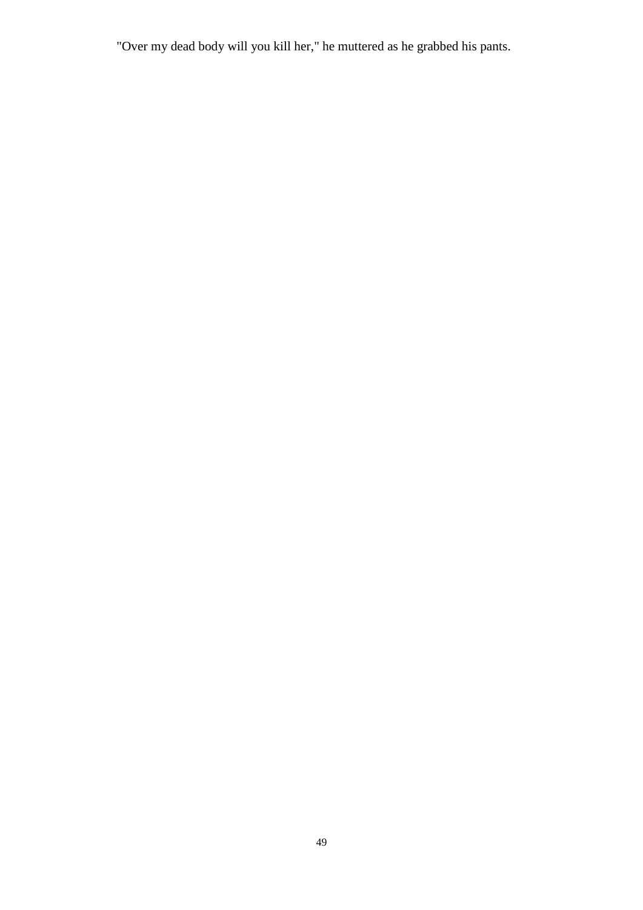"Over my dead body will you kill her," he muttered as he grabbed his pants.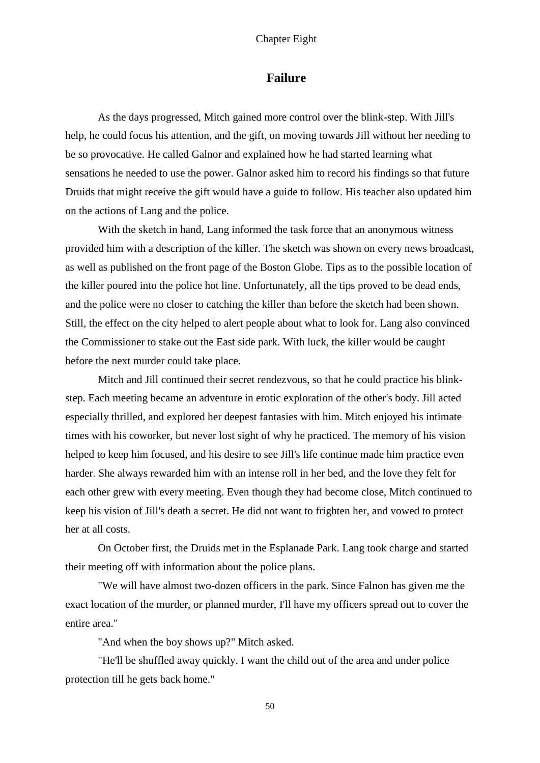Chapter Eight

## Failure

As the days progressed, Mitch gained more control over the blink-step. With Jill's help, he could focus his attention, and the gift, on moving towards Jill without her needing to be so provocative. He called Galnor and explained how he had started learning what sensations he needed to use the power. Galnor asked him to record his findings so that future Druids that might receive the gift would have a guide to follow. His teacher also updated him on the actions of Lang and the police.

With the sketch in hand, Lang informed the task force that an anonymous witness provided him with a description of the killer. The sketch was shown on every news broadcast, as well as published on the front page of the Boston Globe. Tips as to the possible location of the killer poured into the police hot line. Unfortunately, all the tips proved to be dead ends, and the police were no closer to catching the killer than before the sketch had been shown. Still, the effect on the city helped to alert people about what to look for. Lang also convinced the Commissioner to stake out the East side park. With luck, the killer would be caught before the next murder could take place.

Mitch and Jill continued their secret rendezvous, so that he could practice his blink-step. Each meeting became an adventure in erotic exploration of the other's body. Jill acted especially thrilled, and explored her deepest fantasies with him. Mitch enjoyed his intimate times with his coworker, but never lost sight of why he practiced. The memory of his vision helped to keep him focused, and his desire to see Jill's life continue made him practice even harder. She always rewarded him with an intense roll in her bed, and the love they felt for each other grew with every meeting. Even though they had become close, Mitch continued to keep his vision of Jill's death a secret. He did not want to frighten her, and vowed to protect her at all costs.

On October first, the Druids met in the Esplanade Park. Lang took charge and started their meeting off with information about the police plans.

"We will have almost two-dozen officers in the park. Since Falnon has given me the exact location of the murder, or planned murder, I'll have my officers spread out to cover the entire area."

"And when the boy shows up?" Mitch asked.

"He'll be shuffled away quickly. I want the child out of the area and under police protection till he gets back home."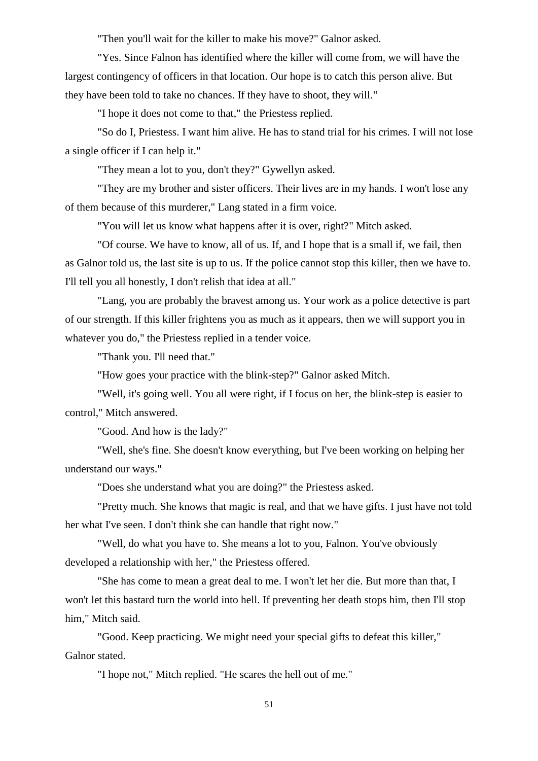"Then you'll wait for the killer to make his move?" Galnor asked.

"Yes. Since Falnon has identified where the killer will come from, we will have the largest contingency of officers in that location. Our hope is to catch this person alive. But they have been told to take no chances. If they have to shoot, they will."

"I hope it does not come to that," the Priestess replied.

"So do I, Priestess. I want him alive. He has to stand trial for his crimes. I will not lose a single officer if I can help it."

"They mean a lot to you, don't they?" Gywellyn asked.

"They are my brother and sister officers. Their lives are in my hands. I won't lose any of them because of this murderer," Lang stated in a firm voice.

"You will let us know what happens after it is over, right?" Mitch asked.

"Of course. We have to know, all of us. If, and I hope that is a small if, we fail, then as Galnor told us, the last site is up to us. If the police cannot stop this killer, then we have to. I'll tell you all honestly, I don't relish that idea at all."

"Lang, you are probably the bravest among us. Your work as a police detective is part of our strength. If this killer frightens you as much as it appears, then we will support you in whatever you do," the Priestess replied in a tender voice.

"Thank you. I'll need that."

"How goes your practice with the blink-step?" Galnor asked Mitch.

"Well, it's going well. You all were right, if I focus on her, the blink-step is easier to control," Mitch answered.

"Good. And how is the lady?"

"Well, she's fine. She doesn't know everything, but I've been working on helping her understand our ways."

"Does she understand what you are doing?" the Priestess asked.

"Pretty much. She knows that magic is real, and that we have gifts. I just have not told her what I've seen. I don't think she can handle that right now."

"Well, do what you have to. She means a lot to you, Falnon. You've obviously developed a relationship with her," the Priestess offered.

"She has come to mean a great deal to me. I won't let her die. But more than that, I won't let this bastard turn the world into hell. If preventing her death stops him, then I'll stop him," Mitch said.

"Good. Keep practicing. We might need your special gifts to defeat this killer," Galnor stated.

"I hope not," Mitch replied. "He scares the hell out of me."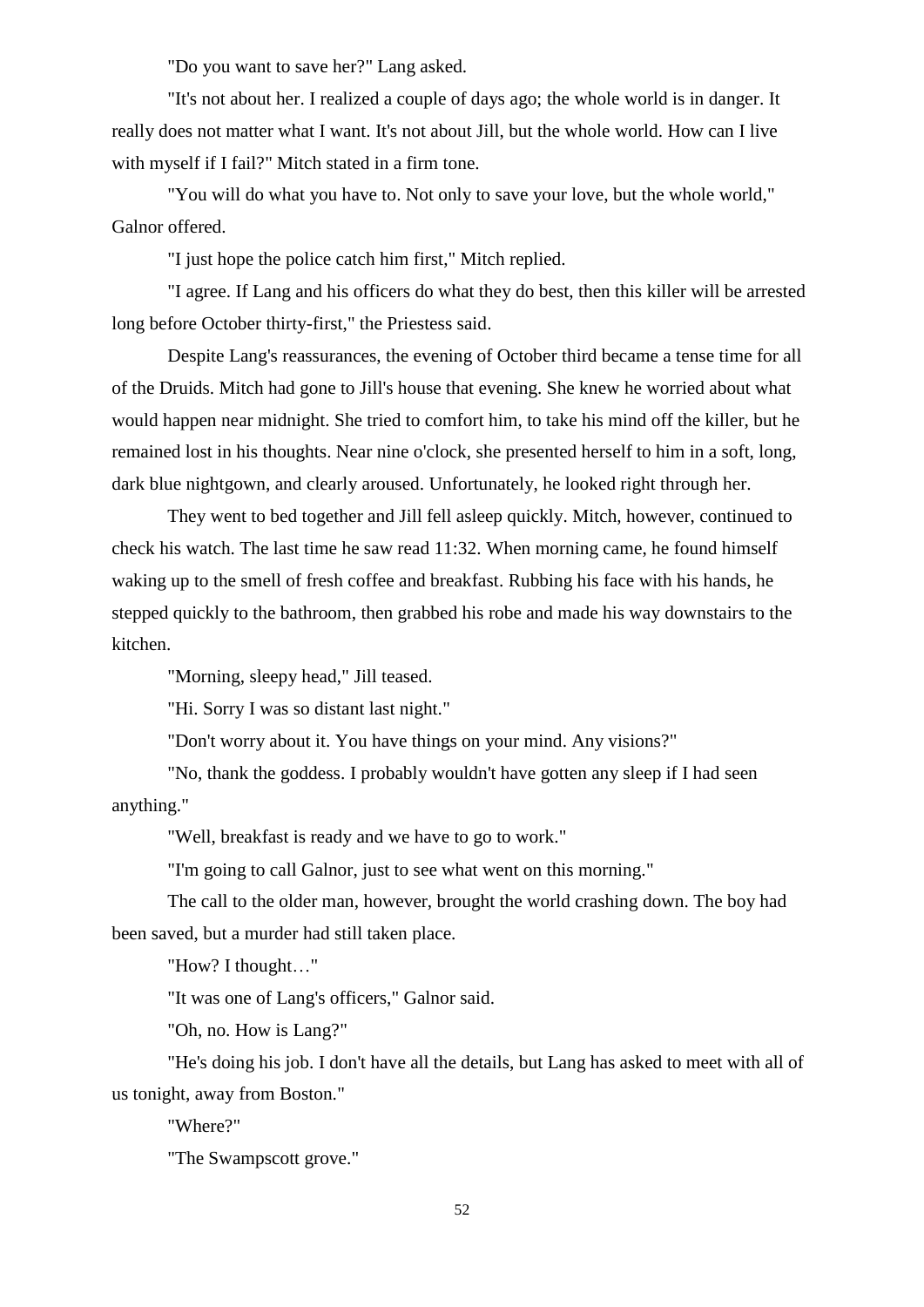"Do you want to save her?" Lang asked.

"It's not about her. I realized a couple of days ago; the whole world is in danger. It really does not matter what I want. It's not about Jill, but the whole world. How can I live with myself if I fail?" Mitch stated in a firm tone.

"You will do what you have to. Not only to save your love, but the whole world," Galnor offered.

"I just hope the police catch him first," Mitch replied.

"I agree. If Lang and his officers do what they do best, then this killer will be arrested long before October thirty-first," the Priestess said.

Despite Lang's reassurances, the evening of October third became a tense time for all of the Druids. Mitch had gone to Jill's house that evening. She knew he worried about what would happen near midnight. She tried to comfort him, to take his mind off the killer, but he remained lost in his thoughts. Near nine o'clock, she presented herself to him in a soft, long, dark blue nightgown, and clearly aroused. Unfortunately, he looked right through her.

They went to bed together and Jill fell asleep quickly. Mitch, however, continued to check his watch. The last time he saw read 11:32. When morning came, he found himself waking up to the smell of fresh coffee and breakfast. Rubbing his face with his hands, he stepped quickly to the bathroom, then grabbed his robe and made his way downstairs to the kitchen.

"Morning, sleepy head," Jill teased.

"Hi. Sorry I was so distant last night."

"Don't worry about it. You have things on your mind. Any visions?"

"No, thank the goddess. I probably wouldn't have gotten any sleep if I had seen anything."

"Well, breakfast is ready and we have to go to work."

"I'm going to call Galnor, just to see what went on this morning."

The call to the older man, however, brought the world crashing down. The boy had been saved, but a murder had still taken place.

"How? I thought…"

"It was one of Lang's officers," Galnor said.

"Oh, no. How is Lang?"

"He's doing his job. I don't have all the details, but Lang has asked to meet with all of us tonight, away from Boston."

"Where?"

"The Swampscott grove."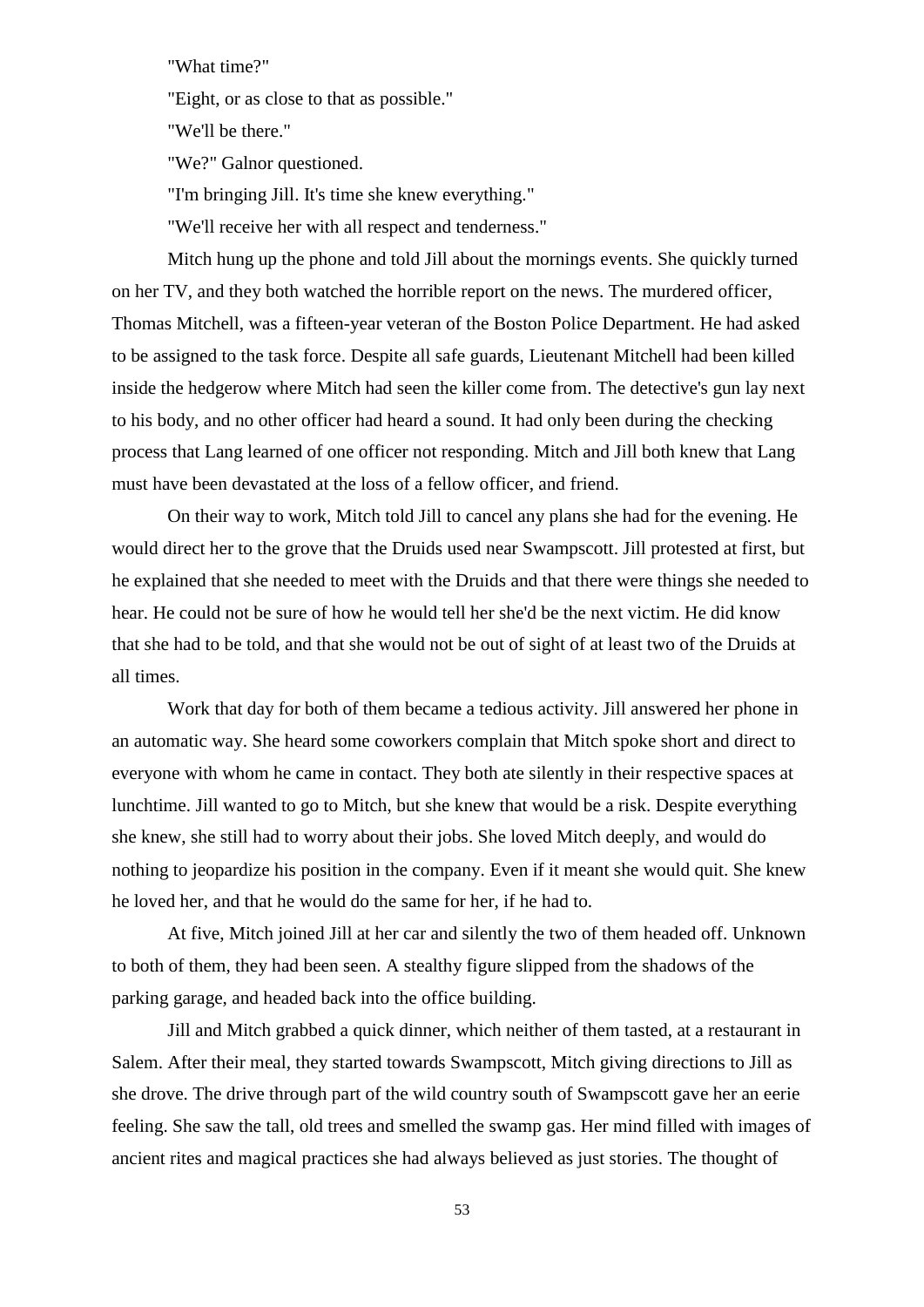"What time?"

"Eight, or as close to that as possible."

"We'll be there."

"We?" Galnor questioned.

"I'm bringing Jill. It's time she knew everything."

"We'll receive her with all respect and tenderness."

Mitch hung up the phone and told Jill about the mornings events. She quickly turned on her TV, and they both watched the horrible report on the news. The murdered officer, Thomas Mitchell, was a fifteen-year veteran of the Boston Police Department. He had asked to be assigned to the task force. Despite all safe guards, Lieutenant Mitchell had been killed inside the hedgerow where Mitch had seen the killer come from. The detective's gun lay next to his body, and no other officer had heard a sound. It had only been during the checking process that Lang learned of one officer not responding. Mitch and Jill both knew that Lang must have been devastated at the loss of a fellow officer, and friend.

On their way to work, Mitch told Jill to cancel any plans she had for the evening. He would direct her to the grove that the Druids used near Swampscott. Jill protested at first, but he explained that she needed to meet with the Druids and that there were things she needed to hear. He could not be sure of how he would tell her she'd be the next victim. He did know that she had to be told, and that she would not be out of sight of at least two of the Druids at all times.

Work that day for both of them became a tedious activity. Jill answered her phone in an automatic way. She heard some coworkers complain that Mitch spoke short and direct to everyone with whom he came in contact. They both ate silently in their respective spaces at lunchtime. Jill wanted to go to Mitch, but she knew that would be a risk. Despite everything she knew, she still had to worry about their jobs. She loved Mitch deeply, and would do nothing to jeopardize his position in the company. Even if it meant she would quit. She knew he loved her, and that he would do the same for her, if he had to.

At five, Mitch joined Jill at her car and silently the two of them headed off. Unknown to both of them, they had been seen. A stealthy figure slipped from the shadows of the parking garage, and headed back into the office building.

Jill and Mitch grabbed a quick dinner, which neither of them tasted, at a restaurant in Salem. After their meal, they started towards Swampscott, Mitch giving directions to Jill as she drove. The drive through part of the wild country south of Swampscott gave her an eerie feeling. She saw the tall, old trees and smelled the swamp gas. Her mind filled with images of ancient rites and magical practices she had always believed as just stories. The thought of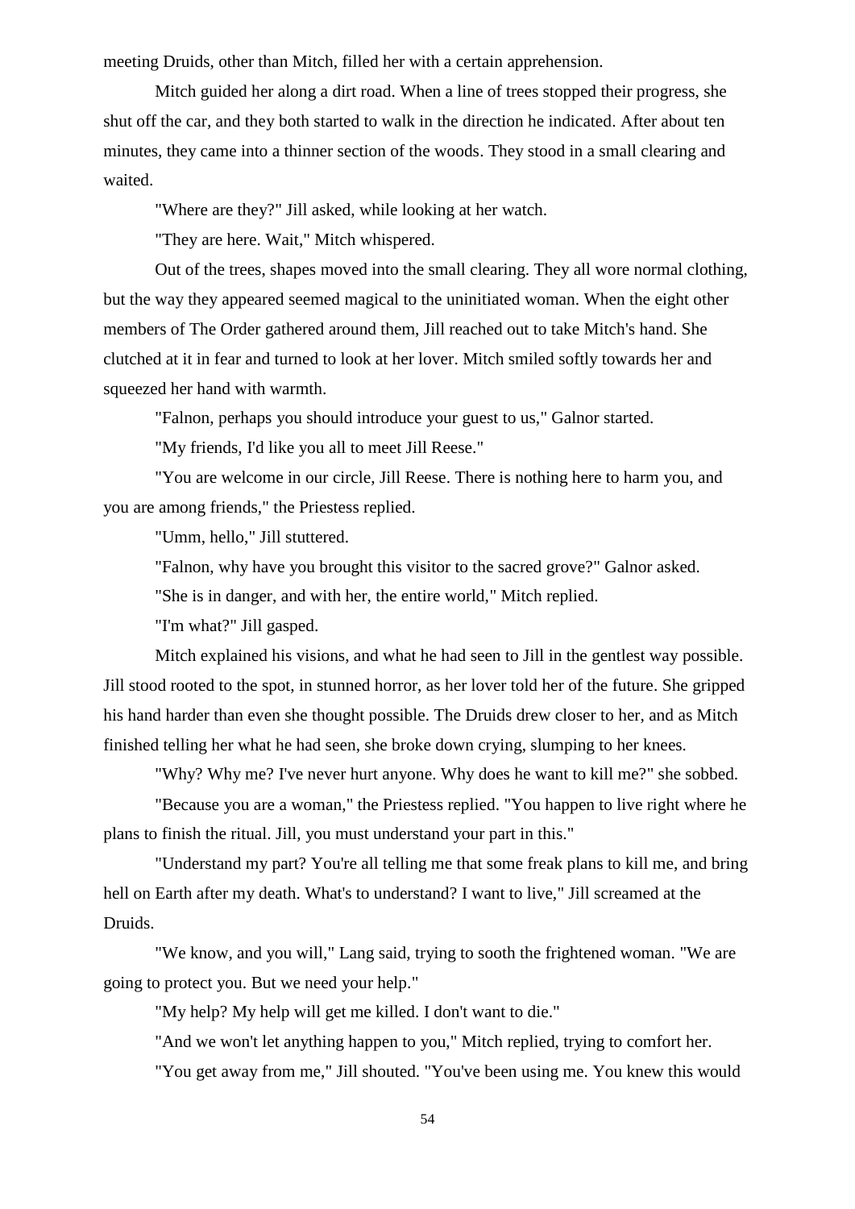meeting Druids, other than Mitch, filled her with a certain apprehension.

Mitch guided her along a dirt road. When a line of trees stopped their progress, she shut off the car, and they both started to walk in the direction he indicated. After about ten minutes, they came into a thinner section of the woods. They stood in a small clearing and waited.

"Where are they?" Jill asked, while looking at her watch.

"They are here. Wait," Mitch whispered.

Out of the trees, shapes moved into the small clearing. They all wore normal clothing, but the way they appeared seemed magical to the uninitiated woman. When the eight other members of The Order gathered around them, Jill reached out to take Mitch's hand. She clutched at it in fear and turned to look at her lover. Mitch smiled softly towards her and squeezed her hand with warmth.

"Falnon, perhaps you should introduce your guest to us," Galnor started.

"My friends, I'd like you all to meet Jill Reese."

"You are welcome in our circle, Jill Reese. There is nothing here to harm you, and you are among friends," the Priestess replied.

"Umm, hello," Jill stuttered.

"Falnon, why have you brought this visitor to the sacred grove?" Galnor asked.

"She is in danger, and with her, the entire world," Mitch replied.

"I'm what?" Jill gasped.

Mitch explained his visions, and what he had seen to Jill in the gentlest way possible. Jill stood rooted to the spot, in stunned horror, as her lover told her of the future. She gripped his hand harder than even she thought possible. The Druids drew closer to her, and as Mitch finished telling her what he had seen, she broke down crying, slumping to her knees.

"Why? Why me? I've never hurt anyone. Why does he want to kill me?" she sobbed.

"Because you are a woman," the Priestess replied. "You happen to live right where he plans to finish the ritual. Jill, you must understand your part in this."

"Understand my part? You're all telling me that some freak plans to kill me, and bring hell on Earth after my death. What's to understand? I want to live," Jill screamed at the Druids.

"We know, and you will," Lang said, trying to sooth the frightened woman. "We are going to protect you. But we need your help."

"My help? My help will get me killed. I don't want to die."

"And we won't let anything happen to you," Mitch replied, trying to comfort her.

"You get away from me," Jill shouted. "You've been using me. You knew this would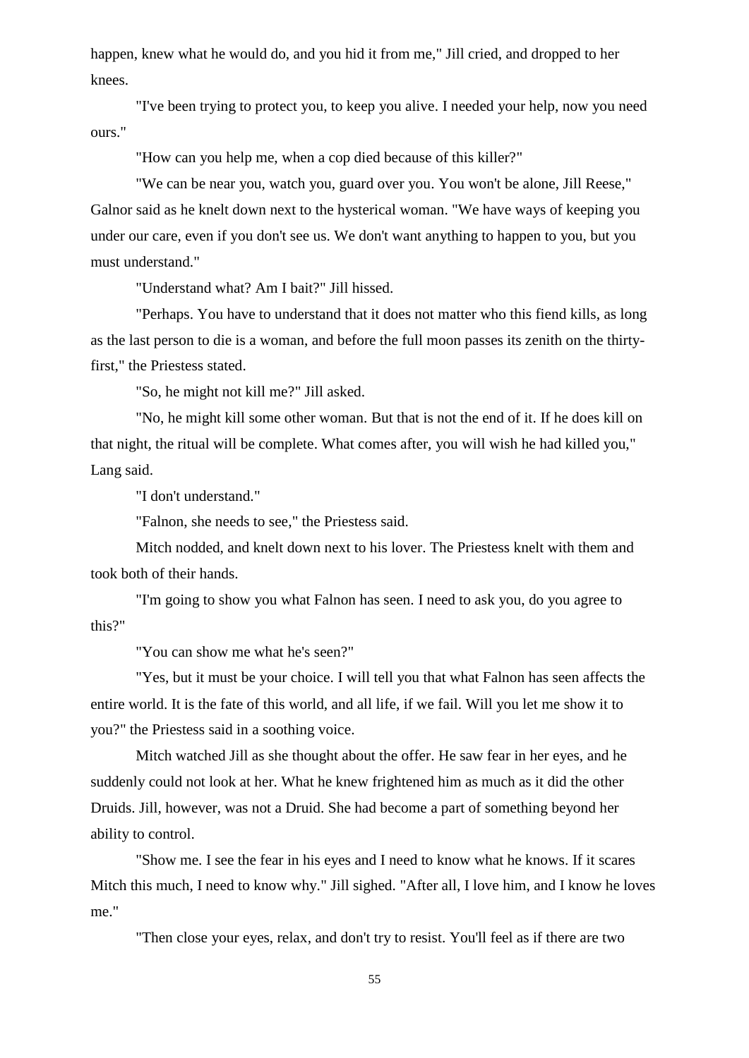happen, knew what he would do, and you hid it from me," Jill cried, and dropped to her knees.

"I've been trying to protect you, to keep you alive. I needed your help, now you need ours."

"How can you help me, when a cop died because of this killer?"

"We can be near you, watch you, guard over you. You won't be alone, Jill Reese," Galnor said as he knelt down next to the hysterical woman. "We have ways of keeping you under our care, even if you don't see us. We don't want anything to happen to you, but you must understand."

"Understand what? Am I bait?" Jill hissed.

"Perhaps. You have to understand that it does not matter who this fiend kills, as long as the last person to die is a woman, and before the full moon passes its zenith on the thirty-first," the Priestess stated.

"So, he might not kill me?" Jill asked.

"No, he might kill some other woman. But that is not the end of it. If he does kill on that night, the ritual will be complete. What comes after, you will wish he had killed you," Lang said.

"I don't understand."

"Falnon, she needs to see," the Priestess said.

Mitch nodded, and knelt down next to his lover. The Priestess knelt with them and took both of their hands.

"I'm going to show you what Falnon has seen. I need to ask you, do you agree to this?"

"You can show me what he's seen?"

"Yes, but it must be your choice. I will tell you that what Falnon has seen affects the entire world. It is the fate of this world, and all life, if we fail. Will you let me show it to you?" the Priestess said in a soothing voice.

Mitch watched Jill as she thought about the offer. He saw fear in her eyes, and he suddenly could not look at her. What he knew frightened him as much as it did the other Druids. Jill, however, was not a Druid. She had become a part of something beyond her ability to control.

"Show me. I see the fear in his eyes and I need to know what he knows. If it scares Mitch this much, I need to know why." Jill sighed. "After all, I love him, and I know he loves me."

"Then close your eyes, relax, and don't try to resist. You'll feel as if there are two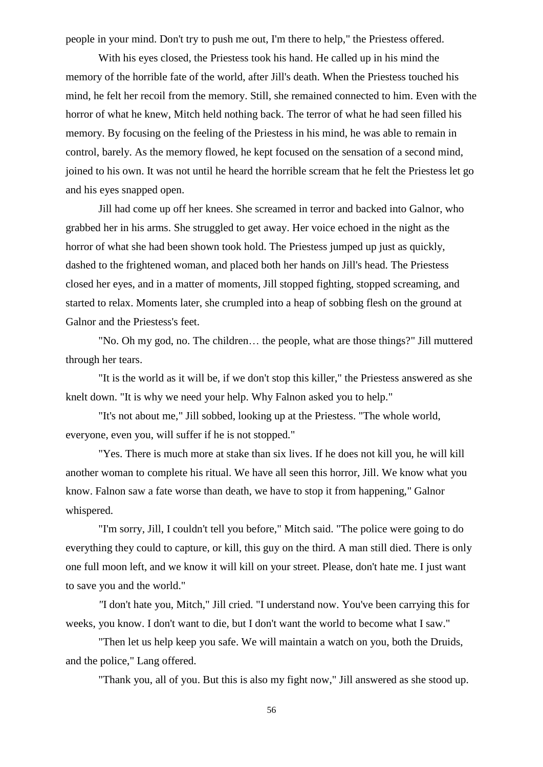people in your mind. Don't try to push me out, I'm there to help," the Priestess offered.

With his eyes closed, the Priestess took his hand. He called up in his mind the memory of the horrible fate of the world, after Jill's death. When the Priestess touched his mind, he felt her recoil from the memory. Still, she remained connected to him. Even with the horror of what he knew, Mitch held nothing back. The terror of what he had seen filled his memory. By focusing on the feeling of the Priestess in his mind, he was able to remain in control, barely. As the memory flowed, he kept focused on the sensation of a second mind, joined to his own. It was not until he heard the horrible scream that he felt the Priestess let go and his eyes snapped open.

Jill had come up off her knees. She screamed in terror and backed into Galnor, who grabbed her in his arms. She struggled to get away. Her voice echoed in the night as the horror of what she had been shown took hold. The Priestess jumped up just as quickly, dashed to the frightened woman, and placed both her hands on Jill's head. The Priestess closed her eyes, and in a matter of moments, Jill stopped fighting, stopped screaming, and started to relax. Moments later, she crumpled into a heap of sobbing flesh on the ground at Galnor and the Priestess's feet.

"No. Oh my god, no. The children… the people, what are those things?" Jill muttered through her tears.

"It is the world as it will be, if we don't stop this killer," the Priestess answered as she knelt down. "It is why we need your help. Why Falnon asked you to help."

"It's not about me," Jill sobbed, looking up at the Priestess. "The whole world, everyone, even you, will suffer if he is not stopped."

"Yes. There is much more at stake than six lives. If he does not kill you, he will kill another woman to complete his ritual. We have all seen this horror, Jill. We know what you know. Falnon saw a fate worse than death, we have to stop it from happening," Galnor whispered.

"I'm sorry, Jill, I couldn't tell you before," Mitch said. "The police were going to do everything they could to capture, or kill, this guy on the third. A man still died. There is only one full moon left, and we know it will kill on your street. Please, don't hate me. I just want to save you and the world."

"I don't hate you, Mitch," Jill cried. "I understand now. You've been carrying this for weeks, you know. I don't want to die, but I don't want the world to become what I saw."

"Then let us help keep you safe. We will maintain a watch on you, both the Druids, and the police," Lang offered.

"Thank you, all of you. But this is also my fight now," Jill answered as she stood up.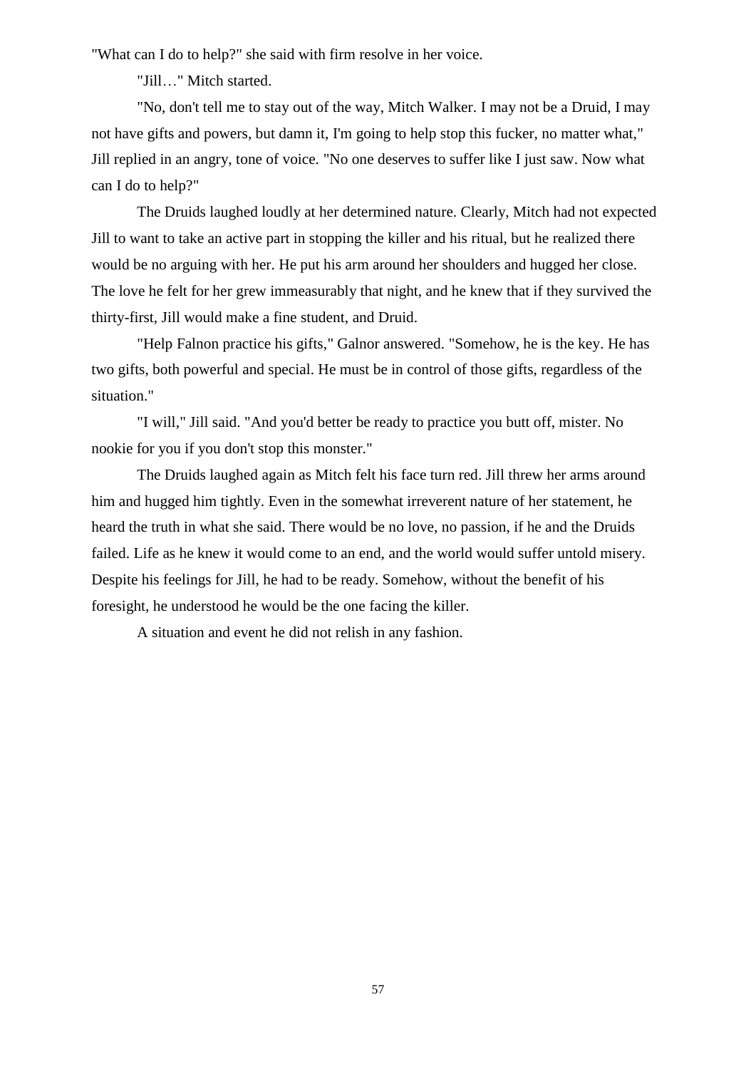"What can I do to help?" she said with firm resolve in her voice.

"Jill…" Mitch started.

"No, don't tell me to stay out of the way, Mitch Walker. I may not be a Druid, I may not have gifts and powers, but damn it, I'm going to help stop this fucker, no matter what," Jill replied in an angry, tone of voice. "No one deserves to suffer like I just saw. Now what can I do to help?"

The Druids laughed loudly at her determined nature. Clearly, Mitch had not expected Jill to want to take an active part in stopping the killer and his ritual, but he realized there would be no arguing with her. He put his arm around her shoulders and hugged her close. The love he felt for her grew immeasurably that night, and he knew that if they survived the thirty-first, Jill would make a fine student, and Druid.

"Help Falnon practice his gifts," Galnor answered. "Somehow, he is the key. He has two gifts, both powerful and special. He must be in control of those gifts, regardless of the situation."

"I will," Jill said. "And you'd better be ready to practice you butt off, mister. No nookie for you if you don't stop this monster."

The Druids laughed again as Mitch felt his face turn red. Jill threw her arms around him and hugged him tightly. Even in the somewhat irreverent nature of her statement, he heard the truth in what she said. There would be no love, no passion, if he and the Druids failed. Life as he knew it would come to an end, and the world would suffer untold misery. Despite his feelings for Jill, he had to be ready. Somehow, without the benefit of his foresight, he understood he would be the one facing the killer.

A situation and event he did not relish in any fashion.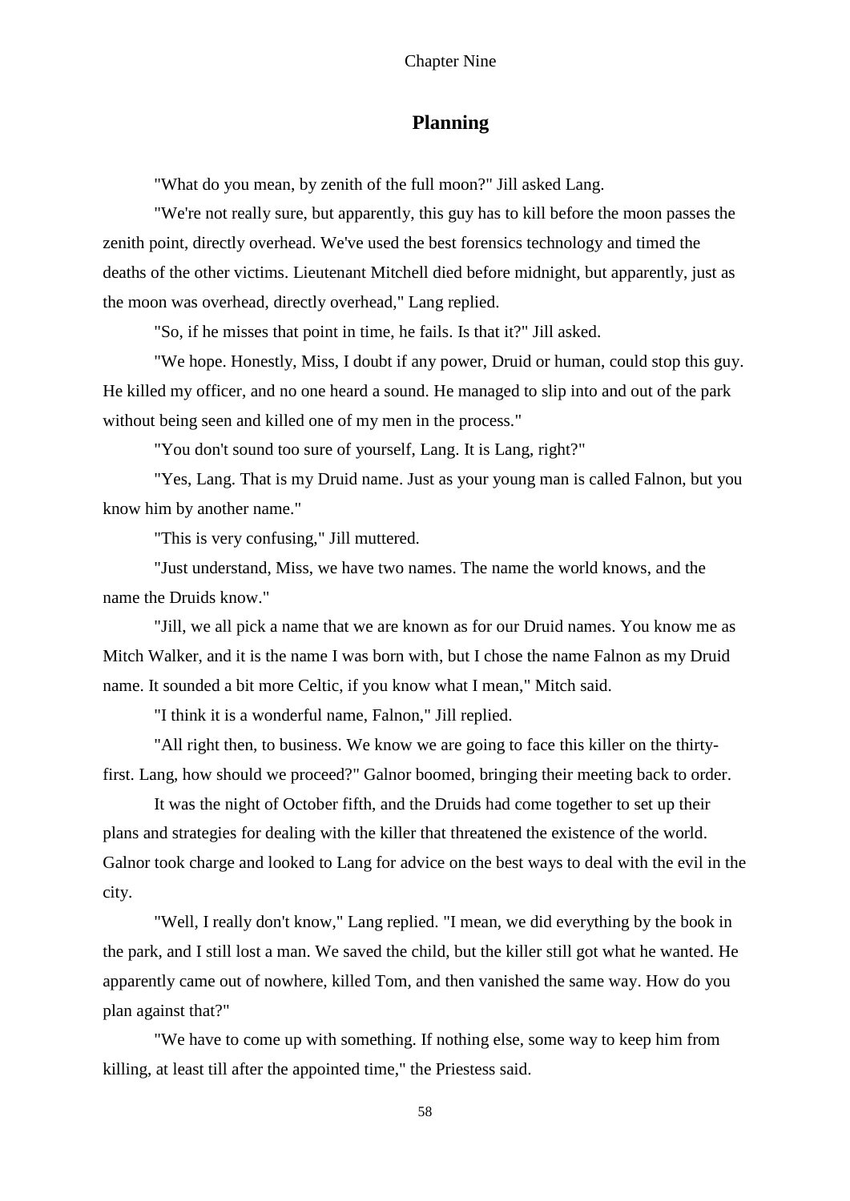Chapter Nine

## Planning

"What do you mean, by zenith of the full moon?" Jill asked Lang.

"We're not really sure, but apparently, this guy has to kill before the moon passes the zenith point, directly overhead. We've used the best forensics technology and timed the deaths of the other victims. Lieutenant Mitchell died before midnight, but apparently, just as the moon was overhead, directly overhead," Lang replied.

"So, if he misses that point in time, he fails. Is that it?" Jill asked.

"We hope. Honestly, Miss, I doubt if any power, Druid or human, could stop this guy. He killed my officer, and no one heard a sound. He managed to slip into and out of the park without being seen and killed one of my men in the process."

"You don't sound too sure of yourself, Lang. It is Lang, right?"

"Yes, Lang. That is my Druid name. Just as your young man is called Falnon, but you know him by another name."

"This is very confusing," Jill muttered.

"Just understand, Miss, we have two names. The name the world knows, and the name the Druids know."

"Jill, we all pick a name that we are known as for our Druid names. You know me as Mitch Walker, and it is the name I was born with, but I chose the name Falnon as my Druid name. It sounded a bit more Celtic, if you know what I mean," Mitch said.

"I think it is a wonderful name, Falnon," Jill replied.

"All right then, to business. We know we are going to face this killer on the thirty-first. Lang, how should we proceed?" Galnor boomed, bringing their meeting back to order.

It was the night of October fifth, and the Druids had come together to set up their plans and strategies for dealing with the killer that threatened the existence of the world. Galnor took charge and looked to Lang for advice on the best ways to deal with the evil in the city.

"Well, I really don't know," Lang replied. "I mean, we did everything by the book in the park, and I still lost a man. We saved the child, but the killer still got what he wanted. He apparently came out of nowhere, killed Tom, and then vanished the same way. How do you plan against that?"

"We have to come up with something. If nothing else, some way to keep him from killing, at least till after the appointed time," the Priestess said.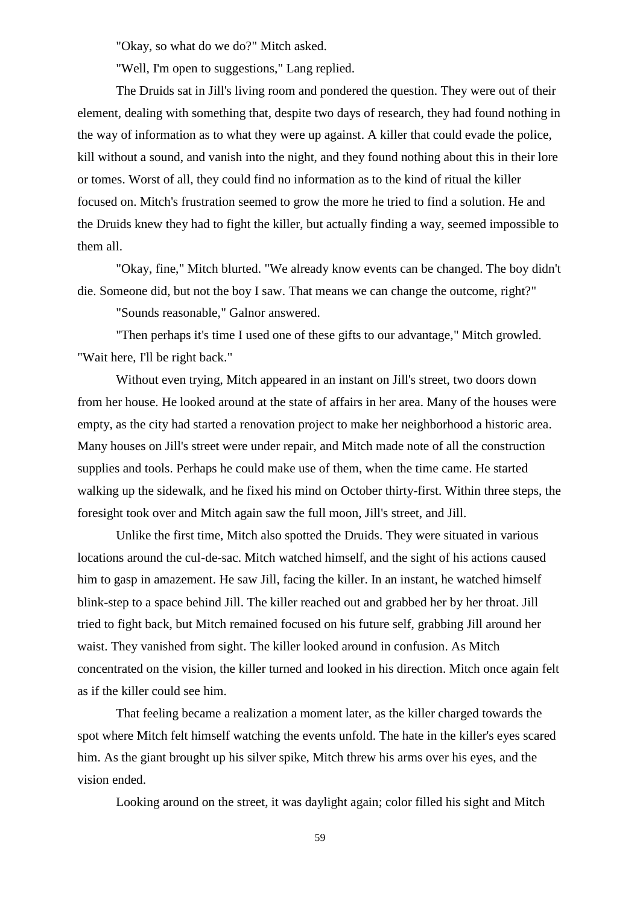"Okay, so what do we do?" Mitch asked.

"Well, I'm open to suggestions," Lang replied.

The Druids sat in Jill's living room and pondered the question. They were out of their element, dealing with something that, despite two days of research, they had found nothing in the way of information as to what they were up against. A killer that could evade the police, kill without a sound, and vanish into the night, and they found nothing about this in their lore or tomes. Worst of all, they could find no information as to the kind of ritual the killer focused on. Mitch's frustration seemed to grow the more he tried to find a solution. He and the Druids knew they had to fight the killer, but actually finding a way, seemed impossible to them all.

"Okay, fine," Mitch blurted. "We already know events can be changed. The boy didn't die. Someone did, but not the boy I saw. That means we can change the outcome, right?"

"Sounds reasonable," Galnor answered.

"Then perhaps it's time I used one of these gifts to our advantage," Mitch growled. "Wait here, I'll be right back."

Without even trying, Mitch appeared in an instant on Jill's street, two doors down from her house. He looked around at the state of affairs in her area. Many of the houses were empty, as the city had started a renovation project to make her neighborhood a historic area. Many houses on Jill's street were under repair, and Mitch made note of all the construction supplies and tools. Perhaps he could make use of them, when the time came. He started walking up the sidewalk, and he fixed his mind on October thirty-first. Within three steps, the foresight took over and Mitch again saw the full moon, Jill's street, and Jill.

Unlike the first time, Mitch also spotted the Druids. They were situated in various locations around the cul-de-sac. Mitch watched himself, and the sight of his actions caused him to gasp in amazement. He saw Jill, facing the killer. In an instant, he watched himself blink-step to a space behind Jill. The killer reached out and grabbed her by her throat. Jill tried to fight back, but Mitch remained focused on his future self, grabbing Jill around her waist. They vanished from sight. The killer looked around in confusion. As Mitch concentrated on the vision, the killer turned and looked in his direction. Mitch once again felt as if the killer could see him.

That feeling became a realization a moment later, as the killer charged towards the spot where Mitch felt himself watching the events unfold. The hate in the killer's eyes scared him. As the giant brought up his silver spike, Mitch threw his arms over his eyes, and the vision ended.

Looking around on the street, it was daylight again; color filled his sight and Mitch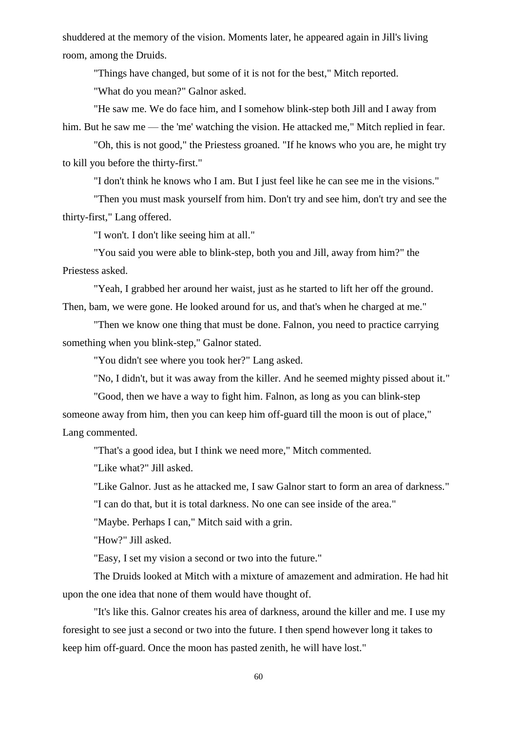shuddered at the memory of the vision. Moments later, he appeared again in Jill's living room, among the Druids.

"Things have changed, but some of it is not for the best," Mitch reported.

"What do you mean?" Galnor asked.

"He saw me. We do face him, and I somehow blink-step both Jill and I away from him. But he saw me — the 'me' watching the vision. He attacked me," Mitch replied in fear.

"Oh, this is not good," the Priestess groaned. "If he knows who you are, he might try to kill you before the thirty-first."

"I don't think he knows who I am. But I just feel like he can see me in the visions."

"Then you must mask yourself from him. Don't try and see him, don't try and see the thirty-first," Lang offered.

"I won't. I don't like seeing him at all."

"You said you were able to blink-step, both you and Jill, away from him?" the Priestess asked.

"Yeah, I grabbed her around her waist, just as he started to lift her off the ground. Then, bam, we were gone. He looked around for us, and that's when he charged at me."

"Then we know one thing that must be done. Falnon, you need to practice carrying something when you blink-step," Galnor stated.

"You didn't see where you took her?" Lang asked.

"No, I didn't, but it was away from the killer. And he seemed mighty pissed about it."

"Good, then we have a way to fight him. Falnon, as long as you can blink-step someone away from him, then you can keep him off-guard till the moon is out of place," Lang commented.

"That's a good idea, but I think we need more," Mitch commented.

"Like what?" Jill asked.

"Like Galnor. Just as he attacked me, I saw Galnor start to form an area of darkness."

"I can do that, but it is total darkness. No one can see inside of the area."

"Maybe. Perhaps I can," Mitch said with a grin.

"How?" Jill asked.

"Easy, I set my vision a second or two into the future."

The Druids looked at Mitch with a mixture of amazement and admiration. He had hit upon the one idea that none of them would have thought of.

"It's like this. Galnor creates his area of darkness, around the killer and me. I use my foresight to see just a second or two into the future. I then spend however long it takes to keep him off-guard. Once the moon has pasted zenith, he will have lost."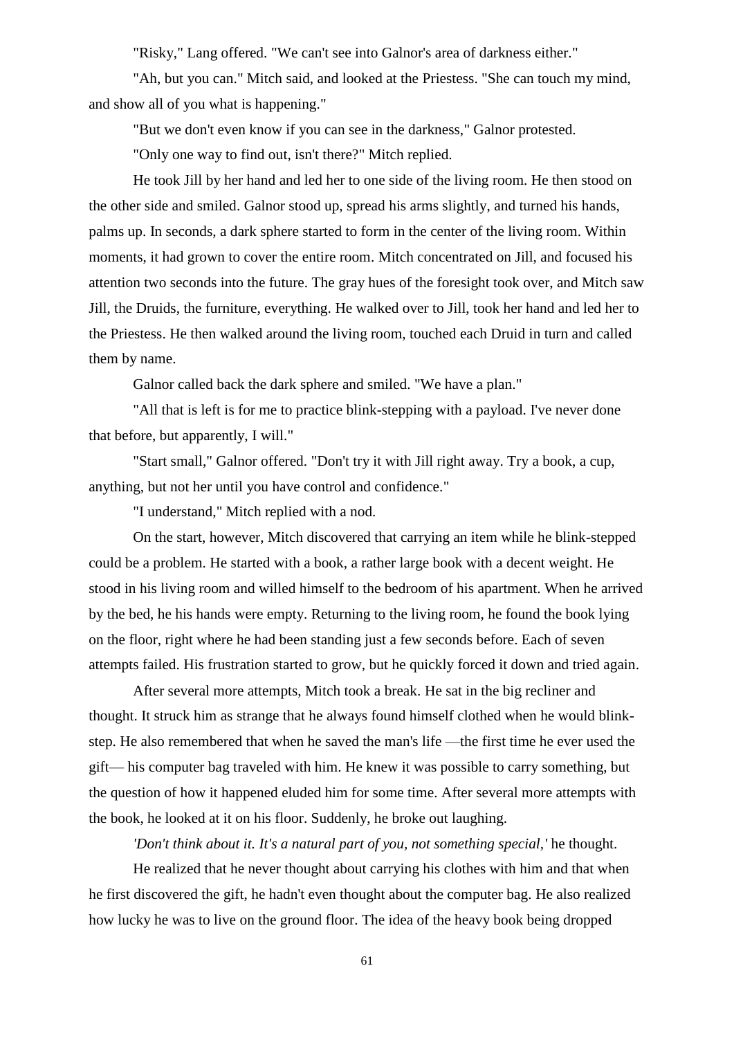"Risky," Lang offered. "We can't see into Galnor's area of darkness either."

"Ah, but you can." Mitch said, and looked at the Priestess. "She can touch my mind, and show all of you what is happening."

"But we don't even know if you can see in the darkness," Galnor protested.

"Only one way to find out, isn't there?" Mitch replied.

He took Jill by her hand and led her to one side of the living room. He then stood on the other side and smiled. Galnor stood up, spread his arms slightly, and turned his hands, palms up. In seconds, a dark sphere started to form in the center of the living room. Within moments, it had grown to cover the entire room. Mitch concentrated on Jill, and focused his attention two seconds into the future. The gray hues of the foresight took over, and Mitch saw Jill, the Druids, the furniture, everything. He walked over to Jill, took her hand and led her to the Priestess. He then walked around the living room, touched each Druid in turn and called them by name.

Galnor called back the dark sphere and smiled. "We have a plan."

"All that is left is for me to practice blink-stepping with a payload. I've never done that before, but apparently, I will."

"Start small," Galnor offered. "Don't try it with Jill right away. Try a book, a cup, anything, but not her until you have control and confidence."

"I understand," Mitch replied with a nod.

On the start, however, Mitch discovered that carrying an item while he blink-stepped could be a problem. He started with a book, a rather large book with a decent weight. He stood in his living room and willed himself to the bedroom of his apartment. When he arrived by the bed, he his hands were empty. Returning to the living room, he found the book lying on the floor, right where he had been standing just a few seconds before. Each of seven attempts failed. His frustration started to grow, but he quickly forced it down and tried again.

After several more attempts, Mitch took a break. He sat in the big recliner and thought. It struck him as strange that he always found himself clothed when he would blink-step. He also remembered that when he saved the man's life —the first time he ever used the gift— his computer bag traveled with him. He knew it was possible to carry something, but the question of how it happened eluded him for some time. After several more attempts with the book, he looked at it on his floor. Suddenly, he broke out laughing.

*'Don't think about it. It's a natural part of you, not something special,'* he thought.

He realized that he never thought about carrying his clothes with him and that when he first discovered the gift, he hadn't even thought about the computer bag. He also realized how lucky he was to live on the ground floor. The idea of the heavy book being dropped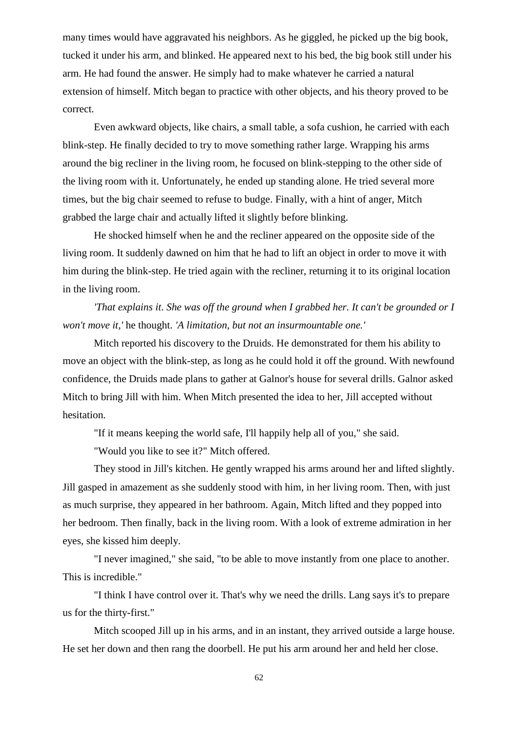many times would have aggravated his neighbors. As he giggled, he picked up the big book, tucked it under his arm, and blinked. He appeared next to his bed, the big book still under his arm. He had found the answer. He simply had to make whatever he carried a natural extension of himself. Mitch began to practice with other objects, and his theory proved to be correct.

Even awkward objects, like chairs, a small table, a sofa cushion, he carried with each blink-step. He finally decided to try to move something rather large. Wrapping his arms around the big recliner in the living room, he focused on blink-stepping to the other side of the living room with it. Unfortunately, he ended up standing alone. He tried several more times, but the big chair seemed to refuse to budge. Finally, with a hint of anger, Mitch grabbed the large chair and actually lifted it slightly before blinking.

He shocked himself when he and the recliner appeared on the opposite side of the living room. It suddenly dawned on him that he had to lift an object in order to move it with him during the blink-step. He tried again with the recliner, returning it to its original location in the living room.

*'That explains it. She was off the ground when I grabbed her. It can't be grounded or I won't move it,'* he thought. *'A limitation, but not an insurmountable one.'*

Mitch reported his discovery to the Druids. He demonstrated for them his ability to move an object with the blink-step, as long as he could hold it off the ground. With newfound confidence, the Druids made plans to gather at Galnor's house for several drills. Galnor asked Mitch to bring Jill with him. When Mitch presented the idea to her, Jill accepted without hesitation.

"If it means keeping the world safe, I'll happily help all of you," she said.

"Would you like to see it?" Mitch offered.

They stood in Jill's kitchen. He gently wrapped his arms around her and lifted slightly. Jill gasped in amazement as she suddenly stood with him, in her living room. Then, with just as much surprise, they appeared in her bathroom. Again, Mitch lifted and they popped into her bedroom. Then finally, back in the living room. With a look of extreme admiration in her eyes, she kissed him deeply.

"I never imagined," she said, "to be able to move instantly from one place to another. This is incredible."

"I think I have control over it. That's why we need the drills. Lang says it's to prepare us for the thirty-first."

Mitch scooped Jill up in his arms, and in an instant, they arrived outside a large house. He set her down and then rang the doorbell. He put his arm around her and held her close.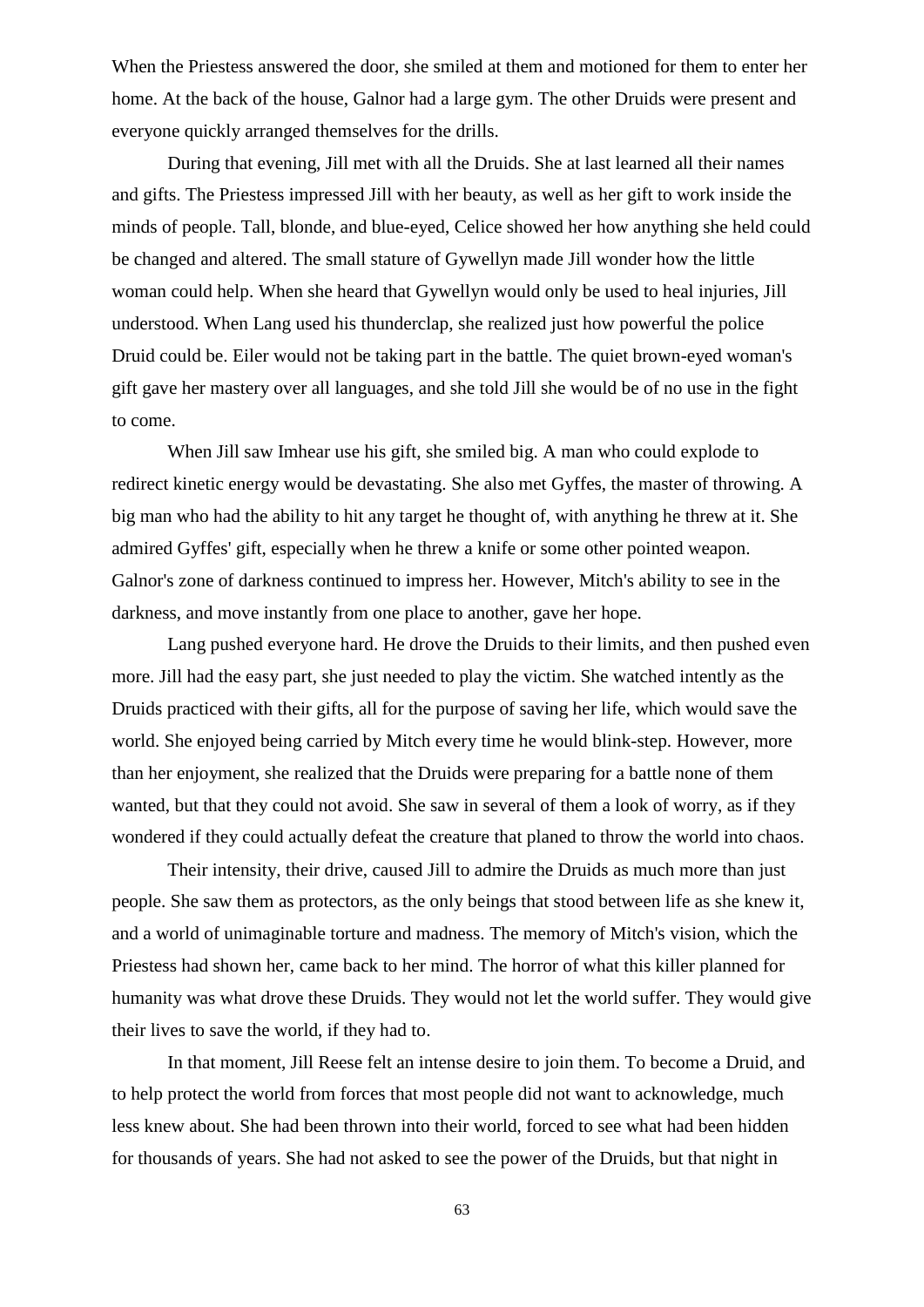When the Priestess answered the door, she smiled at them and motioned for them to enter her home. At the back of the house, Galnor had a large gym. The other Druids were present and everyone quickly arranged themselves for the drills.

During that evening, Jill met with all the Druids. She at last learned all their names and gifts. The Priestess impressed Jill with her beauty, as well as her gift to work inside the minds of people. Tall, blonde, and blue-eyed, Celice showed her how anything she held could be changed and altered. The small stature of Gywellyn made Jill wonder how the little woman could help. When she heard that Gywellyn would only be used to heal injuries, Jill understood. When Lang used his thunderclap, she realized just how powerful the police Druid could be. Eiler would not be taking part in the battle. The quiet brown-eyed woman's gift gave her mastery over all languages, and she told Jill she would be of no use in the fight to come.

When Jill saw Imhear use his gift, she smiled big. A man who could explode to redirect kinetic energy would be devastating. She also met Gyffes, the master of throwing. A big man who had the ability to hit any target he thought of, with anything he threw at it. She admired Gyffes' gift, especially when he threw a knife or some other pointed weapon. Galnor's zone of darkness continued to impress her. However, Mitch's ability to see in the darkness, and move instantly from one place to another, gave her hope.

Lang pushed everyone hard. He drove the Druids to their limits, and then pushed even more. Jill had the easy part, she just needed to play the victim. She watched intently as the Druids practiced with their gifts, all for the purpose of saving her life, which would save the world. She enjoyed being carried by Mitch every time he would blink-step. However, more than her enjoyment, she realized that the Druids were preparing for a battle none of them wanted, but that they could not avoid. She saw in several of them a look of worry, as if they wondered if they could actually defeat the creature that planed to throw the world into chaos.

Their intensity, their drive, caused Jill to admire the Druids as much more than just people. She saw them as protectors, as the only beings that stood between life as she knew it, and a world of unimaginable torture and madness. The memory of Mitch's vision, which the Priestess had shown her, came back to her mind. The horror of what this killer planned for humanity was what drove these Druids. They would not let the world suffer. They would give their lives to save the world, if they had to.

In that moment, Jill Reese felt an intense desire to join them. To become a Druid, and to help protect the world from forces that most people did not want to acknowledge, much less knew about. She had been thrown into their world, forced to see what had been hidden for thousands of years. She had not asked to see the power of the Druids, but that night in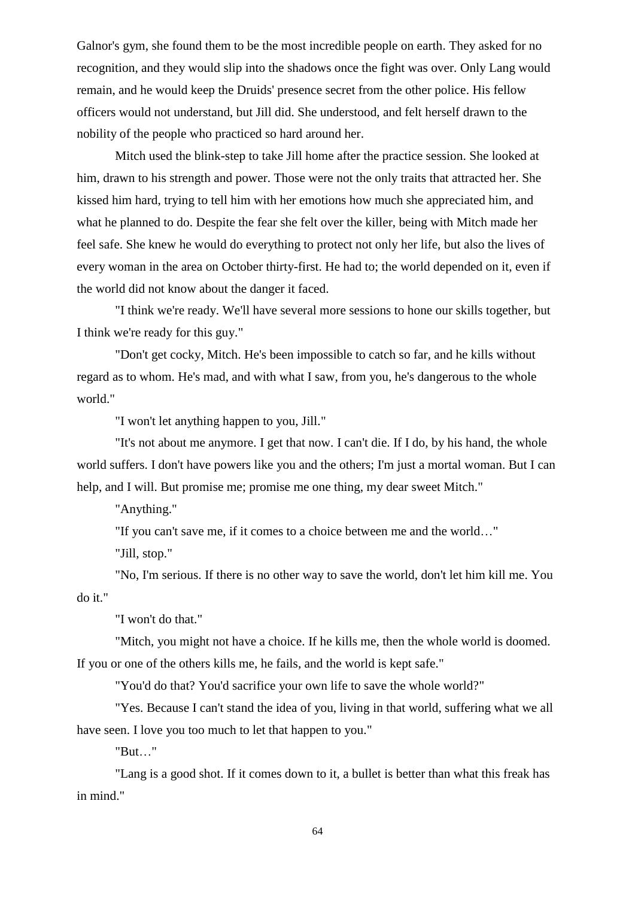Galnor's gym, she found them to be the most incredible people on earth. They asked for no recognition, and they would slip into the shadows once the fight was over. Only Lang would remain, and he would keep the Druids' presence secret from the other police. His fellow officers would not understand, but Jill did. She understood, and felt herself drawn to the nobility of the people who practiced so hard around her.

Mitch used the blink-step to take Jill home after the practice session. She looked at him, drawn to his strength and power. Those were not the only traits that attracted her. She kissed him hard, trying to tell him with her emotions how much she appreciated him, and what he planned to do. Despite the fear she felt over the killer, being with Mitch made her feel safe. She knew he would do everything to protect not only her life, but also the lives of every woman in the area on October thirty-first. He had to; the world depended on it, even if the world did not know about the danger it faced.

"I think we're ready. We'll have several more sessions to hone our skills together, but I think we're ready for this guy."

"Don't get cocky, Mitch. He's been impossible to catch so far, and he kills without regard as to whom. He's mad, and with what I saw, from you, he's dangerous to the whole world."

"I won't let anything happen to you, Jill."

"It's not about me anymore. I get that now. I can't die. If I do, by his hand, the whole world suffers. I don't have powers like you and the others; I'm just a mortal woman. But I can help, and I will. But promise me; promise me one thing, my dear sweet Mitch."

"Anything."

"If you can't save me, if it comes to a choice between me and the world…"

"Jill, stop."

"No, I'm serious. If there is no other way to save the world, don't let him kill me. You do it."

"I won't do that."

"Mitch, you might not have a choice. If he kills me, then the whole world is doomed. If you or one of the others kills me, he fails, and the world is kept safe."

"You'd do that? You'd sacrifice your own life to save the whole world?"

"Yes. Because I can't stand the idea of you, living in that world, suffering what we all have seen. I love you too much to let that happen to you."

"But…"

"Lang is a good shot. If it comes down to it, a bullet is better than what this freak has in mind."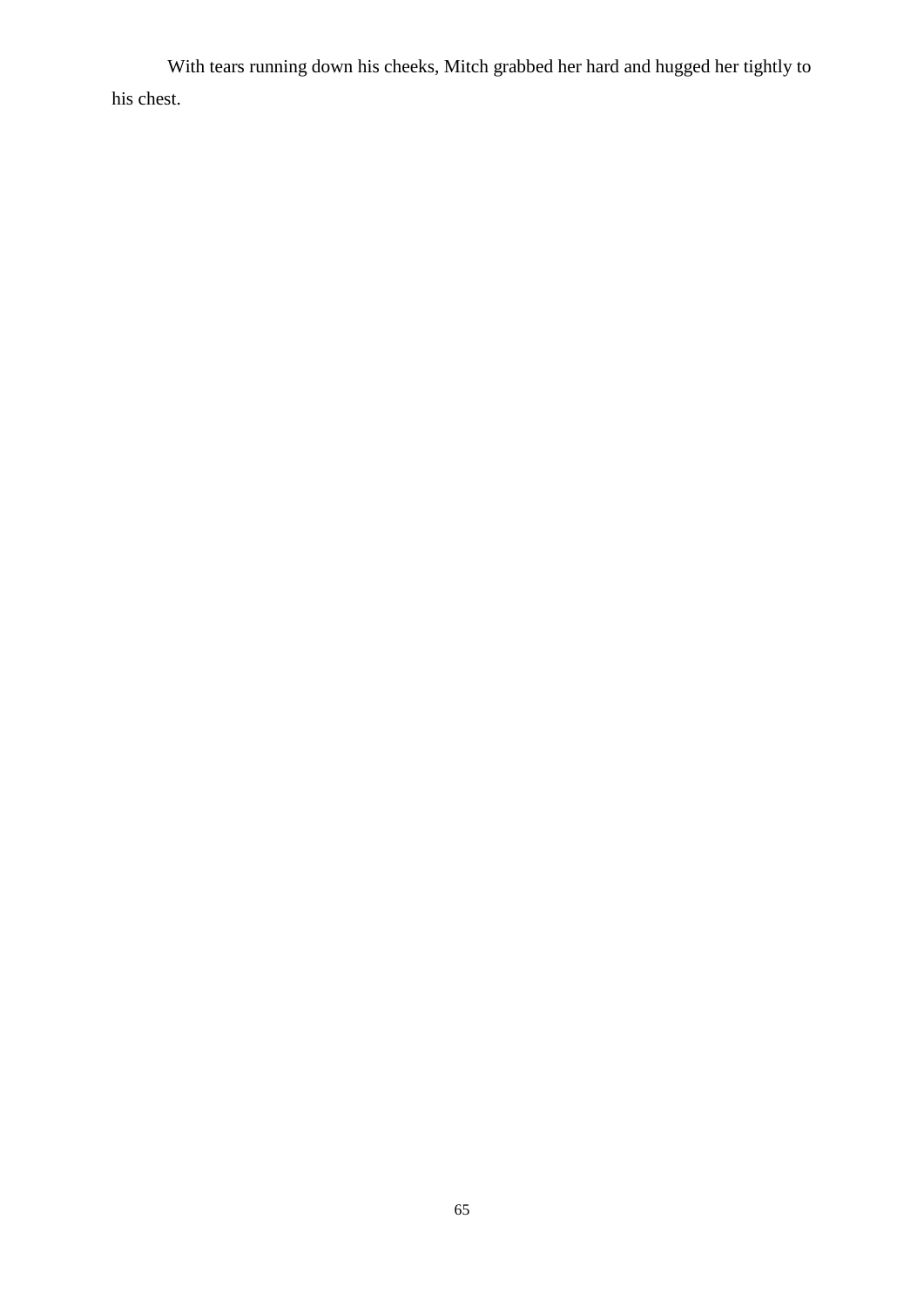With tears running down his cheeks, Mitch grabbed her hard and hugged her tightly to his chest.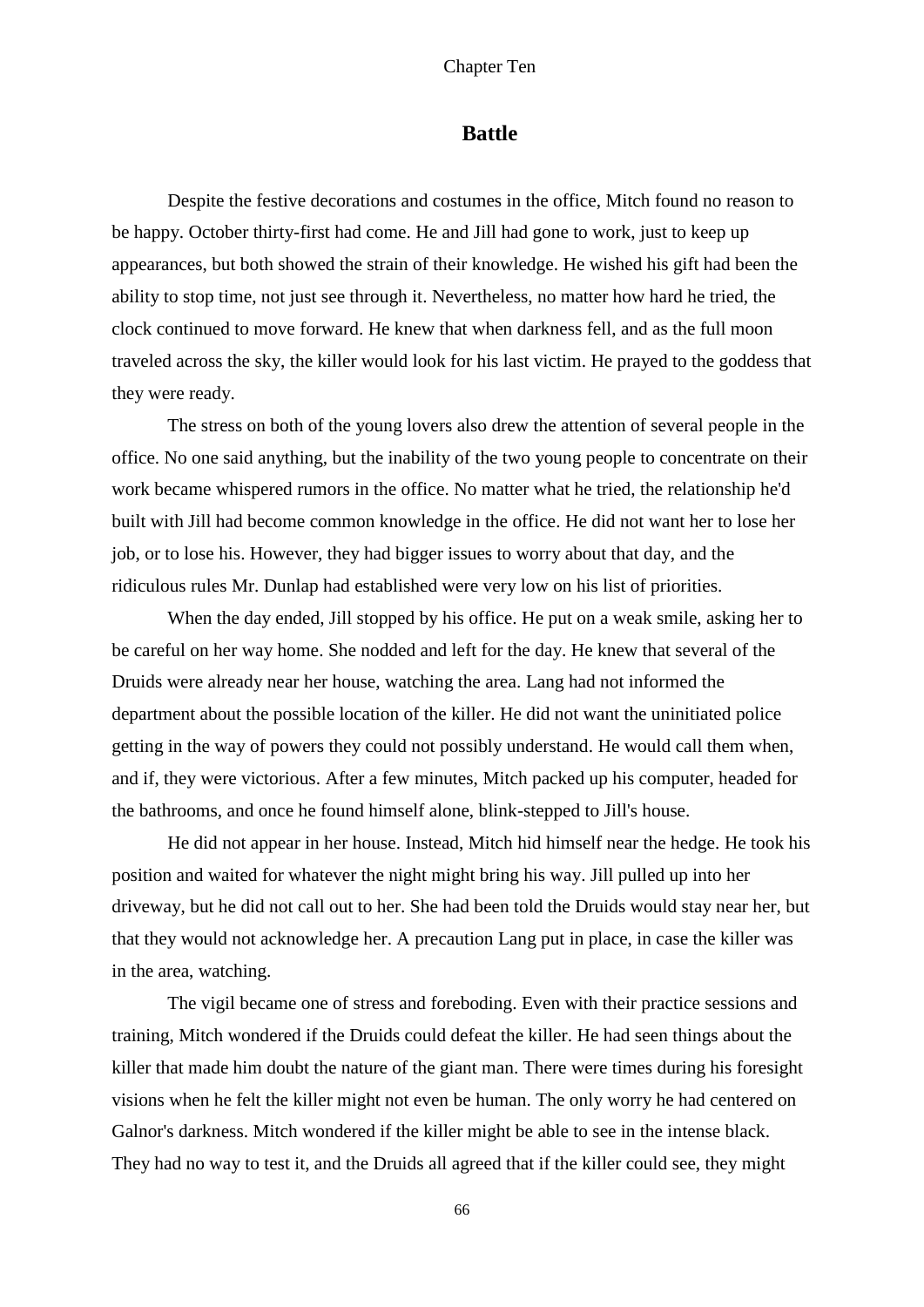Chapter Ten

## Battle

Despite the festive decorations and costumes in the office, Mitch found no reason to be happy. October thirty-first had come. He and Jill had gone to work, just to keep up appearances, but both showed the strain of their knowledge. He wished his gift had been the ability to stop time, not just see through it. Nevertheless, no matter how hard he tried, the clock continued to move forward. He knew that when darkness fell, and as the full moon traveled across the sky, the killer would look for his last victim. He prayed to the goddess that they were ready.

The stress on both of the young lovers also drew the attention of several people in the office. No one said anything, but the inability of the two young people to concentrate on their work became whispered rumors in the office. No matter what he tried, the relationship he'd built with Jill had become common knowledge in the office. He did not want her to lose her job, or to lose his. However, they had bigger issues to worry about that day, and the ridiculous rules Mr. Dunlap had established were very low on his list of priorities.

When the day ended, Jill stopped by his office. He put on a weak smile, asking her to be careful on her way home. She nodded and left for the day. He knew that several of the Druids were already near her house, watching the area. Lang had not informed the department about the possible location of the killer. He did not want the uninitiated police getting in the way of powers they could not possibly understand. He would call them when, and if, they were victorious. After a few minutes, Mitch packed up his computer, headed for the bathrooms, and once he found himself alone, blink-stepped to Jill's house.

He did not appear in her house. Instead, Mitch hid himself near the hedge. He took his position and waited for whatever the night might bring his way. Jill pulled up into her driveway, but he did not call out to her. She had been told the Druids would stay near her, but that they would not acknowledge her. A precaution Lang put in place, in case the killer was in the area, watching.

The vigil became one of stress and foreboding. Even with their practice sessions and training, Mitch wondered if the Druids could defeat the killer. He had seen things about the killer that made him doubt the nature of the giant man. There were times during his foresight visions when he felt the killer might not even be human. The only worry he had centered on Galnor's darkness. Mitch wondered if the killer might be able to see in the intense black. They had no way to test it, and the Druids all agreed that if the killer could see, they might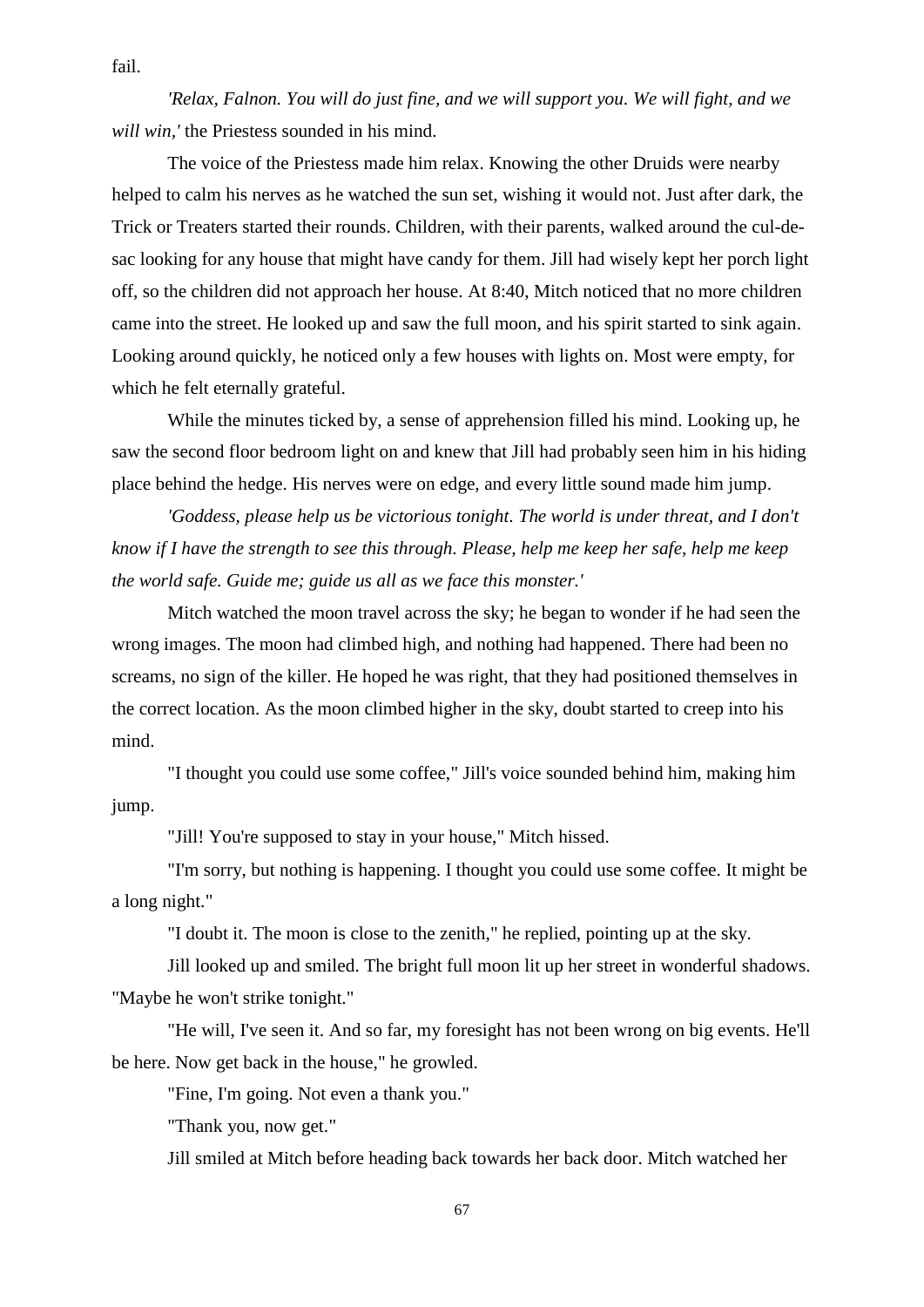fail.

*'Relax, Falnon. You will do just fine, and we will support you. We will fight, and we will win,'* the Priestess sounded in his mind.

The voice of the Priestess made him relax. Knowing the other Druids were nearby helped to calm his nerves as he watched the sun set, wishing it would not. Just after dark, the Trick or Treaters started their rounds. Children, with their parents, walked around the cul-de-sac looking for any house that might have candy for them. Jill had wisely kept her porch light off, so the children did not approach her house. At 8:40, Mitch noticed that no more children came into the street. He looked up and saw the full moon, and his spirit started to sink again. Looking around quickly, he noticed only a few houses with lights on. Most were empty, for which he felt eternally grateful.

While the minutes ticked by, a sense of apprehension filled his mind. Looking up, he saw the second floor bedroom light on and knew that Jill had probably seen him in his hiding place behind the hedge. His nerves were on edge, and every little sound made him jump.

*'Goddess, please help us be victorious tonight. The world is under threat, and I don't know if I have the strength to see this through. Please, help me keep her safe, help me keep the world safe. Guide me; guide us all as we face this monster.'*

Mitch watched the moon travel across the sky; he began to wonder if he had seen the wrong images. The moon had climbed high, and nothing had happened. There had been no screams, no sign of the killer. He hoped he was right, that they had positioned themselves in the correct location. As the moon climbed higher in the sky, doubt started to creep into his mind.

"I thought you could use some coffee," Jill's voice sounded behind him, making him jump.

"Jill! You're supposed to stay in your house," Mitch hissed.

"I'm sorry, but nothing is happening. I thought you could use some coffee. It might be a long night."

"I doubt it. The moon is close to the zenith," he replied, pointing up at the sky.

Jill looked up and smiled. The bright full moon lit up her street in wonderful shadows. "Maybe he won't strike tonight."

"He will, I've seen it. And so far, my foresight has not been wrong on big events. He'll be here. Now get back in the house," he growled.

"Fine, I'm going. Not even a thank you."

"Thank you, now get."

Jill smiled at Mitch before heading back towards her back door. Mitch watched her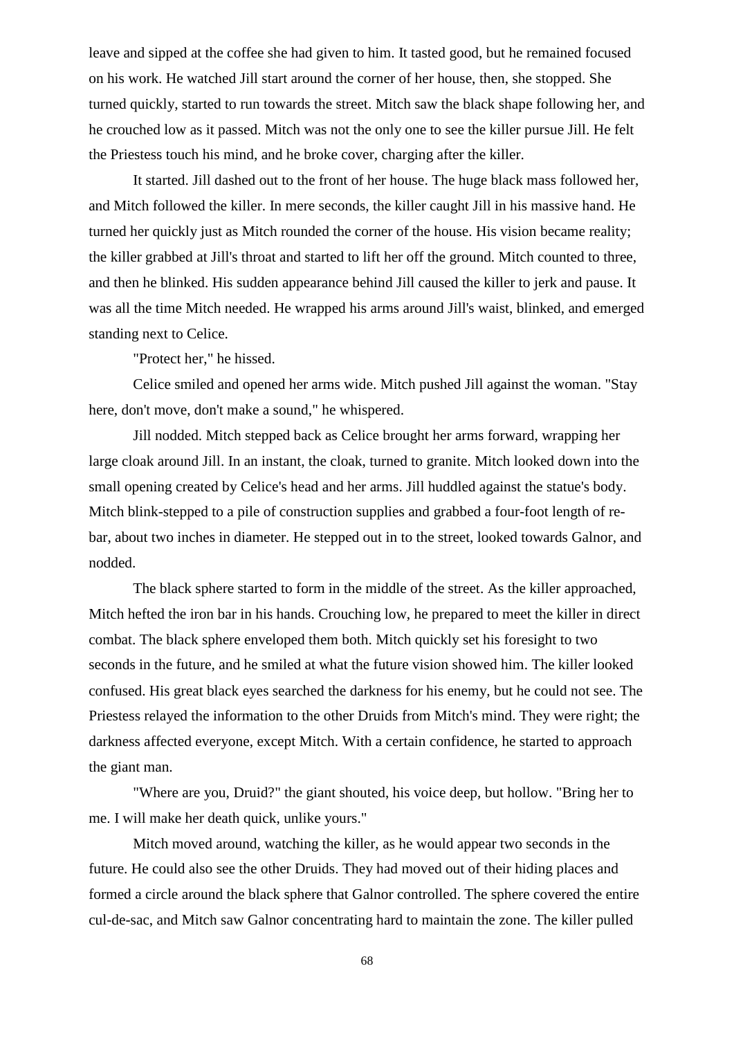leave and sipped at the coffee she had given to him. It tasted good, but he remained focused on his work. He watched Jill start around the corner of her house, then, she stopped. She turned quickly, started to run towards the street. Mitch saw the black shape following her, and he crouched low as it passed. Mitch was not the only one to see the killer pursue Jill. He felt the Priestess touch his mind, and he broke cover, charging after the killer.

It started. Jill dashed out to the front of her house. The huge black mass followed her, and Mitch followed the killer. In mere seconds, the killer caught Jill in his massive hand. He turned her quickly just as Mitch rounded the corner of the house. His vision became reality; the killer grabbed at Jill's throat and started to lift her off the ground. Mitch counted to three, and then he blinked. His sudden appearance behind Jill caused the killer to jerk and pause. It was all the time Mitch needed. He wrapped his arms around Jill's waist, blinked, and emerged standing next to Celice.

"Protect her," he hissed.

Celice smiled and opened her arms wide. Mitch pushed Jill against the woman. "Stay here, don't move, don't make a sound," he whispered.

Jill nodded. Mitch stepped back as Celice brought her arms forward, wrapping her large cloak around Jill. In an instant, the cloak, turned to granite. Mitch looked down into the small opening created by Celice's head and her arms. Jill huddled against the statue's body. Mitch blink-stepped to a pile of construction supplies and grabbed a four-foot length of re-bar, about two inches in diameter. He stepped out in to the street, looked towards Galnor, and nodded.

The black sphere started to form in the middle of the street. As the killer approached, Mitch hefted the iron bar in his hands. Crouching low, he prepared to meet the killer in direct combat. The black sphere enveloped them both. Mitch quickly set his foresight to two seconds in the future, and he smiled at what the future vision showed him. The killer looked confused. His great black eyes searched the darkness for his enemy, but he could not see. The Priestess relayed the information to the other Druids from Mitch's mind. They were right; the darkness affected everyone, except Mitch. With a certain confidence, he started to approach the giant man.

"Where are you, Druid?" the giant shouted, his voice deep, but hollow. "Bring her to me. I will make her death quick, unlike yours."

Mitch moved around, watching the killer, as he would appear two seconds in the future. He could also see the other Druids. They had moved out of their hiding places and formed a circle around the black sphere that Galnor controlled. The sphere covered the entire cul-de-sac, and Mitch saw Galnor concentrating hard to maintain the zone. The killer pulled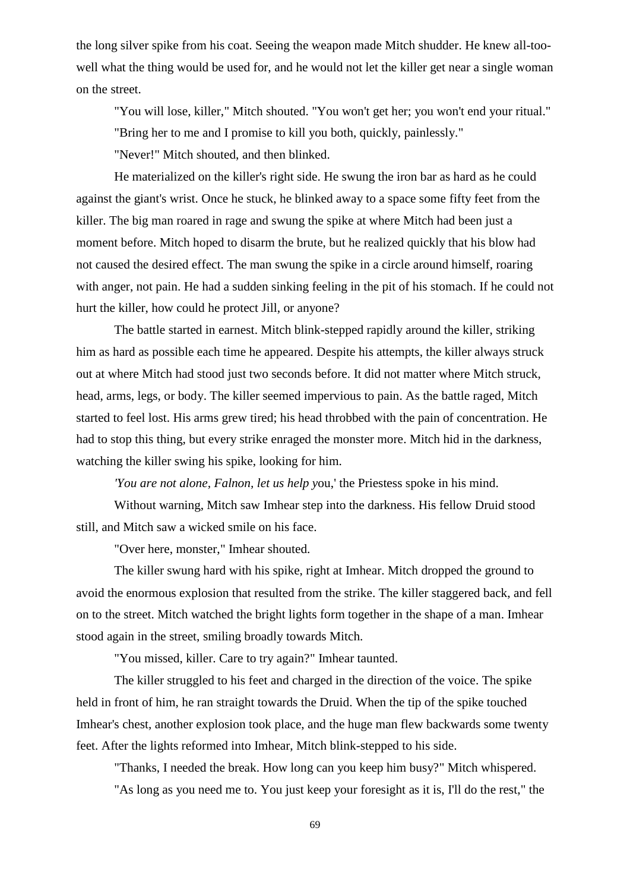the long silver spike from his coat. Seeing the weapon made Mitch shudder. He knew all-too-well what the thing would be used for, and he would not let the killer get near a single woman on the street.

"You will lose, killer," Mitch shouted. "You won't get her; you won't end your ritual."

"Bring her to me and I promise to kill you both, quickly, painlessly."

"Never!" Mitch shouted, and then blinked.

He materialized on the killer's right side. He swung the iron bar as hard as he could against the giant's wrist. Once he stuck, he blinked away to a space some fifty feet from the killer. The big man roared in rage and swung the spike at where Mitch had been just a moment before. Mitch hoped to disarm the brute, but he realized quickly that his blow had not caused the desired effect. The man swung the spike in a circle around himself, roaring with anger, not pain. He had a sudden sinking feeling in the pit of his stomach. If he could not hurt the killer, how could he protect Jill, or anyone?

The battle started in earnest. Mitch blink-stepped rapidly around the killer, striking him as hard as possible each time he appeared. Despite his attempts, the killer always struck out at where Mitch had stood just two seconds before. It did not matter where Mitch struck, head, arms, legs, or body. The killer seemed impervious to pain. As the battle raged, Mitch started to feel lost. His arms grew tired; his head throbbed with the pain of concentration. He had to stop this thing, but every strike enraged the monster more. Mitch hid in the darkness, watching the killer swing his spike, looking for him.

*'You are not alone, Falnon, let us help y*ou,' the Priestess spoke in his mind.

Without warning, Mitch saw Imhear step into the darkness. His fellow Druid stood still, and Mitch saw a wicked smile on his face.

"Over here, monster," Imhear shouted.

The killer swung hard with his spike, right at Imhear. Mitch dropped the ground to avoid the enormous explosion that resulted from the strike. The killer staggered back, and fell on to the street. Mitch watched the bright lights form together in the shape of a man. Imhear stood again in the street, smiling broadly towards Mitch.

"You missed, killer. Care to try again?" Imhear taunted.

The killer struggled to his feet and charged in the direction of the voice. The spike held in front of him, he ran straight towards the Druid. When the tip of the spike touched Imhear's chest, another explosion took place, and the huge man flew backwards some twenty feet. After the lights reformed into Imhear, Mitch blink-stepped to his side.

"Thanks, I needed the break. How long can you keep him busy?" Mitch whispered.

"As long as you need me to. You just keep your foresight as it is, I'll do the rest," the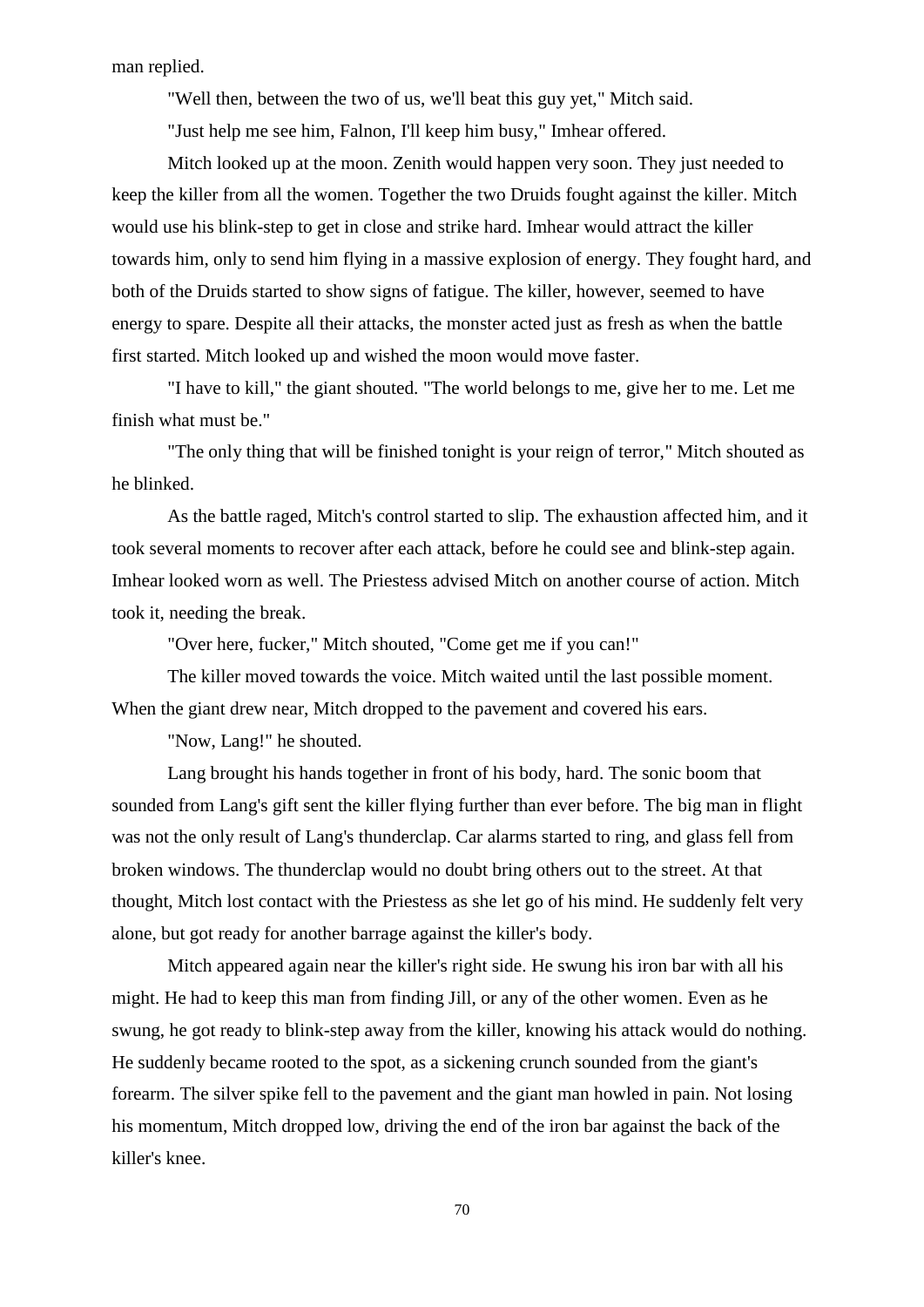man replied.

"Well then, between the two of us, we'll beat this guy yet," Mitch said.

"Just help me see him, Falnon, I'll keep him busy," Imhear offered.

Mitch looked up at the moon. Zenith would happen very soon. They just needed to keep the killer from all the women. Together the two Druids fought against the killer. Mitch would use his blink-step to get in close and strike hard. Imhear would attract the killer towards him, only to send him flying in a massive explosion of energy. They fought hard, and both of the Druids started to show signs of fatigue. The killer, however, seemed to have energy to spare. Despite all their attacks, the monster acted just as fresh as when the battle first started. Mitch looked up and wished the moon would move faster.

"I have to kill," the giant shouted. "The world belongs to me, give her to me. Let me finish what must be."

"The only thing that will be finished tonight is your reign of terror," Mitch shouted as he blinked.

As the battle raged, Mitch's control started to slip. The exhaustion affected him, and it took several moments to recover after each attack, before he could see and blink-step again. Imhear looked worn as well. The Priestess advised Mitch on another course of action. Mitch took it, needing the break.

"Over here, fucker," Mitch shouted, "Come get me if you can!"

The killer moved towards the voice. Mitch waited until the last possible moment. When the giant drew near, Mitch dropped to the pavement and covered his ears.

"Now, Lang!" he shouted.

Lang brought his hands together in front of his body, hard. The sonic boom that sounded from Lang's gift sent the killer flying further than ever before. The big man in flight was not the only result of Lang's thunderclap. Car alarms started to ring, and glass fell from broken windows. The thunderclap would no doubt bring others out to the street. At that thought, Mitch lost contact with the Priestess as she let go of his mind. He suddenly felt very alone, but got ready for another barrage against the killer's body.

Mitch appeared again near the killer's right side. He swung his iron bar with all his might. He had to keep this man from finding Jill, or any of the other women. Even as he swung, he got ready to blink-step away from the killer, knowing his attack would do nothing. He suddenly became rooted to the spot, as a sickening crunch sounded from the giant's forearm. The silver spike fell to the pavement and the giant man howled in pain. Not losing his momentum, Mitch dropped low, driving the end of the iron bar against the back of the killer's knee.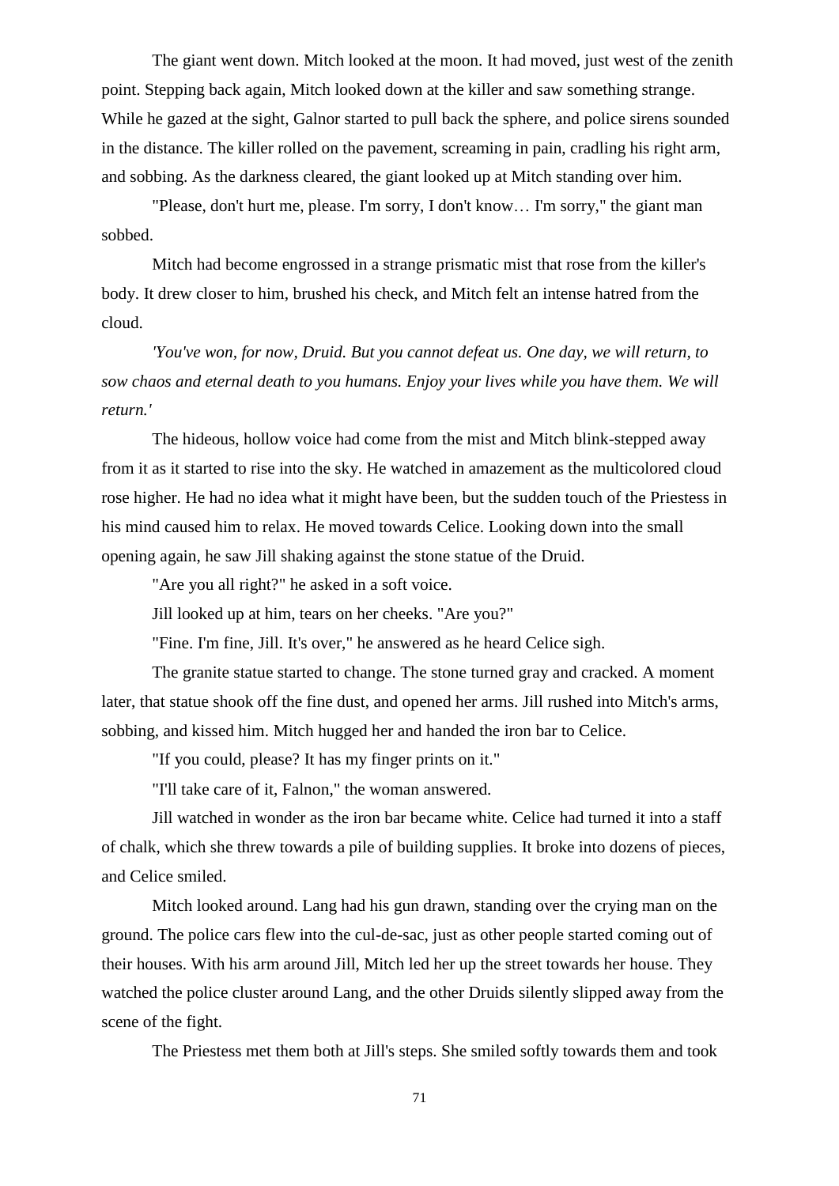The giant went down. Mitch looked at the moon. It had moved, just west of the zenith point. Stepping back again, Mitch looked down at the killer and saw something strange. While he gazed at the sight, Galnor started to pull back the sphere, and police sirens sounded in the distance. The killer rolled on the pavement, screaming in pain, cradling his right arm, and sobbing. As the darkness cleared, the giant looked up at Mitch standing over him.

"Please, don't hurt me, please. I'm sorry, I don't know… I'm sorry," the giant man sobbed.

Mitch had become engrossed in a strange prismatic mist that rose from the killer's body. It drew closer to him, brushed his check, and Mitch felt an intense hatred from the cloud.

*'You've won, for now, Druid. But you cannot defeat us. One day, we will return, to sow chaos and eternal death to you humans. Enjoy your lives while you have them. We will return.'*

The hideous, hollow voice had come from the mist and Mitch blink-stepped away from it as it started to rise into the sky. He watched in amazement as the multicolored cloud rose higher. He had no idea what it might have been, but the sudden touch of the Priestess in his mind caused him to relax. He moved towards Celice. Looking down into the small opening again, he saw Jill shaking against the stone statue of the Druid.

"Are you all right?" he asked in a soft voice.

Jill looked up at him, tears on her cheeks. "Are you?"

"Fine. I'm fine, Jill. It's over," he answered as he heard Celice sigh.

The granite statue started to change. The stone turned gray and cracked. A moment later, that statue shook off the fine dust, and opened her arms. Jill rushed into Mitch's arms, sobbing, and kissed him. Mitch hugged her and handed the iron bar to Celice.

"If you could, please? It has my finger prints on it."

"I'll take care of it, Falnon," the woman answered.

Jill watched in wonder as the iron bar became white. Celice had turned it into a staff of chalk, which she threw towards a pile of building supplies. It broke into dozens of pieces, and Celice smiled.

Mitch looked around. Lang had his gun drawn, standing over the crying man on the ground. The police cars flew into the cul-de-sac, just as other people started coming out of their houses. With his arm around Jill, Mitch led her up the street towards her house. They watched the police cluster around Lang, and the other Druids silently slipped away from the scene of the fight.

The Priestess met them both at Jill's steps. She smiled softly towards them and took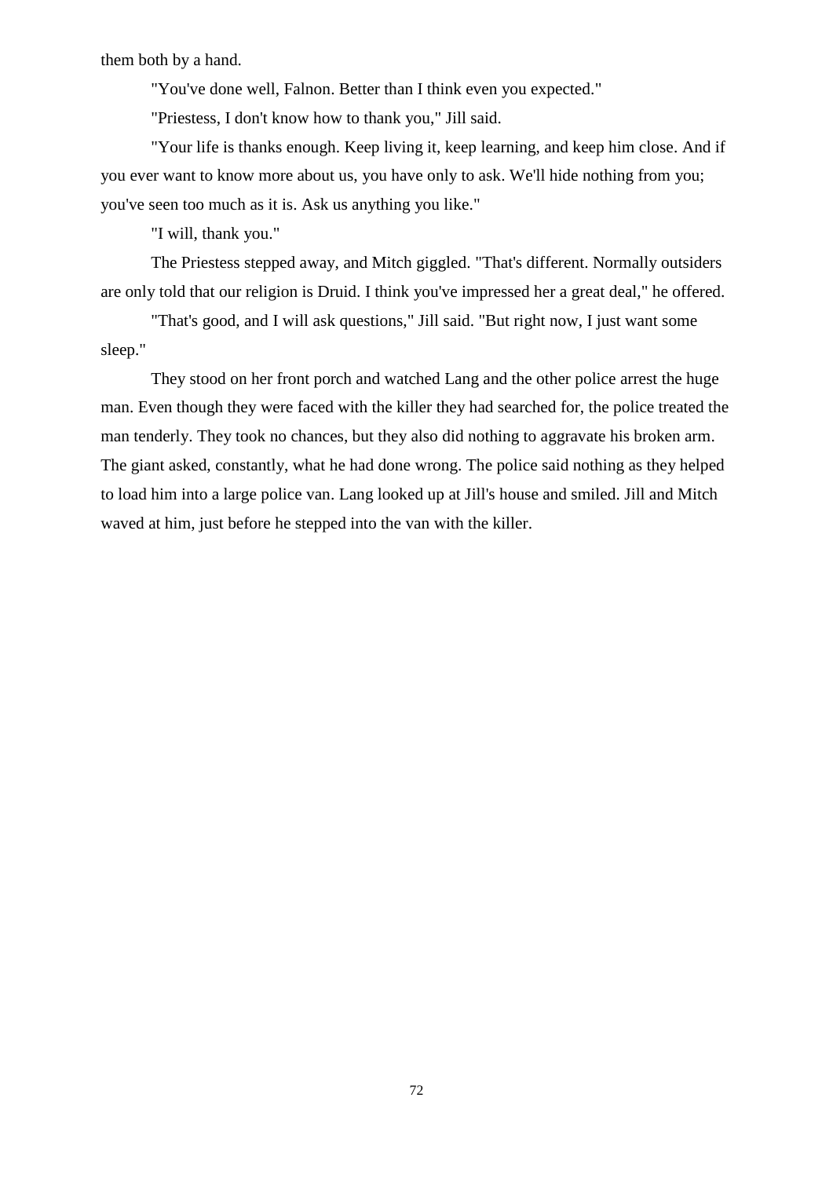them both by a hand.

"You've done well, Falnon. Better than I think even you expected."

"Priestess, I don't know how to thank you," Jill said.

"Your life is thanks enough. Keep living it, keep learning, and keep him close. And if you ever want to know more about us, you have only to ask. We'll hide nothing from you; you've seen too much as it is. Ask us anything you like."

"I will, thank you."

The Priestess stepped away, and Mitch giggled. "That's different. Normally outsiders are only told that our religion is Druid. I think you've impressed her a great deal," he offered.

"That's good, and I will ask questions," Jill said. "But right now, I just want some sleep."

They stood on her front porch and watched Lang and the other police arrest the huge man. Even though they were faced with the killer they had searched for, the police treated the man tenderly. They took no chances, but they also did nothing to aggravate his broken arm. The giant asked, constantly, what he had done wrong. The police said nothing as they helped to load him into a large police van. Lang looked up at Jill's house and smiled. Jill and Mitch waved at him, just before he stepped into the van with the killer.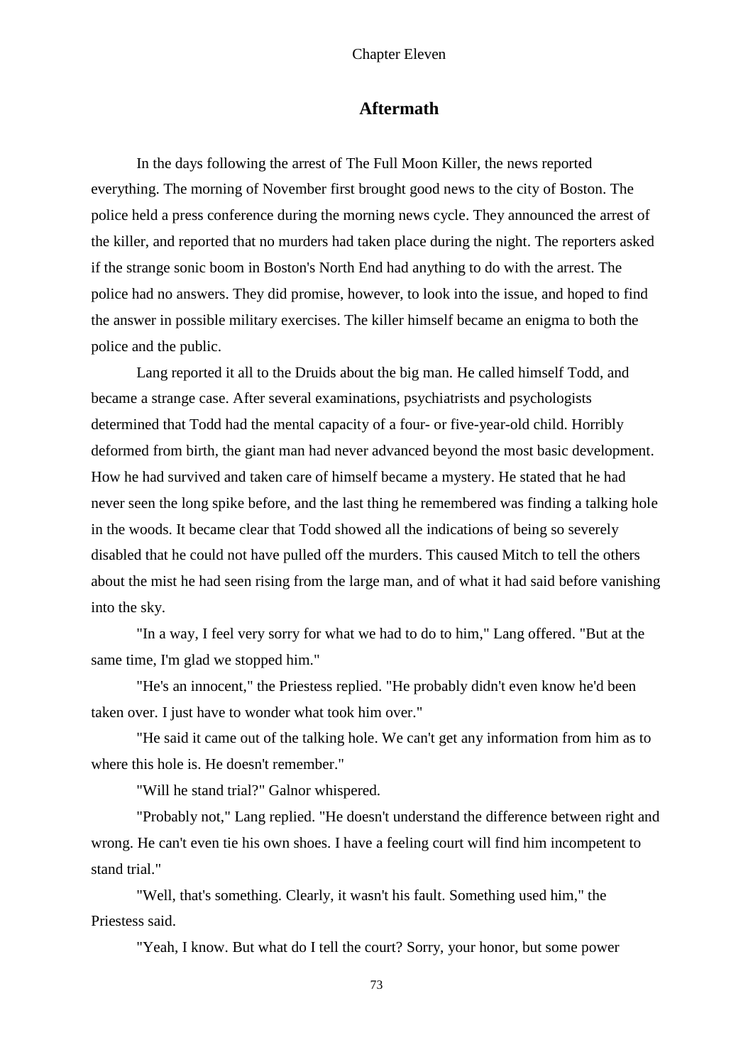Chapter Eleven

## Aftermath

In the days following the arrest of The Full Moon Killer, the news reported everything. The morning of November first brought good news to the city of Boston. The police held a press conference during the morning news cycle. They announced the arrest of the killer, and reported that no murders had taken place during the night. The reporters asked if the strange sonic boom in Boston's North End had anything to do with the arrest. The police had no answers. They did promise, however, to look into the issue, and hoped to find the answer in possible military exercises. The killer himself became an enigma to both the police and the public.

Lang reported it all to the Druids about the big man. He called himself Todd, and became a strange case. After several examinations, psychiatrists and psychologists determined that Todd had the mental capacity of a four- or five-year-old child. Horribly deformed from birth, the giant man had never advanced beyond the most basic development. How he had survived and taken care of himself became a mystery. He stated that he had never seen the long spike before, and the last thing he remembered was finding a talking hole in the woods. It became clear that Todd showed all the indications of being so severely disabled that he could not have pulled off the murders. This caused Mitch to tell the others about the mist he had seen rising from the large man, and of what it had said before vanishing into the sky.

"In a way, I feel very sorry for what we had to do to him," Lang offered. "But at the same time, I'm glad we stopped him."

"He's an innocent," the Priestess replied. "He probably didn't even know he'd been taken over. I just have to wonder what took him over."

"He said it came out of the talking hole. We can't get any information from him as to where this hole is. He doesn't remember."

"Will he stand trial?" Galnor whispered.

"Probably not," Lang replied. "He doesn't understand the difference between right and wrong. He can't even tie his own shoes. I have a feeling court will find him incompetent to stand trial."

"Well, that's something. Clearly, it wasn't his fault. Something used him," the Priestess said.

"Yeah, I know. But what do I tell the court? Sorry, your honor, but some power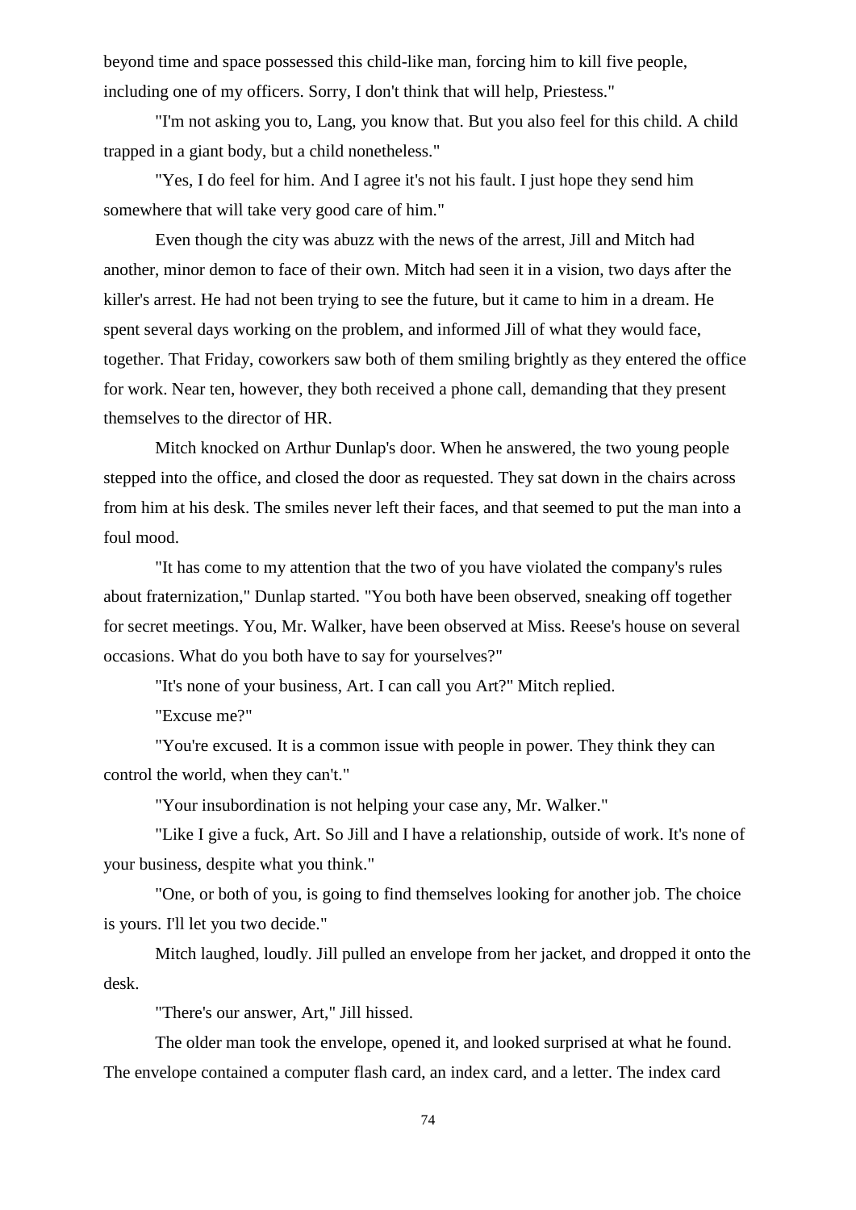beyond time and space possessed this child-like man, forcing him to kill five people, including one of my officers. Sorry, I don't think that will help, Priestess."

"I'm not asking you to, Lang, you know that. But you also feel for this child. A child trapped in a giant body, but a child nonetheless."

"Yes, I do feel for him. And I agree it's not his fault. I just hope they send him somewhere that will take very good care of him."

Even though the city was abuzz with the news of the arrest, Jill and Mitch had another, minor demon to face of their own. Mitch had seen it in a vision, two days after the killer's arrest. He had not been trying to see the future, but it came to him in a dream. He spent several days working on the problem, and informed Jill of what they would face, together. That Friday, coworkers saw both of them smiling brightly as they entered the office for work. Near ten, however, they both received a phone call, demanding that they present themselves to the director of HR.

Mitch knocked on Arthur Dunlap's door. When he answered, the two young people stepped into the office, and closed the door as requested. They sat down in the chairs across from him at his desk. The smiles never left their faces, and that seemed to put the man into a foul mood.

"It has come to my attention that the two of you have violated the company's rules about fraternization," Dunlap started. "You both have been observed, sneaking off together for secret meetings. You, Mr. Walker, have been observed at Miss. Reese's house on several occasions. What do you both have to say for yourselves?"

"It's none of your business, Art. I can call you Art?" Mitch replied.

"Excuse me?"

"You're excused. It is a common issue with people in power. They think they can control the world, when they can't."

"Your insubordination is not helping your case any, Mr. Walker."

"Like I give a fuck, Art. So Jill and I have a relationship, outside of work. It's none of your business, despite what you think."

"One, or both of you, is going to find themselves looking for another job. The choice is yours. I'll let you two decide."

Mitch laughed, loudly. Jill pulled an envelope from her jacket, and dropped it onto the desk.

"There's our answer, Art," Jill hissed.

The older man took the envelope, opened it, and looked surprised at what he found. The envelope contained a computer flash card, an index card, and a letter. The index card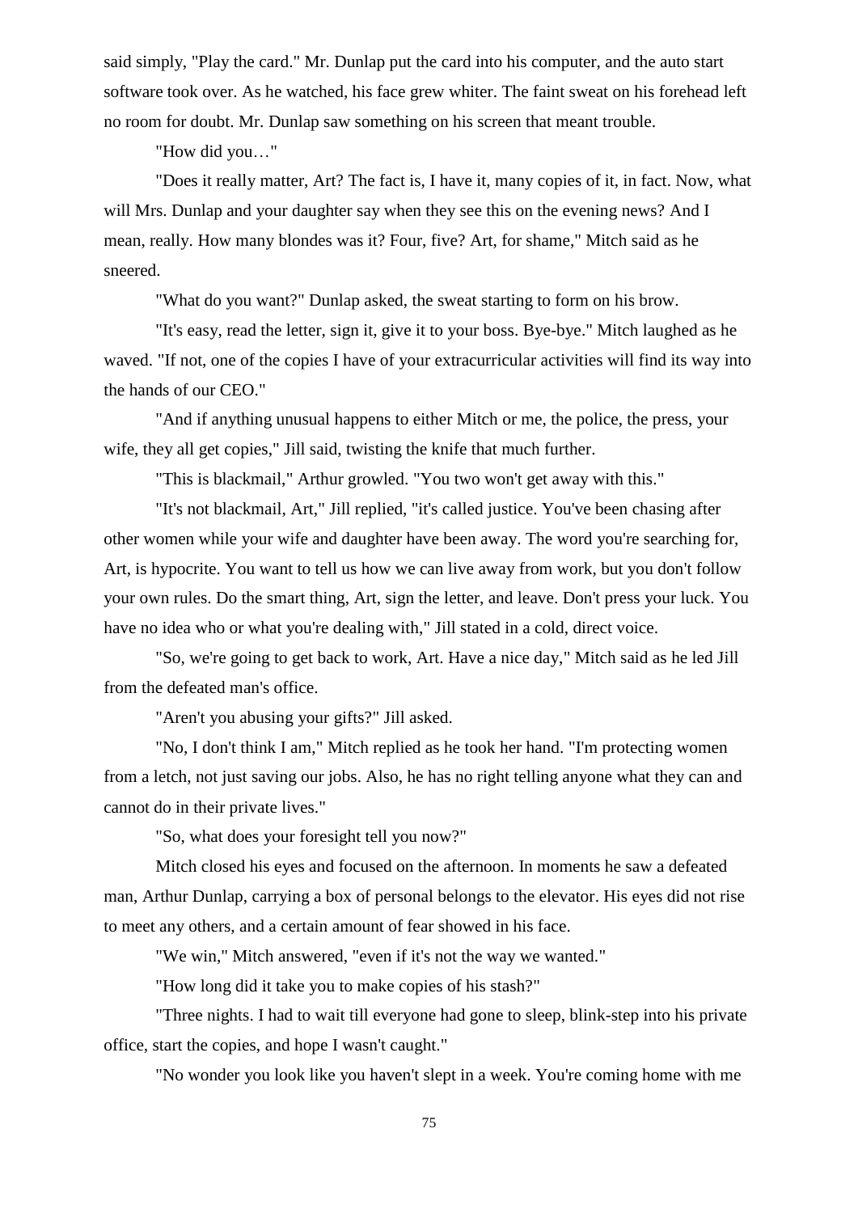said simply, "Play the card." Mr. Dunlap put the card into his computer, and the auto start software took over. As he watched, his face grew whiter. The faint sweat on his forehead left no room for doubt. Mr. Dunlap saw something on his screen that meant trouble.

"How did you…"

"Does it really matter, Art? The fact is, I have it, many copies of it, in fact. Now, what will Mrs. Dunlap and your daughter say when they see this on the evening news? And I mean, really. How many blondes was it? Four, five? Art, for shame," Mitch said as he sneered.

"What do you want?" Dunlap asked, the sweat starting to form on his brow.

"It's easy, read the letter, sign it, give it to your boss. Bye-bye." Mitch laughed as he waved. "If not, one of the copies I have of your extracurricular activities will find its way into the hands of our CEO."

"And if anything unusual happens to either Mitch or me, the police, the press, your wife, they all get copies," Jill said, twisting the knife that much further.

"This is blackmail," Arthur growled. "You two won't get away with this."

"It's not blackmail, Art," Jill replied, "it's called justice. You've been chasing after other women while your wife and daughter have been away. The word you're searching for, Art, is hypocrite. You want to tell us how we can live away from work, but you don't follow your own rules. Do the smart thing, Art, sign the letter, and leave. Don't press your luck. You have no idea who or what you're dealing with," Jill stated in a cold, direct voice.

"So, we're going to get back to work, Art. Have a nice day," Mitch said as he led Jill from the defeated man's office.

"Aren't you abusing your gifts?" Jill asked.

"No, I don't think I am," Mitch replied as he took her hand. "I'm protecting women from a letch, not just saving our jobs. Also, he has no right telling anyone what they can and cannot do in their private lives."

"So, what does your foresight tell you now?"

Mitch closed his eyes and focused on the afternoon. In moments he saw a defeated man, Arthur Dunlap, carrying a box of personal belongs to the elevator. His eyes did not rise to meet any others, and a certain amount of fear showed in his face.

"We win," Mitch answered, "even if it's not the way we wanted."

"How long did it take you to make copies of his stash?"

"Three nights. I had to wait till everyone had gone to sleep, blink-step into his private office, start the copies, and hope I wasn't caught."

"No wonder you look like you haven't slept in a week. You're coming home with me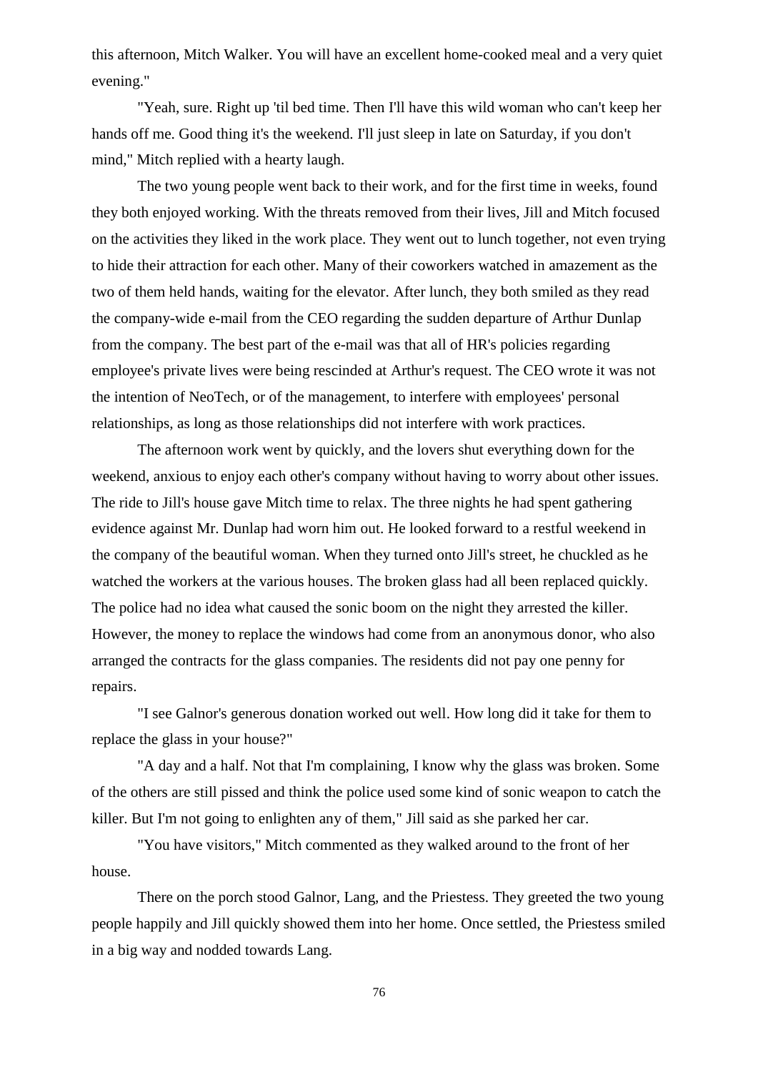this afternoon, Mitch Walker. You will have an excellent home-cooked meal and a very quiet evening."

"Yeah, sure. Right up 'til bed time. Then I'll have this wild woman who can't keep her hands off me. Good thing it's the weekend. I'll just sleep in late on Saturday, if you don't mind," Mitch replied with a hearty laugh.

The two young people went back to their work, and for the first time in weeks, found they both enjoyed working. With the threats removed from their lives, Jill and Mitch focused on the activities they liked in the work place. They went out to lunch together, not even trying to hide their attraction for each other. Many of their coworkers watched in amazement as the two of them held hands, waiting for the elevator. After lunch, they both smiled as they read the company-wide e-mail from the CEO regarding the sudden departure of Arthur Dunlap from the company. The best part of the e-mail was that all of HR's policies regarding employee's private lives were being rescinded at Arthur's request. The CEO wrote it was not the intention of NeoTech, or of the management, to interfere with employees' personal relationships, as long as those relationships did not interfere with work practices.

The afternoon work went by quickly, and the lovers shut everything down for the weekend, anxious to enjoy each other's company without having to worry about other issues. The ride to Jill's house gave Mitch time to relax. The three nights he had spent gathering evidence against Mr. Dunlap had worn him out. He looked forward to a restful weekend in the company of the beautiful woman. When they turned onto Jill's street, he chuckled as he watched the workers at the various houses. The broken glass had all been replaced quickly. The police had no idea what caused the sonic boom on the night they arrested the killer. However, the money to replace the windows had come from an anonymous donor, who also arranged the contracts for the glass companies. The residents did not pay one penny for repairs.

"I see Galnor's generous donation worked out well. How long did it take for them to replace the glass in your house?"

"A day and a half. Not that I'm complaining, I know why the glass was broken. Some of the others are still pissed and think the police used some kind of sonic weapon to catch the killer. But I'm not going to enlighten any of them," Jill said as she parked her car.

"You have visitors," Mitch commented as they walked around to the front of her house.

There on the porch stood Galnor, Lang, and the Priestess. They greeted the two young people happily and Jill quickly showed them into her home. Once settled, the Priestess smiled in a big way and nodded towards Lang.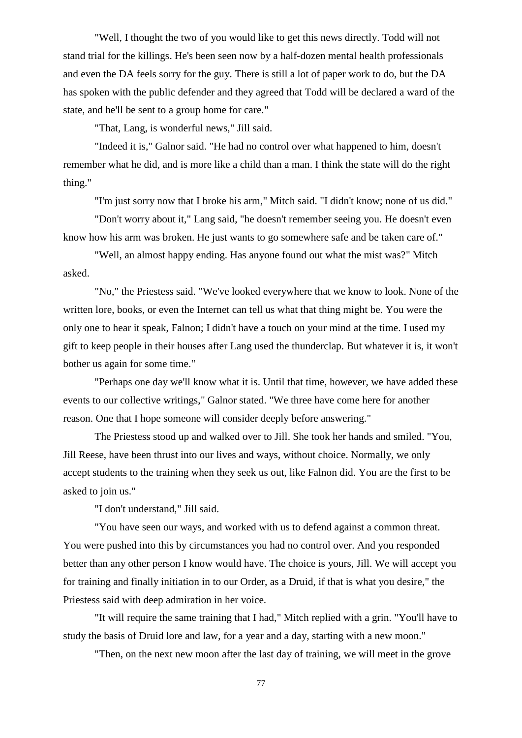"Well, I thought the two of you would like to get this news directly. Todd will not stand trial for the killings. He's been seen now by a half-dozen mental health professionals and even the DA feels sorry for the guy. There is still a lot of paper work to do, but the DA has spoken with the public defender and they agreed that Todd will be declared a ward of the state, and he'll be sent to a group home for care."

"That, Lang, is wonderful news," Jill said.

"Indeed it is," Galnor said. "He had no control over what happened to him, doesn't remember what he did, and is more like a child than a man. I think the state will do the right thing."

"I'm just sorry now that I broke his arm," Mitch said. "I didn't know; none of us did."

"Don't worry about it," Lang said, "he doesn't remember seeing you. He doesn't even know how his arm was broken. He just wants to go somewhere safe and be taken care of."

"Well, an almost happy ending. Has anyone found out what the mist was?" Mitch asked.

"No," the Priestess said. "We've looked everywhere that we know to look. None of the written lore, books, or even the Internet can tell us what that thing might be. You were the only one to hear it speak, Falnon; I didn't have a touch on your mind at the time. I used my gift to keep people in their houses after Lang used the thunderclap. But whatever it is, it won't bother us again for some time."

"Perhaps one day we'll know what it is. Until that time, however, we have added these events to our collective writings," Galnor stated. "We three have come here for another reason. One that I hope someone will consider deeply before answering."

The Priestess stood up and walked over to Jill. She took her hands and smiled. "You, Jill Reese, have been thrust into our lives and ways, without choice. Normally, we only accept students to the training when they seek us out, like Falnon did. You are the first to be asked to join us."

"I don't understand," Jill said.

"You have seen our ways, and worked with us to defend against a common threat. You were pushed into this by circumstances you had no control over. And you responded better than any other person I know would have. The choice is yours, Jill. We will accept you for training and finally initiation in to our Order, as a Druid, if that is what you desire," the Priestess said with deep admiration in her voice.

"It will require the same training that I had," Mitch replied with a grin. "You'll have to study the basis of Druid lore and law, for a year and a day, starting with a new moon."

"Then, on the next new moon after the last day of training, we will meet in the grove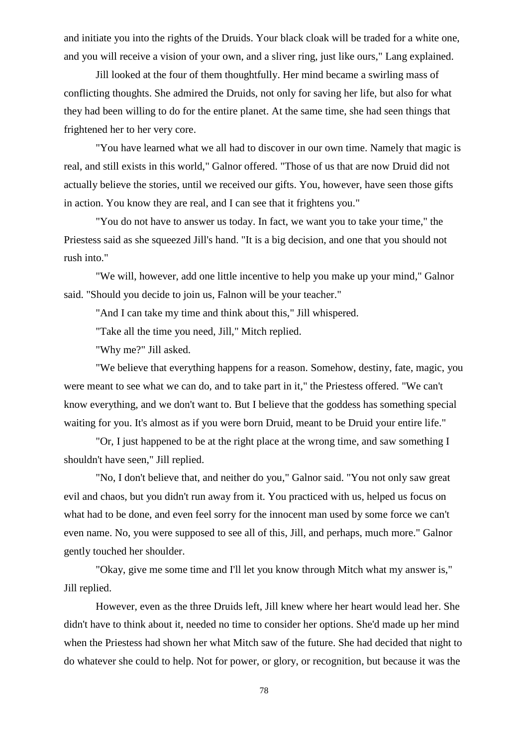and initiate you into the rights of the Druids. Your black cloak will be traded for a white one, and you will receive a vision of your own, and a sliver ring, just like ours," Lang explained.

Jill looked at the four of them thoughtfully. Her mind became a swirling mass of conflicting thoughts. She admired the Druids, not only for saving her life, but also for what they had been willing to do for the entire planet. At the same time, she had seen things that frightened her to her very core.

"You have learned what we all had to discover in our own time. Namely that magic is real, and still exists in this world," Galnor offered. "Those of us that are now Druid did not actually believe the stories, until we received our gifts. You, however, have seen those gifts in action. You know they are real, and I can see that it frightens you."

"You do not have to answer us today. In fact, we want you to take your time," the Priestess said as she squeezed Jill's hand. "It is a big decision, and one that you should not rush into."

"We will, however, add one little incentive to help you make up your mind," Galnor said. "Should you decide to join us, Falnon will be your teacher."

"And I can take my time and think about this," Jill whispered.

"Take all the time you need, Jill," Mitch replied.

"Why me?" Jill asked.

"We believe that everything happens for a reason. Somehow, destiny, fate, magic, you were meant to see what we can do, and to take part in it," the Priestess offered. "We can't know everything, and we don't want to. But I believe that the goddess has something special waiting for you. It's almost as if you were born Druid, meant to be Druid your entire life."

"Or, I just happened to be at the right place at the wrong time, and saw something I shouldn't have seen," Jill replied.

"No, I don't believe that, and neither do you," Galnor said. "You not only saw great evil and chaos, but you didn't run away from it. You practiced with us, helped us focus on what had to be done, and even feel sorry for the innocent man used by some force we can't even name. No, you were supposed to see all of this, Jill, and perhaps, much more." Galnor gently touched her shoulder.

"Okay, give me some time and I'll let you know through Mitch what my answer is," Jill replied.

However, even as the three Druids left, Jill knew where her heart would lead her. She didn't have to think about it, needed no time to consider her options. She'd made up her mind when the Priestess had shown her what Mitch saw of the future. She had decided that night to do whatever she could to help. Not for power, or glory, or recognition, but because it was the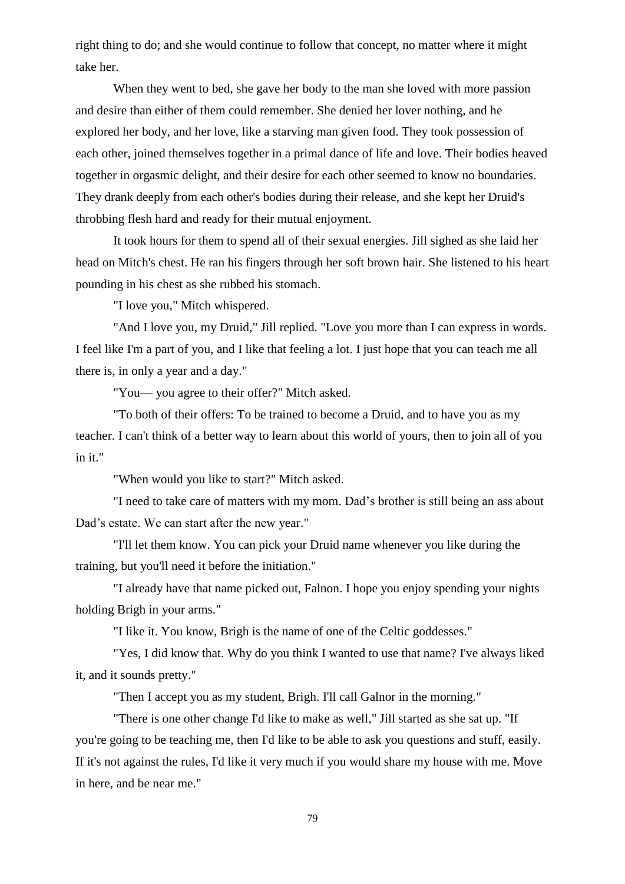right thing to do; and she would continue to follow that concept, no matter where it might take her.

When they went to bed, she gave her body to the man she loved with more passion and desire than either of them could remember. She denied her lover nothing, and he explored her body, and her love, like a starving man given food. They took possession of each other, joined themselves together in a primal dance of life and love. Their bodies heaved together in orgasmic delight, and their desire for each other seemed to know no boundaries. They drank deeply from each other's bodies during their release, and she kept her Druid's throbbing flesh hard and ready for their mutual enjoyment.

It took hours for them to spend all of their sexual energies. Jill sighed as she laid her head on Mitch's chest. He ran his fingers through her soft brown hair. She listened to his heart pounding in his chest as she rubbed his stomach.

"I love you," Mitch whispered.

"And I love you, my Druid," Jill replied. "Love you more than I can express in words. I feel like I'm a part of you, and I like that feeling a lot. I just hope that you can teach me all there is, in only a year and a day."

"You— you agree to their offer?" Mitch asked.

"To both of their offers: To be trained to become a Druid, and to have you as my teacher. I can't think of a better way to learn about this world of yours, then to join all of you in it."

"When would you like to start?" Mitch asked.

"I need to take care of matters with my mom. Dad's brother is still being an ass about Dad's estate. We can start after the new year."

"I'll let them know. You can pick your Druid name whenever you like during the training, but you'll need it before the initiation."

"I already have that name picked out, Falnon. I hope you enjoy spending your nights holding Brigh in your arms."

"I like it. You know, Brigh is the name of one of the Celtic goddesses."

"Yes, I did know that. Why do you think I wanted to use that name? I've always liked it, and it sounds pretty."

"Then I accept you as my student, Brigh. I'll call Galnor in the morning."

"There is one other change I'd like to make as well," Jill started as she sat up. "If you're going to be teaching me, then I'd like to be able to ask you questions and stuff, easily. If it's not against the rules, I'd like it very much if you would share my house with me. Move in here, and be near me."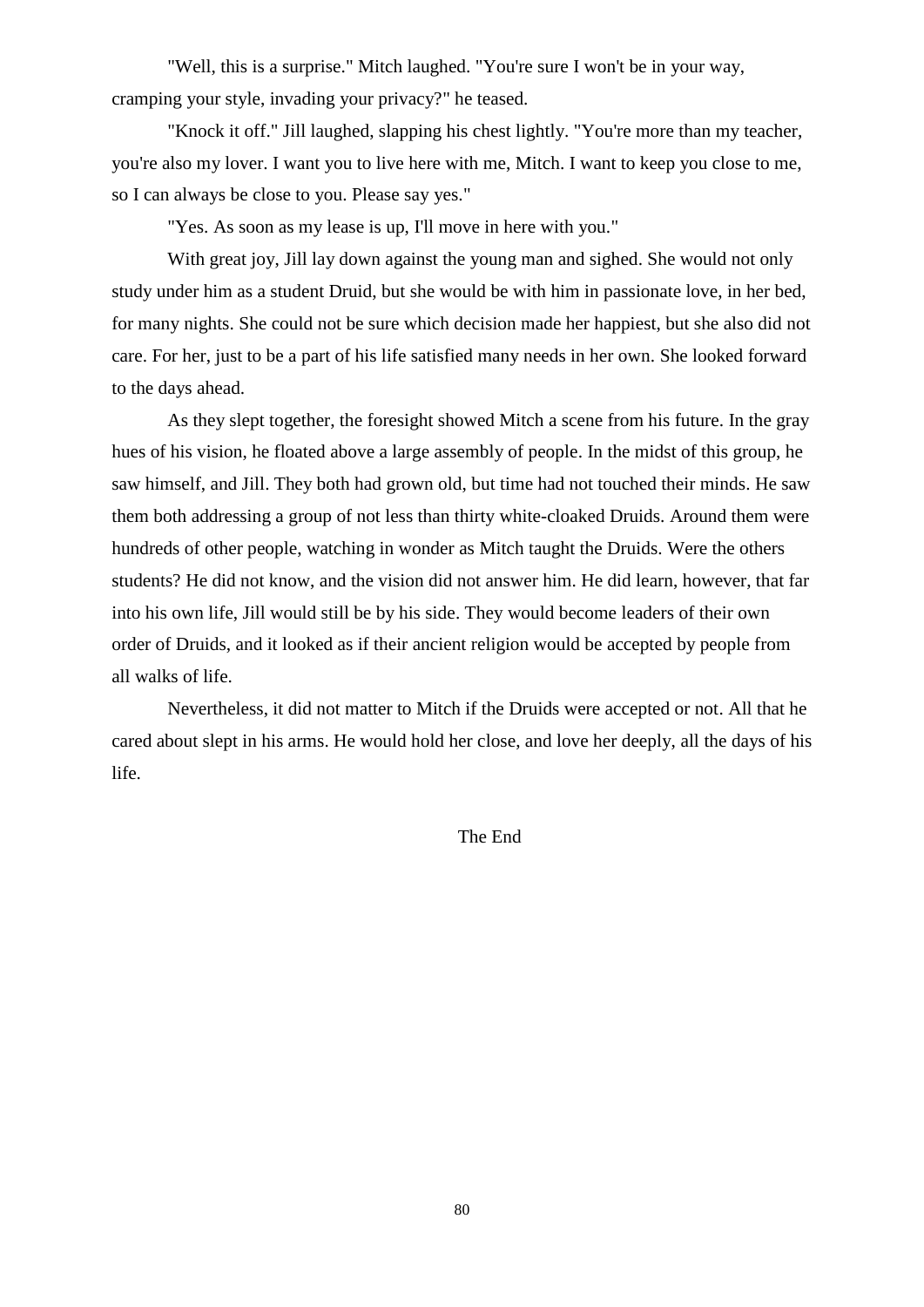"Well, this is a surprise." Mitch laughed. "You're sure I won't be in your way, cramping your style, invading your privacy?" he teased.

"Knock it off." Jill laughed, slapping his chest lightly. "You're more than my teacher, you're also my lover. I want you to live here with me, Mitch. I want to keep you close to me, so I can always be close to you. Please say yes."

"Yes. As soon as my lease is up, I'll move in here with you."

With great joy, Jill lay down against the young man and sighed. She would not only study under him as a student Druid, but she would be with him in passionate love, in her bed, for many nights. She could not be sure which decision made her happiest, but she also did not care. For her, just to be a part of his life satisfied many needs in her own. She looked forward to the days ahead.

As they slept together, the foresight showed Mitch a scene from his future. In the gray hues of his vision, he floated above a large assembly of people. In the midst of this group, he saw himself, and Jill. They both had grown old, but time had not touched their minds. He saw them both addressing a group of not less than thirty white-cloaked Druids. Around them were hundreds of other people, watching in wonder as Mitch taught the Druids. Were the others students? He did not know, and the vision did not answer him. He did learn, however, that far into his own life, Jill would still be by his side. They would become leaders of their own order of Druids, and it looked as if their ancient religion would be accepted by people from all walks of life.

Nevertheless, it did not matter to Mitch if the Druids were accepted or not. All that he cared about slept in his arms. He would hold her close, and love her deeply, all the days of his life.

The End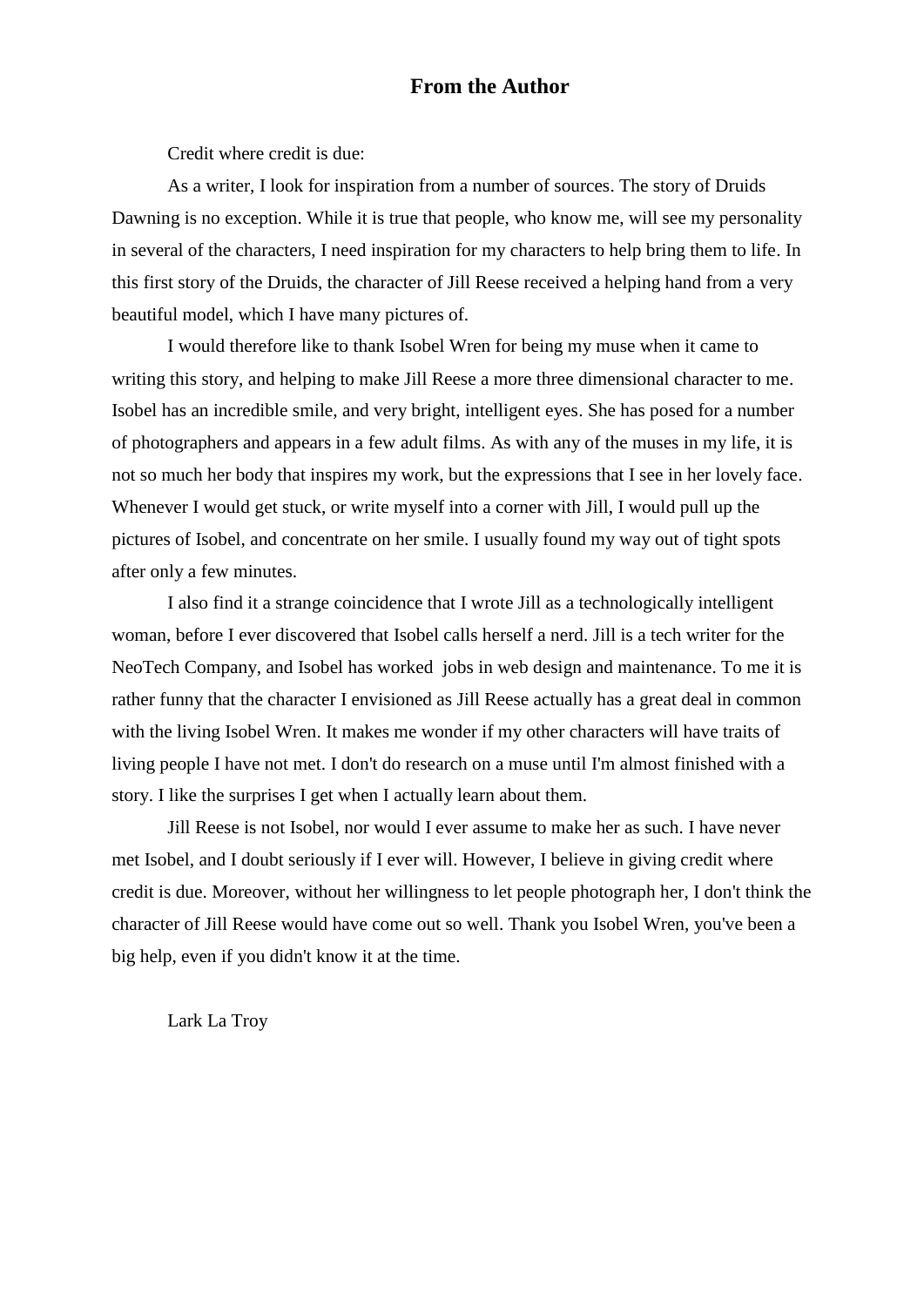## From the Author

Credit where credit is due:

As a writer, I look for inspiration from a number of sources. The story of Druids Dawning is no exception. While it is true that people, who know me, will see my personality in several of the characters, I need inspiration for my characters to help bring them to life. In this first story of the Druids, the character of Jill Reese received a helping hand from a very beautiful model, which I have many pictures of.

I would therefore like to thank Isobel Wren for being my muse when it came to writing this story, and helping to make Jill Reese a more three dimensional character to me. Isobel has an incredible smile, and very bright, intelligent eyes. She has posed for a number of photographers and appears in a few adult films. As with any of the muses in my life, it is not so much her body that inspires my work, but the expressions that I see in her lovely face. Whenever I would get stuck, or write myself into a corner with Jill, I would pull up the pictures of Isobel, and concentrate on her smile. I usually found my way out of tight spots after only a few minutes.

I also find it a strange coincidence that I wrote Jill as a technologically intelligent woman, before I ever discovered that Isobel calls herself a nerd. Jill is a tech writer for the NeoTech Company, and Isobel has worked jobs in web design and maintenance. To me it is rather funny that the character I envisioned as Jill Reese actually has a great deal in common with the living Isobel Wren. It makes me wonder if my other characters will have traits of living people I have not met. I don't do research on a muse until I'm almost finished with a story. I like the surprises I get when I actually learn about them.

Jill Reese is not Isobel, nor would I ever assume to make her as such. I have never met Isobel, and I doubt seriously if I ever will. However, I believe in giving credit where credit is due. Moreover, without her willingness to let people photograph her, I don't think the character of Jill Reese would have come out so well. Thank you Isobel Wren, you've been a big help, even if you didn't know it at the time.

Lark La Troy